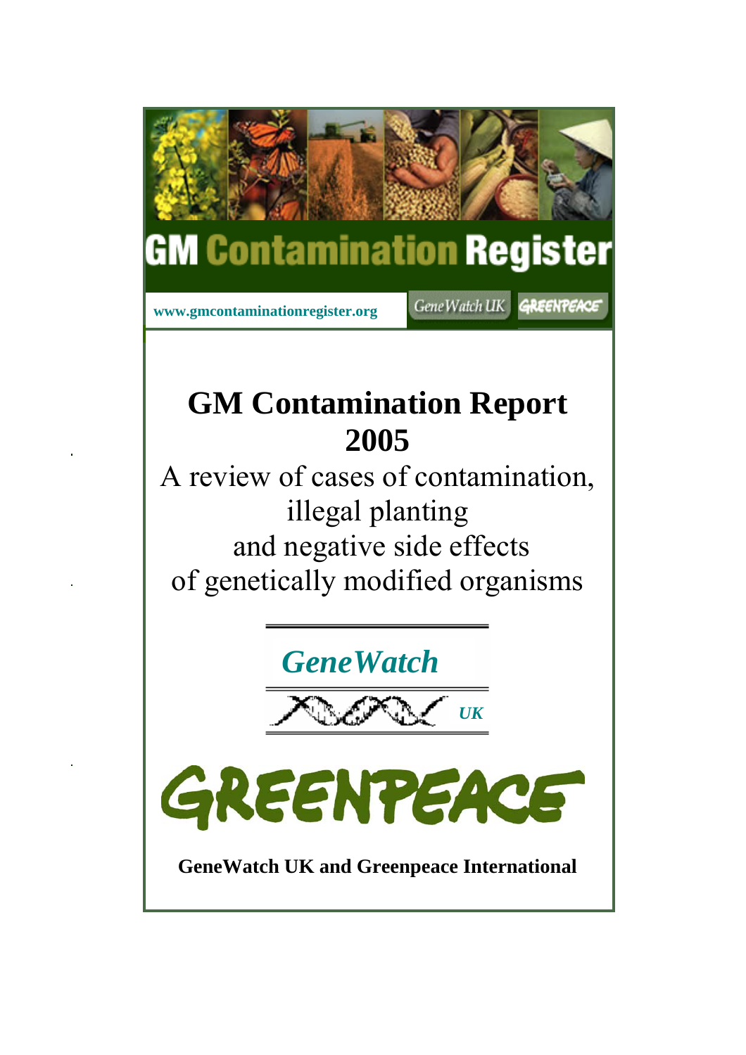GM Contamination Register

www.gmcontaminationregister.org

GeneWatch UK

GREENPEACE

# GM Contamination Report 2005

A review of cases of contamination, illegal planting and negative side effects of genetically modified organisms

*GeneWatch*

*UK*

GREENPEACE

**GeneWatch UK and Greenpeace International**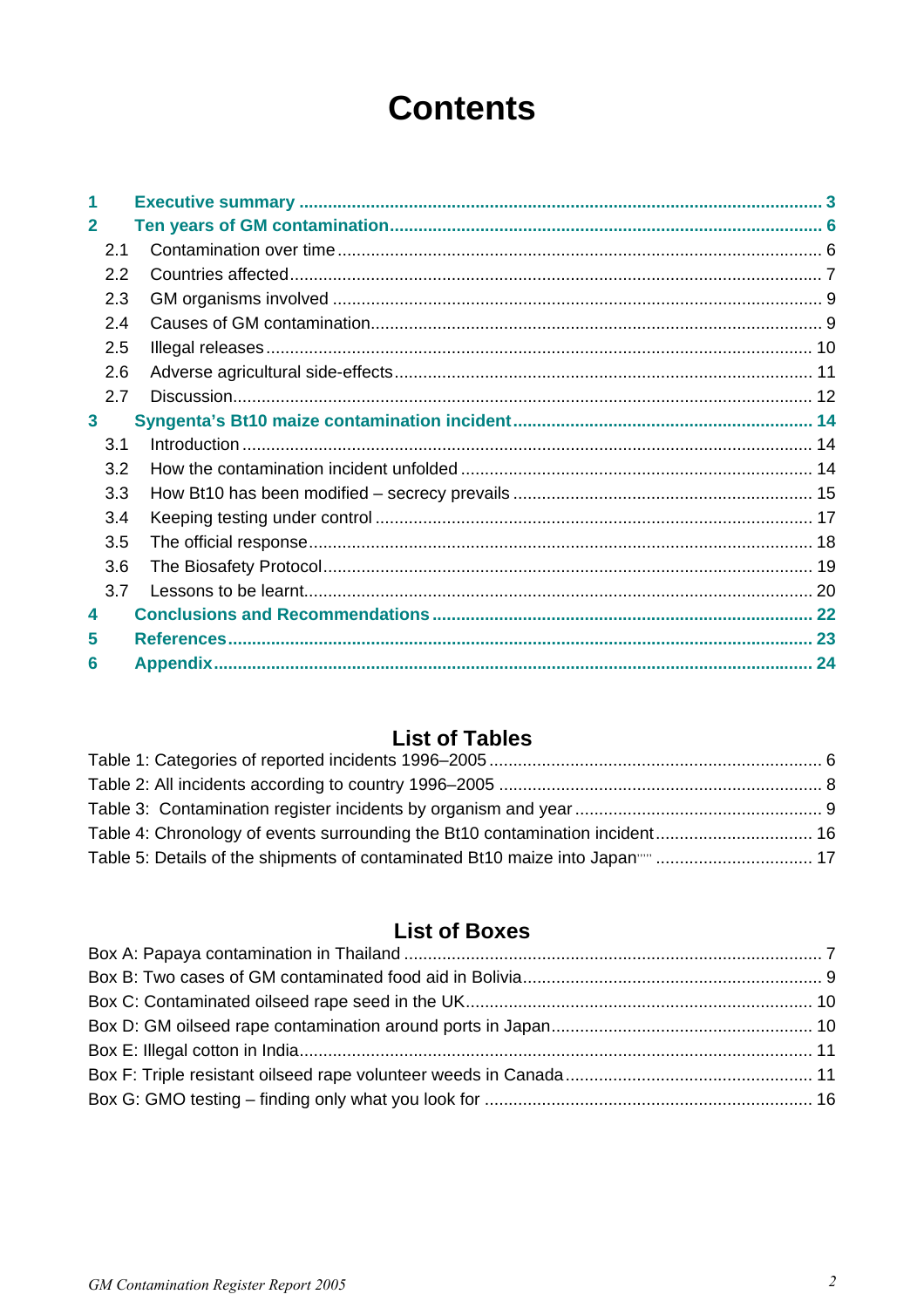# Contents

1 **Executive summary** ..... 3

2 **Ten years of GM contamination** ..... 6

- 2.1 Contamination over time ..... 6
- 2.2 Countries affected ..... 7
- 2.3 GM organisms involved ..... 9
- 2.4 Causes of GM contamination ..... 9
- 2.5 Illegal releases ..... 10
- 2.6 Adverse agricultural side-effects ..... 11
- 2.7 Discussion ..... 12

3 **Syngenta's Bt10 maize contamination incident** ..... 14

- 3.1 Introduction ..... 14
- 3.2 How the contamination incident unfolded ..... 14
- 3.3 How Bt10 has been modified – secrecy prevails ..... 15
- 3.4 Keeping testing under control ..... 17
- 3.5 The official response ..... 18
- 3.6 The Biosafety Protocol ..... 19
- 3.7 Lessons to be learnt ..... 20

4 **Conclusions and Recommendations** ..... 22

5 **References** ..... 23

6 **Appendix** ..... 24

## List of Tables

Table 1: Categories of reported incidents 1996–2005 ..... 6
Table 2: All incidents according to country 1996–2005 ..... 8
Table 3: Contamination register incidents by organism and year ..... 9
Table 4: Chronology of events surrounding the Bt10 contamination incident ..... 16
Table 5: Details of the shipments of contaminated Bt10 maize into Japan ..... 17

## List of Boxes

Box A: Papaya contamination in Thailand ..... 7
Box B: Two cases of GM contaminated food aid in Bolivia ..... 9
Box C: Contaminated oilseed rape seed in the UK ..... 10
Box D: GM oilseed rape contamination around ports in Japan ..... 10
Box E: Illegal cotton in India ..... 11
Box F: Triple resistant oilseed rape volunteer weeds in Canada ..... 11
Box G: GMO testing – finding only what you look for ..... 16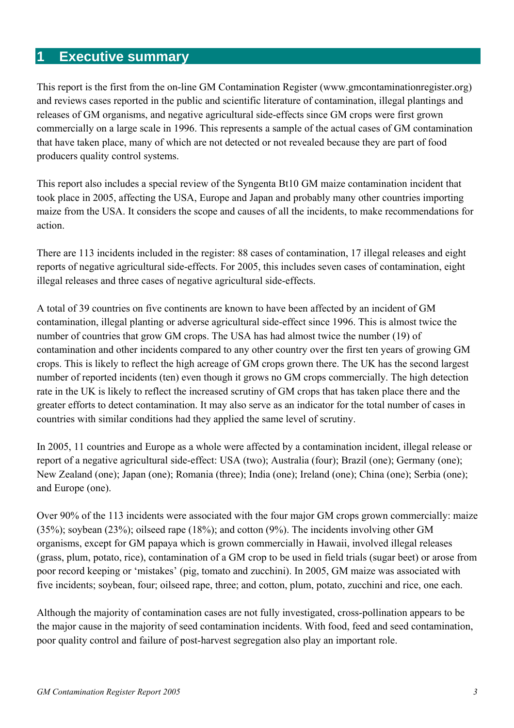# 1 Executive summary

This report is the first from the on-line GM Contamination Register (www.gmcontaminationregister.org) and reviews cases reported in the public and scientific literature of contamination, illegal plantings and releases of GM organisms, and negative agricultural side-effects since GM crops were first grown commercially on a large scale in 1996. This represents a sample of the actual cases of GM contamination that have taken place, many of which are not detected or not revealed because they are part of food producers quality control systems.

This report also includes a special review of the Syngenta Bt10 GM maize contamination incident that took place in 2005, affecting the USA, Europe and Japan and probably many other countries importing maize from the USA. It considers the scope and causes of all the incidents, to make recommendations for action.

There are 113 incidents included in the register: 88 cases of contamination, 17 illegal releases and eight reports of negative agricultural side-effects. For 2005, this includes seven cases of contamination, eight illegal releases and three cases of negative agricultural side-effects.

A total of 39 countries on five continents are known to have been affected by an incident of GM contamination, illegal planting or adverse agricultural side-effect since 1996. This is almost twice the number of countries that grow GM crops. The USA has had almost twice the number (19) of contamination and other incidents compared to any other country over the first ten years of growing GM crops. This is likely to reflect the high acreage of GM crops grown there. The UK has the second largest number of reported incidents (ten) even though it grows no GM crops commercially. The high detection rate in the UK is likely to reflect the increased scrutiny of GM crops that has taken place there and the greater efforts to detect contamination. It may also serve as an indicator for the total number of cases in countries with similar conditions had they applied the same level of scrutiny.

In 2005, 11 countries and Europe as a whole were affected by a contamination incident, illegal release or report of a negative agricultural side-effect: USA (two); Australia (four); Brazil (one); Germany (one); New Zealand (one); Japan (one); Romania (three); India (one); Ireland (one); China (one); Serbia (one); and Europe (one).

Over 90% of the 113 incidents were associated with the four major GM crops grown commercially: maize (35%); soybean (23%); oilseed rape (18%); and cotton (9%). The incidents involving other GM organisms, except for GM papaya which is grown commercially in Hawaii, involved illegal releases (grass, plum, potato, rice), contamination of a GM crop to be used in field trials (sugar beet) or arose from poor record keeping or 'mistakes' (pig, tomato and zucchini). In 2005, GM maize was associated with five incidents; soybean, four; oilseed rape, three; and cotton, plum, potato, zucchini and rice, one each.

Although the majority of contamination cases are not fully investigated, cross-pollination appears to be the major cause in the majority of seed contamination incidents. With food, feed and seed contamination, poor quality control and failure of post-harvest segregation also play an important role.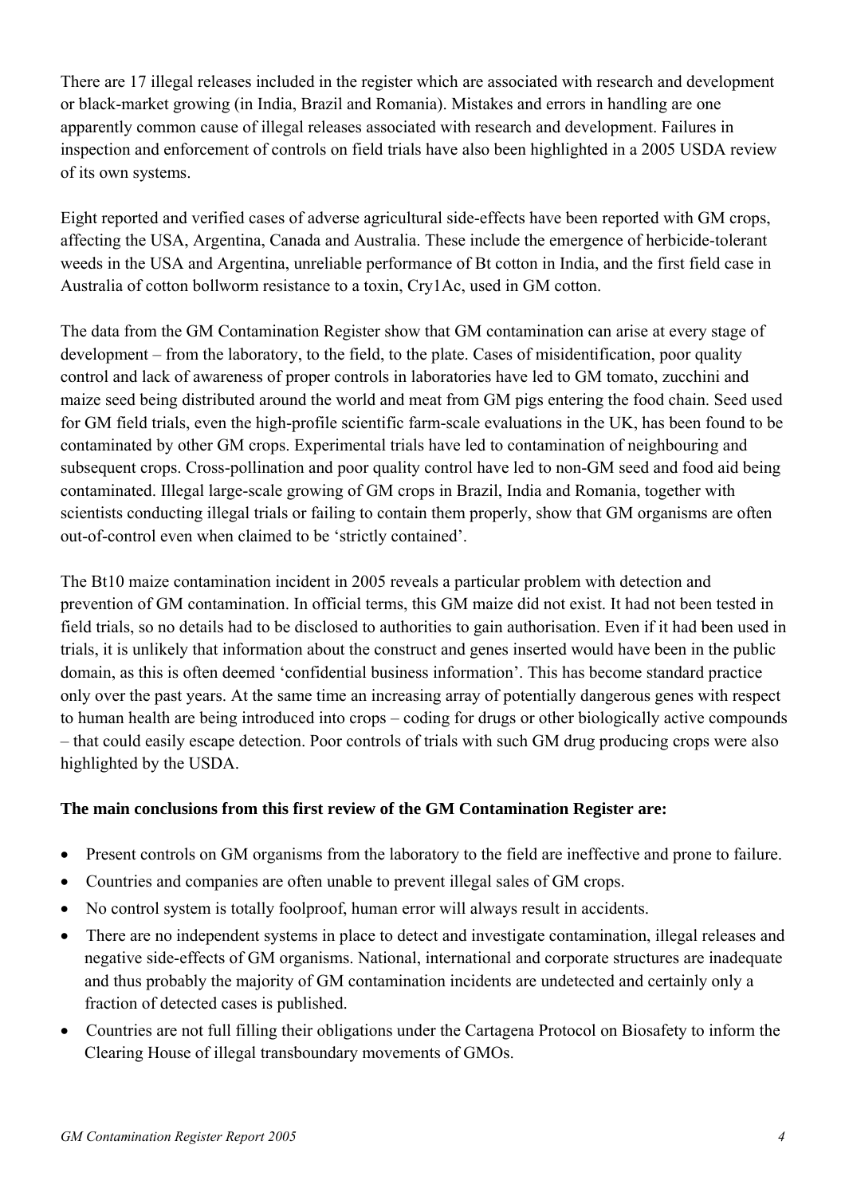There are 17 illegal releases included in the register which are associated with research and development or black-market growing (in India, Brazil and Romania). Mistakes and errors in handling are one apparently common cause of illegal releases associated with research and development. Failures in inspection and enforcement of controls on field trials have also been highlighted in a 2005 USDA review of its own systems.

Eight reported and verified cases of adverse agricultural side-effects have been reported with GM crops, affecting the USA, Argentina, Canada and Australia. These include the emergence of herbicide-tolerant weeds in the USA and Argentina, unreliable performance of Bt cotton in India, and the first field case in Australia of cotton bollworm resistance to a toxin, Cry1Ac, used in GM cotton.

The data from the GM Contamination Register show that GM contamination can arise at every stage of development – from the laboratory, to the field, to the plate. Cases of misidentification, poor quality control and lack of awareness of proper controls in laboratories have led to GM tomato, zucchini and maize seed being distributed around the world and meat from GM pigs entering the food chain. Seed used for GM field trials, even the high-profile scientific farm-scale evaluations in the UK, has been found to be contaminated by other GM crops. Experimental trials have led to contamination of neighbouring and subsequent crops. Cross-pollination and poor quality control have led to non-GM seed and food aid being contaminated. Illegal large-scale growing of GM crops in Brazil, India and Romania, together with scientists conducting illegal trials or failing to contain them properly, show that GM organisms are often out-of-control even when claimed to be 'strictly contained'.

The Bt10 maize contamination incident in 2005 reveals a particular problem with detection and prevention of GM contamination. In official terms, this GM maize did not exist. It had not been tested in field trials, so no details had to be disclosed to authorities to gain authorisation. Even if it had been used in trials, it is unlikely that information about the construct and genes inserted would have been in the public domain, as this is often deemed 'confidential business information'. This has become standard practice only over the past years. At the same time an increasing array of potentially dangerous genes with respect to human health are being introduced into crops – coding for drugs or other biologically active compounds – that could easily escape detection. Poor controls of trials with such GM drug producing crops were also highlighted by the USDA.

**The main conclusions from this first review of the GM Contamination Register are:**

- Present controls on GM organisms from the laboratory to the field are ineffective and prone to failure.
- Countries and companies are often unable to prevent illegal sales of GM crops.
- No control system is totally foolproof, human error will always result in accidents.
- There are no independent systems in place to detect and investigate contamination, illegal releases and negative side-effects of GM organisms. National, international and corporate structures are inadequate and thus probably the majority of GM contamination incidents are undetected and certainly only a fraction of detected cases is published.
- Countries are not full filling their obligations under the Cartagena Protocol on Biosafety to inform the Clearing House of illegal transboundary movements of GMOs.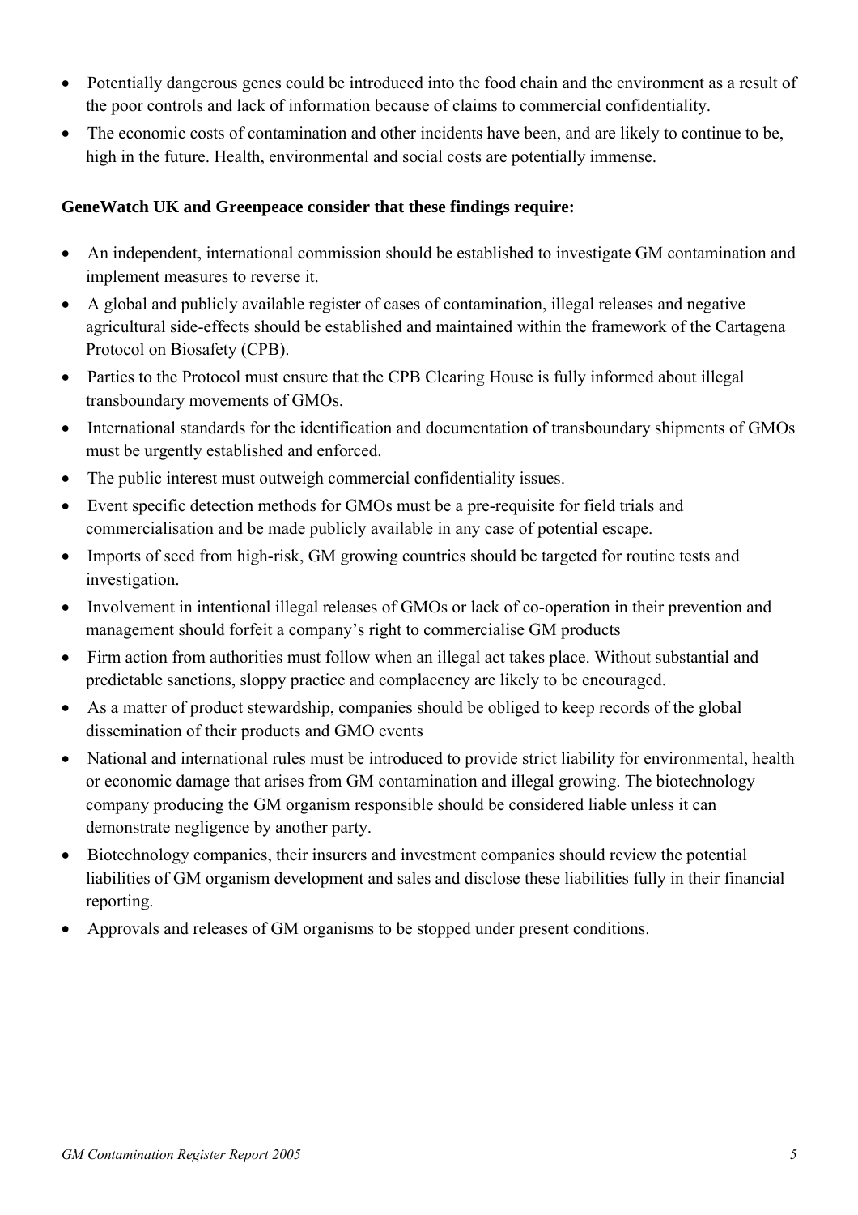- Potentially dangerous genes could be introduced into the food chain and the environment as a result of the poor controls and lack of information because of claims to commercial confidentiality.
- The economic costs of contamination and other incidents have been, and are likely to continue to be, high in the future. Health, environmental and social costs are potentially immense.

**GeneWatch UK and Greenpeace consider that these findings require:**

- An independent, international commission should be established to investigate GM contamination and implement measures to reverse it.
- A global and publicly available register of cases of contamination, illegal releases and negative agricultural side-effects should be established and maintained within the framework of the Cartagena Protocol on Biosafety (CPB).
- Parties to the Protocol must ensure that the CPB Clearing House is fully informed about illegal transboundary movements of GMOs.
- International standards for the identification and documentation of transboundary shipments of GMOs must be urgently established and enforced.
- The public interest must outweigh commercial confidentiality issues.
- Event specific detection methods for GMOs must be a pre-requisite for field trials and commercialisation and be made publicly available in any case of potential escape.
- Imports of seed from high-risk, GM growing countries should be targeted for routine tests and investigation.
- Involvement in intentional illegal releases of GMOs or lack of co-operation in their prevention and management should forfeit a company's right to commercialise GM products
- Firm action from authorities must follow when an illegal act takes place. Without substantial and predictable sanctions, sloppy practice and complacency are likely to be encouraged.
- As a matter of product stewardship, companies should be obliged to keep records of the global dissemination of their products and GMO events
- National and international rules must be introduced to provide strict liability for environmental, health or economic damage that arises from GM contamination and illegal growing. The biotechnology company producing the GM organism responsible should be considered liable unless it can demonstrate negligence by another party.
- Biotechnology companies, their insurers and investment companies should review the potential liabilities of GM organism development and sales and disclose these liabilities fully in their financial reporting.
- Approvals and releases of GM organisms to be stopped under present conditions.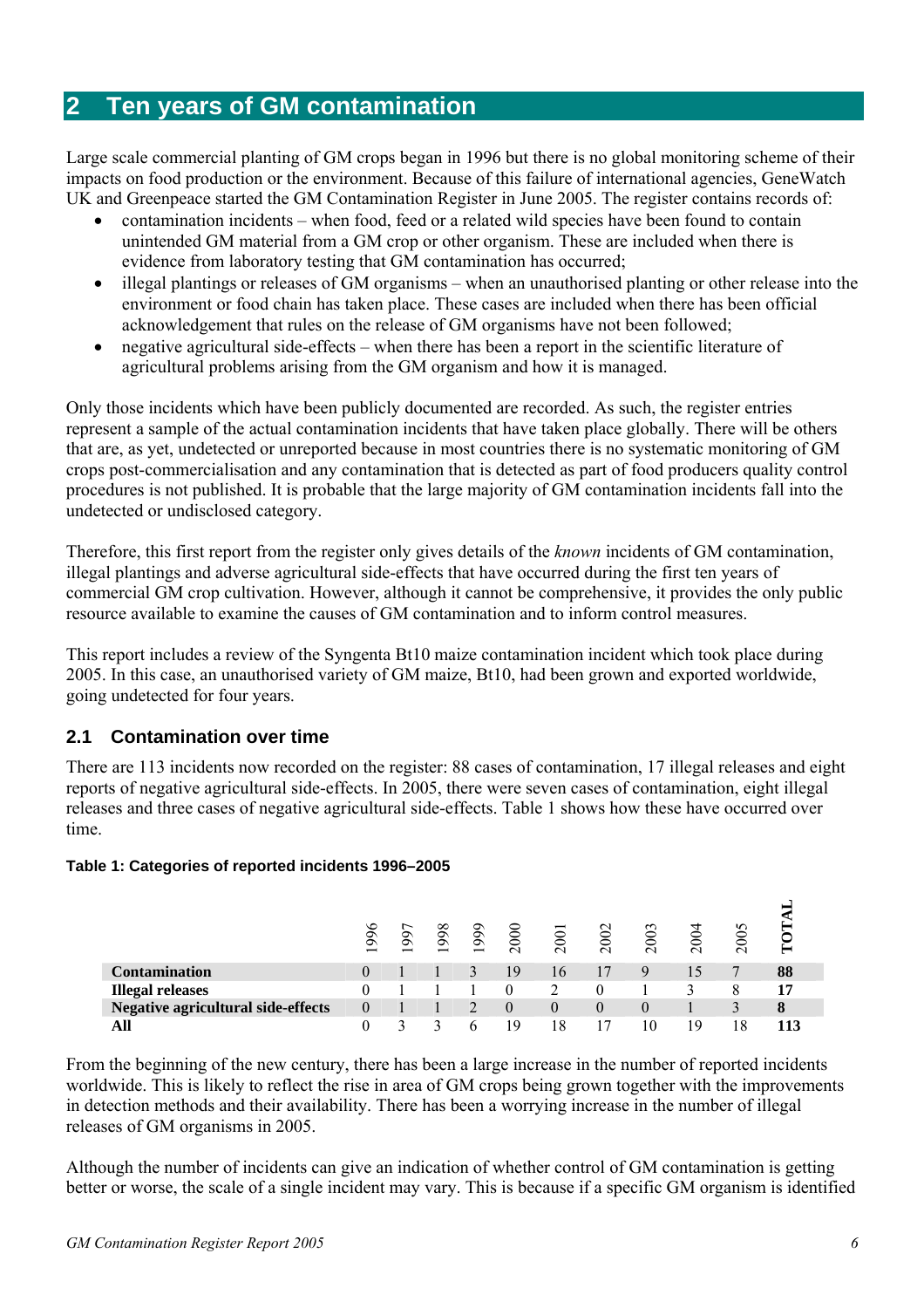## 2 Ten years of GM contamination

Large scale commercial planting of GM crops began in 1996 but there is no global monitoring scheme of their impacts on food production or the environment. Because of this failure of international agencies, GeneWatch UK and Greenpeace started the GM Contamination Register in June 2005. The register contains records of:

- contamination incidents – when food, feed or a related wild species have been found to contain unintended GM material from a GM crop or other organism. These are included when there is evidence from laboratory testing that GM contamination has occurred;
- illegal plantings or releases of GM organisms – when an unauthorised planting or other release into the environment or food chain has taken place. These cases are included when there has been official acknowledgement that rules on the release of GM organisms have not been followed;
- negative agricultural side-effects – when there has been a report in the scientific literature of agricultural problems arising from the GM organism and how it is managed.

Only those incidents which have been publicly documented are recorded. As such, the register entries represent a sample of the actual contamination incidents that have taken place globally. There will be others that are, as yet, undetected or unreported because in most countries there is no systematic monitoring of GM crops post-commercialisation and any contamination that is detected as part of food producers quality control procedures is not published. It is probable that the large majority of GM contamination incidents fall into the undetected or undisclosed category.

Therefore, this first report from the register only gives details of the *known* incidents of GM contamination, illegal plantings and adverse agricultural side-effects that have occurred during the first ten years of commercial GM crop cultivation. However, although it cannot be comprehensive, it provides the only public resource available to examine the causes of GM contamination and to inform control measures.

This report includes a review of the Syngenta Bt10 maize contamination incident which took place during 2005. In this case, an unauthorised variety of GM maize, Bt10, had been grown and exported worldwide, going undetected for four years.

### 2.1 Contamination over time

There are 113 incidents now recorded on the register: 88 cases of contamination, 17 illegal releases and eight reports of negative agricultural side-effects. In 2005, there were seven cases of contamination, eight illegal releases and three cases of negative agricultural side-effects. Table 1 shows how these have occurred over time.

**Table 1: Categories of reported incidents 1996–2005**

| | 1996 | 1997 | 1998 | 1999 | 2000 | 2001 | 2002 | 2003 | 2004 | 2005 | **TOTAL** |
|---|---|---|---|---|---|---|---|---|---|---|---|
| **Contamination** | 0 | 1 | 1 | 3 | 19 | 16 | 17 | 9 | 15 | 7 | **88** |
| **Illegal releases** | 0 | 1 | 1 | 1 | 0 | 2 | 0 | 1 | 3 | 8 | **17** |
| **Negative agricultural side-effects** | 0 | 1 | 1 | 2 | 0 | 0 | 0 | 0 | 1 | 3 | **8** |
| **All** | 0 | 3 | 3 | 6 | 19 | 18 | 17 | 10 | 19 | 18 | **113** |

From the beginning of the new century, there has been a large increase in the number of reported incidents worldwide. This is likely to reflect the rise in area of GM crops being grown together with the improvements in detection methods and their availability. There has been a worrying increase in the number of illegal releases of GM organisms in 2005.

Although the number of incidents can give an indication of whether control of GM contamination is getting better or worse, the scale of a single incident may vary. This is because if a specific GM organism is identified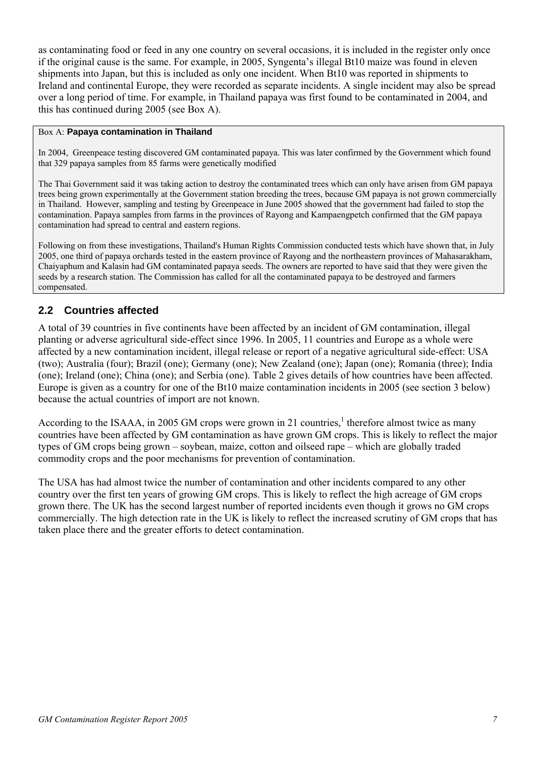as contaminating food or feed in any one country on several occasions, it is included in the register only once if the original cause is the same. For example, in 2005, Syngenta's illegal Bt10 maize was found in eleven shipments into Japan, but this is included as only one incident. When Bt10 was reported in shipments to Ireland and continental Europe, they were recorded as separate incidents. A single incident may also be spread over a long period of time. For example, in Thailand papaya was first found to be contaminated in 2004, and this has continued during 2005 (see Box A).

> Box A: **Papaya contamination in Thailand**
>
> In 2004, Greenpeace testing discovered GM contaminated papaya. This was later confirmed by the Government which found that 329 papaya samples from 85 farms were genetically modified
>
> The Thai Government said it was taking action to destroy the contaminated trees which can only have arisen from GM papaya trees being grown experimentally at the Government station breeding the trees, because GM papaya is not grown commercially in Thailand. However, sampling and testing by Greenpeace in June 2005 showed that the government had failed to stop the contamination. Papaya samples from farms in the provinces of Rayong and Kampaengpetch confirmed that the GM papaya contamination had spread to central and eastern regions.
>
> Following on from these investigations, Thailand's Human Rights Commission conducted tests which have shown that, in July 2005, one third of papaya orchards tested in the eastern province of Rayong and the northeastern provinces of Mahasarakham, Chaiyaphum and Kalasin had GM contaminated papaya seeds. The owners are reported to have said that they were given the seeds by a research station. The Commission has called for all the contaminated papaya to be destroyed and farmers compensated.

## 2.2 Countries affected

A total of 39 countries in five continents have been affected by an incident of GM contamination, illegal planting or adverse agricultural side-effect since 1996. In 2005, 11 countries and Europe as a whole were affected by a new contamination incident, illegal release or report of a negative agricultural side-effect: USA (two); Australia (four); Brazil (one); Germany (one); New Zealand (one); Japan (one); Romania (three); India (one); Ireland (one); China (one); and Serbia (one). Table 2 gives details of how countries have been affected. Europe is given as a country for one of the Bt10 maize contamination incidents in 2005 (see section 3 below) because the actual countries of import are not known.

According to the ISAAA, in 2005 GM crops were grown in 21 countries,[1] therefore almost twice as many countries have been affected by GM contamination as have grown GM crops. This is likely to reflect the major types of GM crops being grown – soybean, maize, cotton and oilseed rape – which are globally traded commodity crops and the poor mechanisms for prevention of contamination.

The USA has had almost twice the number of contamination and other incidents compared to any other country over the first ten years of growing GM crops. This is likely to reflect the high acreage of GM crops grown there. The UK has the second largest number of reported incidents even though it grows no GM crops commercially. The high detection rate in the UK is likely to reflect the increased scrutiny of GM crops that has taken place there and the greater efforts to detect contamination.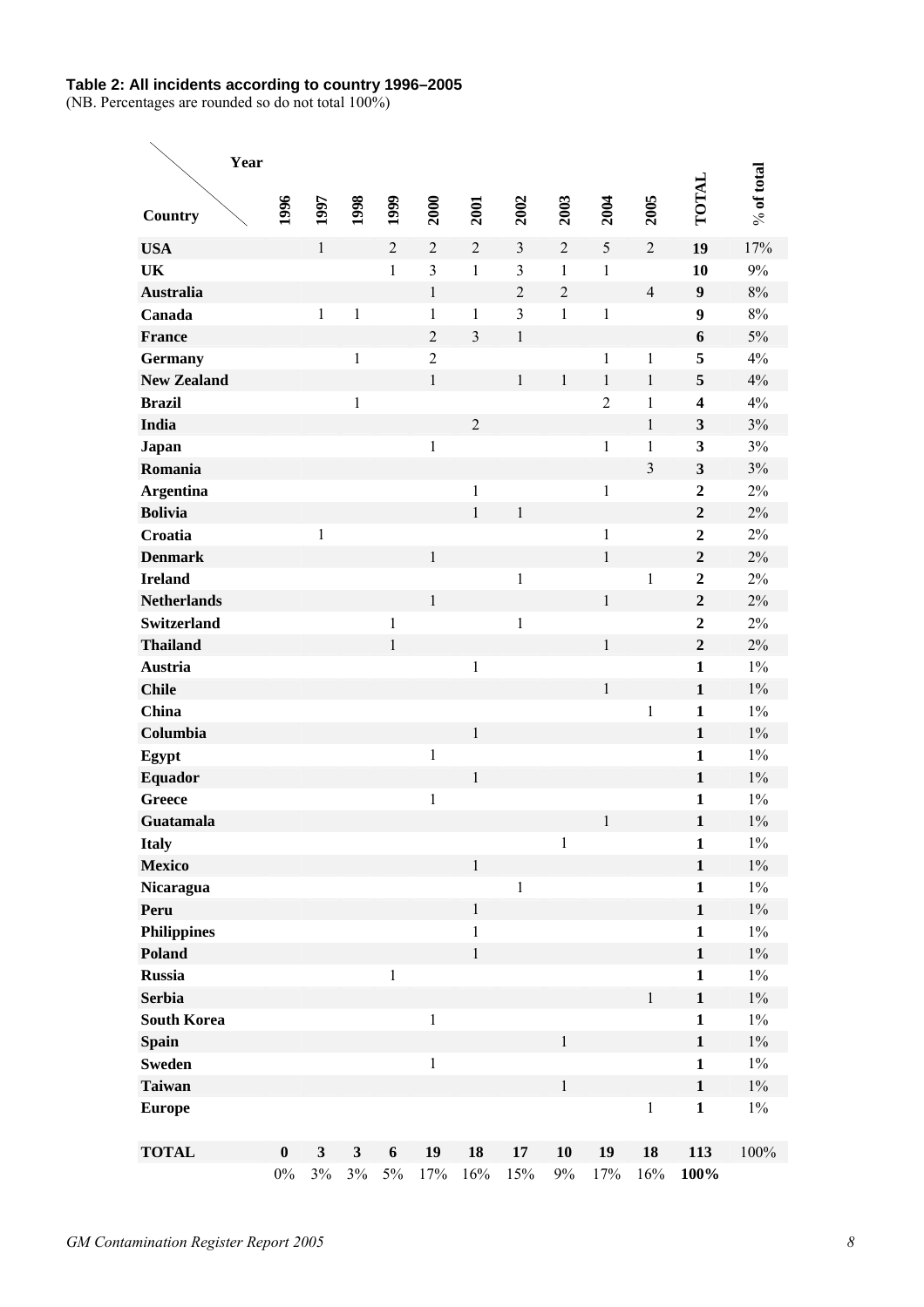**Table 2: All incidents according to country 1996–2005**

(NB. Percentages are rounded so do not total 100%)

| Country \ Year | 1996 | 1997 | 1998 | 1999 | 2000 | 2001 | 2002 | 2003 | 2004 | 2005 | TOTAL | % of total |
|---|---|---|---|---|---|---|---|---|---|---|---|---|
| **USA** | | 1 | | 2 | 2 | 2 | 3 | 2 | 5 | 2 | **19** | 17% |
| **UK** | | | | 1 | 3 | 1 | 3 | 1 | 1 | | **10** | 9% |
| **Australia** | | | | | 1 | | 2 | 2 | | 4 | **9** | 8% |
| **Canada** | | 1 | 1 | | 1 | 1 | 3 | 1 | 1 | | **9** | 8% |
| **France** | | | | | 2 | 3 | 1 | | | | **6** | 5% |
| **Germany** | | | 1 | | 2 | | | | 1 | 1 | **5** | 4% |
| **New Zealand** | | | | | 1 | | 1 | 1 | 1 | 1 | **5** | 4% |
| **Brazil** | | | 1 | | | | | | 2 | 1 | **4** | 4% |
| **India** | | | | | | 2 | | | | 1 | **3** | 3% |
| **Japan** | | | | | 1 | | | | 1 | 1 | **3** | 3% |
| **Romania** | | | | | | | | | | 3 | **3** | 3% |
| **Argentina** | | | | | | 1 | | | 1 | | **2** | 2% |
| **Bolivia** | | | | | | 1 | 1 | | | | **2** | 2% |
| **Croatia** | | 1 | | | | | | | 1 | | **2** | 2% |
| **Denmark** | | | | | 1 | | | | 1 | | **2** | 2% |
| **Ireland** | | | | | | | 1 | | | 1 | **2** | 2% |
| **Netherlands** | | | | | 1 | | | | 1 | | **2** | 2% |
| **Switzerland** | | | | 1 | | | 1 | | | | **2** | 2% |
| **Thailand** | | | | 1 | | | | | 1 | | **2** | 2% |
| **Austria** | | | | | | 1 | | | | | **1** | 1% |
| **Chile** | | | | | | | | | 1 | | **1** | 1% |
| **China** | | | | | | | | | | 1 | **1** | 1% |
| **Columbia** | | | | | | 1 | | | | | **1** | 1% |
| **Egypt** | | | | | 1 | | | | | | **1** | 1% |
| **Equador** | | | | | | 1 | | | | | **1** | 1% |
| **Greece** | | | | | 1 | | | | | | **1** | 1% |
| **Guatamala** | | | | | | | | | 1 | | **1** | 1% |
| **Italy** | | | | | | | | 1 | | | **1** | 1% |
| **Mexico** | | | | | | 1 | | | | | **1** | 1% |
| **Nicaragua** | | | | | | | 1 | | | | **1** | 1% |
| **Peru** | | | | | | 1 | | | | | **1** | 1% |
| **Philippines** | | | | | | 1 | | | | | **1** | 1% |
| **Poland** | | | | | | 1 | | | | | **1** | 1% |
| **Russia** | | | | 1 | | | | | | | **1** | 1% |
| **Serbia** | | | | | | | | | | 1 | **1** | 1% |
| **South Korea** | | | | | 1 | | | | | | **1** | 1% |
| **Spain** | | | | | | | | 1 | | | **1** | 1% |
| **Sweden** | | | | | 1 | | | | | | **1** | 1% |
| **Taiwan** | | | | | | | | 1 | | | **1** | 1% |
| **Europe** | | | | | | | | | | 1 | **1** | 1% |
| **TOTAL** | **0** | **3** | **3** | **6** | **19** | **18** | **17** | **10** | **19** | **18** | **113** | 100% |
| | 0% | 3% | 3% | 5% | 17% | 16% | 15% | 9% | 17% | 16% | **100%** | |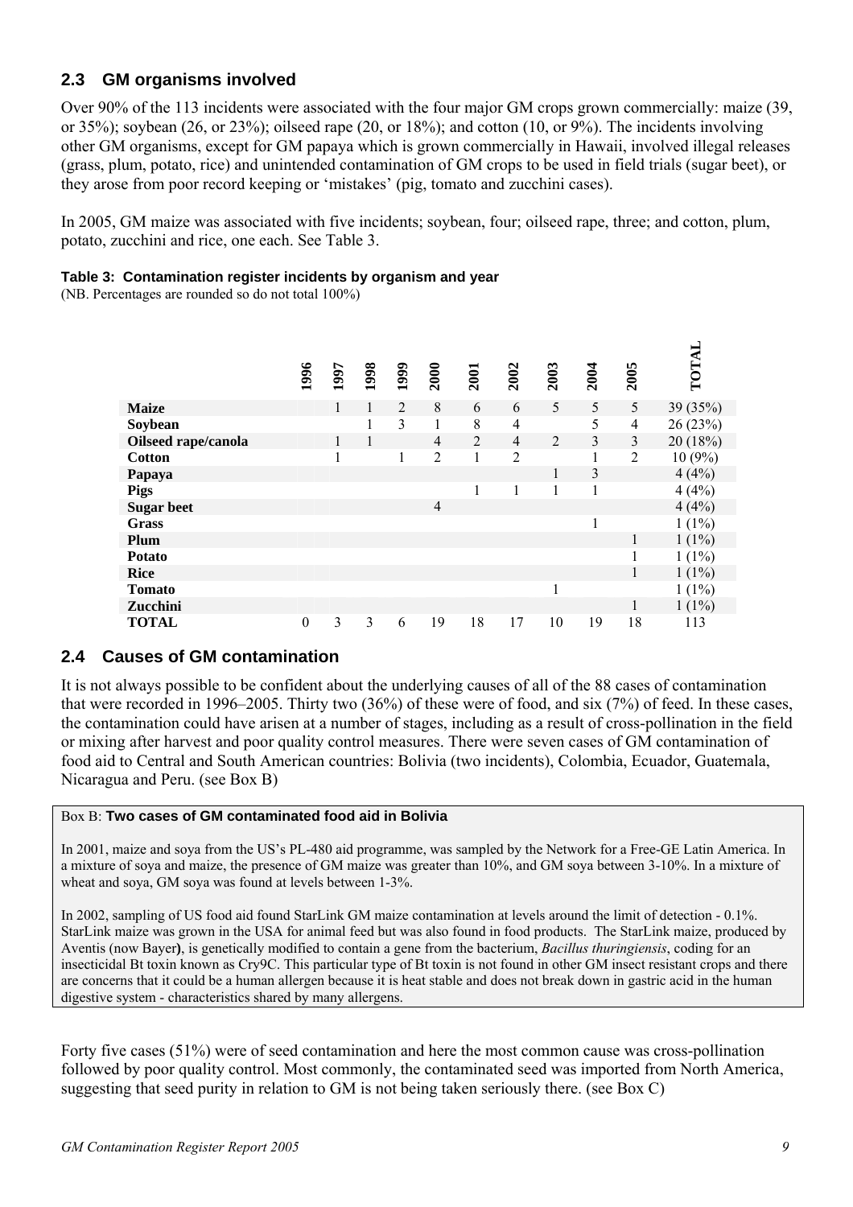## 2.3 GM organisms involved

Over 90% of the 113 incidents were associated with the four major GM crops grown commercially: maize (39, or 35%); soybean (26, or 23%); oilseed rape (20, or 18%); and cotton (10, or 9%). The incidents involving other GM organisms, except for GM papaya which is grown commercially in Hawaii, involved illegal releases (grass, plum, potato, rice) and unintended contamination of GM crops to be used in field trials (sugar beet), or they arose from poor record keeping or 'mistakes' (pig, tomato and zucchini cases).

In 2005, GM maize was associated with five incidents; soybean, four; oilseed rape, three; and cotton, plum, potato, zucchini and rice, one each. See Table 3.

**Table 3: Contamination register incidents by organism and year**

(NB. Percentages are rounded so do not total 100%)

| | 1996 | 1997 | 1998 | 1999 | 2000 | 2001 | 2002 | 2003 | 2004 | 2005 | TOTAL |
|---|---|---|---|---|---|---|---|---|---|---|---|
| **Maize** | | 1 | 1 | 2 | 8 | 6 | 6 | 5 | 5 | 5 | 39 (35%) |
| **Soybean** | | | 1 | 3 | 1 | 8 | 4 | | 5 | 4 | 26 (23%) |
| **Oilseed rape/canola** | | 1 | 1 | | 4 | 2 | 4 | 2 | 3 | 3 | 20 (18%) |
| **Cotton** | | 1 | | 1 | 2 | 1 | 2 | | 1 | 2 | 10 (9%) |
| **Papaya** | | | | | | | | 1 | 3 | | 4 (4%) |
| **Pigs** | | | | | | 1 | 1 | 1 | 1 | | 4 (4%) |
| **Sugar beet** | | | | | 4 | | | | | | 4 (4%) |
| **Grass** | | | | | | | | | 1 | | 1 (1%) |
| **Plum** | | | | | | | | | | 1 | 1 (1%) |
| **Potato** | | | | | | | | | | 1 | 1 (1%) |
| **Rice** | | | | | | | | | | 1 | 1 (1%) |
| **Tomato** | | | | | | | | 1 | | | 1 (1%) |
| **Zucchini** | | | | | | | | | | 1 | 1 (1%) |
| **TOTAL** | 0 | 3 | 3 | 6 | 19 | 18 | 17 | 10 | 19 | 18 | 113 |

## 2.4 Causes of GM contamination

It is not always possible to be confident about the underlying causes of all of the 88 cases of contamination that were recorded in 1996–2005. Thirty two (36%) of these were of food, and six (7%) of feed. In these cases, the contamination could have arisen at a number of stages, including as a result of cross-pollination in the field or mixing after harvest and poor quality control measures. There were seven cases of GM contamination of food aid to Central and South American countries: Bolivia (two incidents), Colombia, Ecuador, Guatemala, Nicaragua and Peru. (see Box B)

> Box B: **Two cases of GM contaminated food aid in Bolivia**
>
> In 2001, maize and soya from the US's PL-480 aid programme, was sampled by the Network for a Free-GE Latin America. In a mixture of soya and maize, the presence of GM maize was greater than 10%, and GM soya between 3-10%. In a mixture of wheat and soya, GM soya was found at levels between 1-3%.
>
> In 2002, sampling of US food aid found StarLink GM maize contamination at levels around the limit of detection - 0.1%. StarLink maize was grown in the USA for animal feed but was also found in food products. The StarLink maize, produced by Aventis (now Bayer), is genetically modified to contain a gene from the bacterium, *Bacillus thuringiensis*, coding for an insecticidal Bt toxin known as Cry9C. This particular type of Bt toxin is not found in other GM insect resistant crops and there are concerns that it could be a human allergen because it is heat stable and does not break down in gastric acid in the human digestive system - characteristics shared by many allergens.

Forty five cases (51%) were of seed contamination and here the most common cause was cross-pollination followed by poor quality control. Most commonly, the contaminated seed was imported from North America, suggesting that seed purity in relation to GM is not being taken seriously there. (see Box C)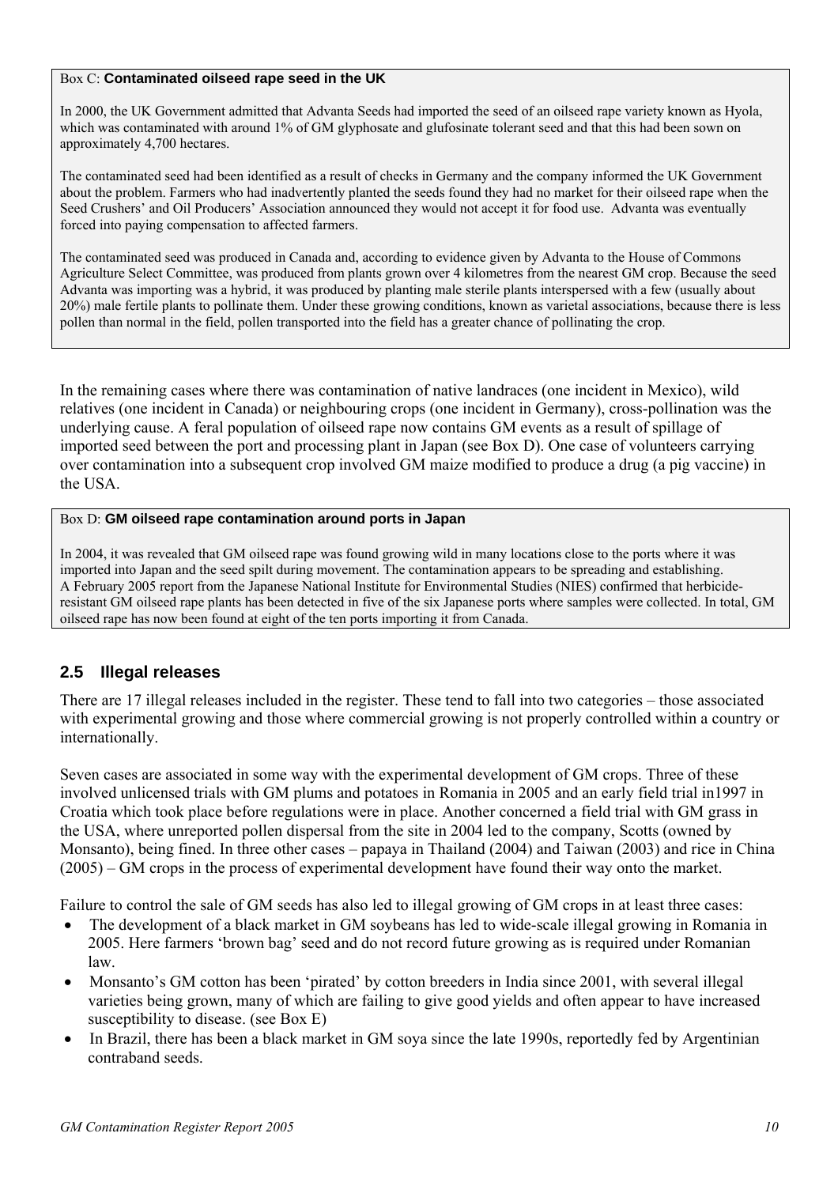> Box C: **Contaminated oilseed rape seed in the UK**
>
> In 2000, the UK Government admitted that Advanta Seeds had imported the seed of an oilseed rape variety known as Hyola, which was contaminated with around 1% of GM glyphosate and glufosinate tolerant seed and that this had been sown on approximately 4,700 hectares.
>
> The contaminated seed had been identified as a result of checks in Germany and the company informed the UK Government about the problem. Farmers who had inadvertently planted the seeds found they had no market for their oilseed rape when the Seed Crushers' and Oil Producers' Association announced they would not accept it for food use. Advanta was eventually forced into paying compensation to affected farmers.
>
> The contaminated seed was produced in Canada and, according to evidence given by Advanta to the House of Commons Agriculture Select Committee, was produced from plants grown over 4 kilometres from the nearest GM crop. Because the seed Advanta was importing was a hybrid, it was produced by planting male sterile plants interspersed with a few (usually about 20%) male fertile plants to pollinate them. Under these growing conditions, known as varietal associations, because there is less pollen than normal in the field, pollen transported into the field has a greater chance of pollinating the crop.

In the remaining cases where there was contamination of native landraces (one incident in Mexico), wild relatives (one incident in Canada) or neighbouring crops (one incident in Germany), cross-pollination was the underlying cause. A feral population of oilseed rape now contains GM events as a result of spillage of imported seed between the port and processing plant in Japan (see Box D). One case of volunteers carrying over contamination into a subsequent crop involved GM maize modified to produce a drug (a pig vaccine) in the USA.

> Box D: **GM oilseed rape contamination around ports in Japan**
>
> In 2004, it was revealed that GM oilseed rape was found growing wild in many locations close to the ports where it was imported into Japan and the seed spilt during movement. The contamination appears to be spreading and establishing. A February 2005 report from the Japanese National Institute for Environmental Studies (NIES) confirmed that herbicide-resistant GM oilseed rape plants has been detected in five of the six Japanese ports where samples were collected. In total, GM oilseed rape has now been found at eight of the ten ports importing it from Canada.

## 2.5 Illegal releases

There are 17 illegal releases included in the register. These tend to fall into two categories – those associated with experimental growing and those where commercial growing is not properly controlled within a country or internationally.

Seven cases are associated in some way with the experimental development of GM crops. Three of these involved unlicensed trials with GM plums and potatoes in Romania in 2005 and an early field trial in1997 in Croatia which took place before regulations were in place. Another concerned a field trial with GM grass in the USA, where unreported pollen dispersal from the site in 2004 led to the company, Scotts (owned by Monsanto), being fined. In three other cases – papaya in Thailand (2004) and Taiwan (2003) and rice in China (2005) – GM crops in the process of experimental development have found their way onto the market.

Failure to control the sale of GM seeds has also led to illegal growing of GM crops in at least three cases:

- The development of a black market in GM soybeans has led to wide-scale illegal growing in Romania in 2005. Here farmers 'brown bag' seed and do not record future growing as is required under Romanian law.
- Monsanto's GM cotton has been 'pirated' by cotton breeders in India since 2001, with several illegal varieties being grown, many of which are failing to give good yields and often appear to have increased susceptibility to disease. (see Box E)
- In Brazil, there has been a black market in GM soya since the late 1990s, reportedly fed by Argentinian contraband seeds.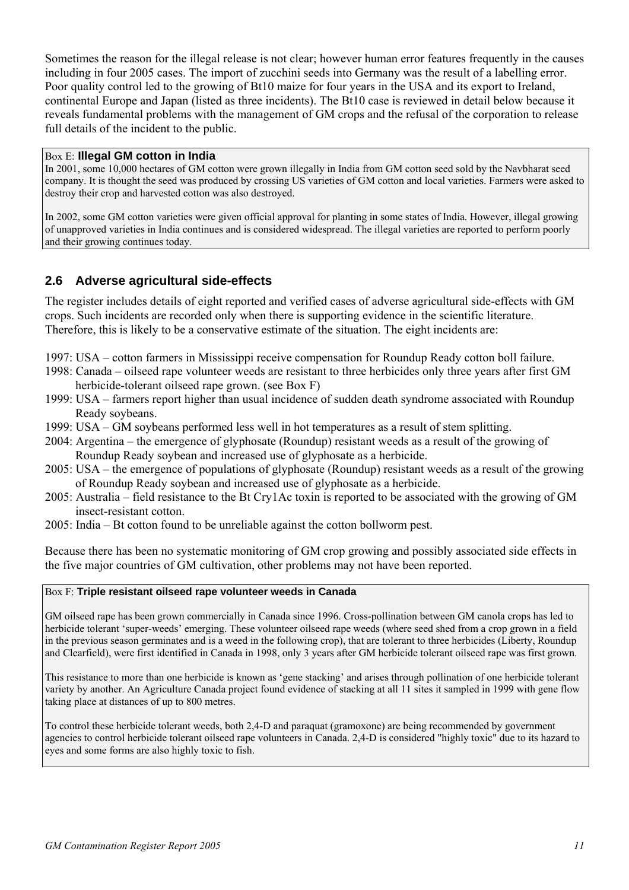Sometimes the reason for the illegal release is not clear; however human error features frequently in the causes including in four 2005 cases. The import of zucchini seeds into Germany was the result of a labelling error. Poor quality control led to the growing of Bt10 maize for four years in the USA and its export to Ireland, continental Europe and Japan (listed as three incidents). The Bt10 case is reviewed in detail below because it reveals fundamental problems with the management of GM crops and the refusal of the corporation to release full details of the incident to the public.

> Box E: **Illegal GM cotton in India**
>
> In 2001, some 10,000 hectares of GM cotton were grown illegally in India from GM cotton seed sold by the Navbharat seed company. It is thought the seed was produced by crossing US varieties of GM cotton and local varieties. Farmers were asked to destroy their crop and harvested cotton was also destroyed.
>
> In 2002, some GM cotton varieties were given official approval for planting in some states of India. However, illegal growing of unapproved varieties in India continues and is considered widespread. The illegal varieties are reported to perform poorly and their growing continues today.

## 2.6 Adverse agricultural side-effects

The register includes details of eight reported and verified cases of adverse agricultural side-effects with GM crops. Such incidents are recorded only when there is supporting evidence in the scientific literature. Therefore, this is likely to be a conservative estimate of the situation. The eight incidents are:

- 1997: USA – cotton farmers in Mississippi receive compensation for Roundup Ready cotton boll failure.
- 1998: Canada – oilseed rape volunteer weeds are resistant to three herbicides only three years after first GM herbicide-tolerant oilseed rape grown. (see Box F)
- 1999: USA – farmers report higher than usual incidence of sudden death syndrome associated with Roundup Ready soybeans.
- 1999: USA – GM soybeans performed less well in hot temperatures as a result of stem splitting.
- 2004: Argentina – the emergence of glyphosate (Roundup) resistant weeds as a result of the growing of Roundup Ready soybean and increased use of glyphosate as a herbicide.
- 2005: USA – the emergence of populations of glyphosate (Roundup) resistant weeds as a result of the growing of Roundup Ready soybean and increased use of glyphosate as a herbicide.
- 2005: Australia – field resistance to the Bt Cry1Ac toxin is reported to be associated with the growing of GM insect-resistant cotton.
- 2005: India – Bt cotton found to be unreliable against the cotton bollworm pest.

Because there has been no systematic monitoring of GM crop growing and possibly associated side effects in the five major countries of GM cultivation, other problems may not have been reported.

> Box F: **Triple resistant oilseed rape volunteer weeds in Canada**
>
> GM oilseed rape has been grown commercially in Canada since 1996. Cross-pollination between GM canola crops has led to herbicide tolerant 'super-weeds' emerging. These volunteer oilseed rape weeds (where seed shed from a crop grown in a field in the previous season germinates and is a weed in the following crop), that are tolerant to three herbicides (Liberty, Roundup and Clearfield), were first identified in Canada in 1998, only 3 years after GM herbicide tolerant oilseed rape was first grown.
>
> This resistance to more than one herbicide is known as 'gene stacking' and arises through pollination of one herbicide tolerant variety by another. An Agriculture Canada project found evidence of stacking at all 11 sites it sampled in 1999 with gene flow taking place at distances of up to 800 metres.
>
> To control these herbicide tolerant weeds, both 2,4-D and paraquat (gramoxone) are being recommended by government agencies to control herbicide tolerant oilseed rape volunteers in Canada. 2,4-D is considered "highly toxic" due to its hazard to eyes and some forms are also highly toxic to fish.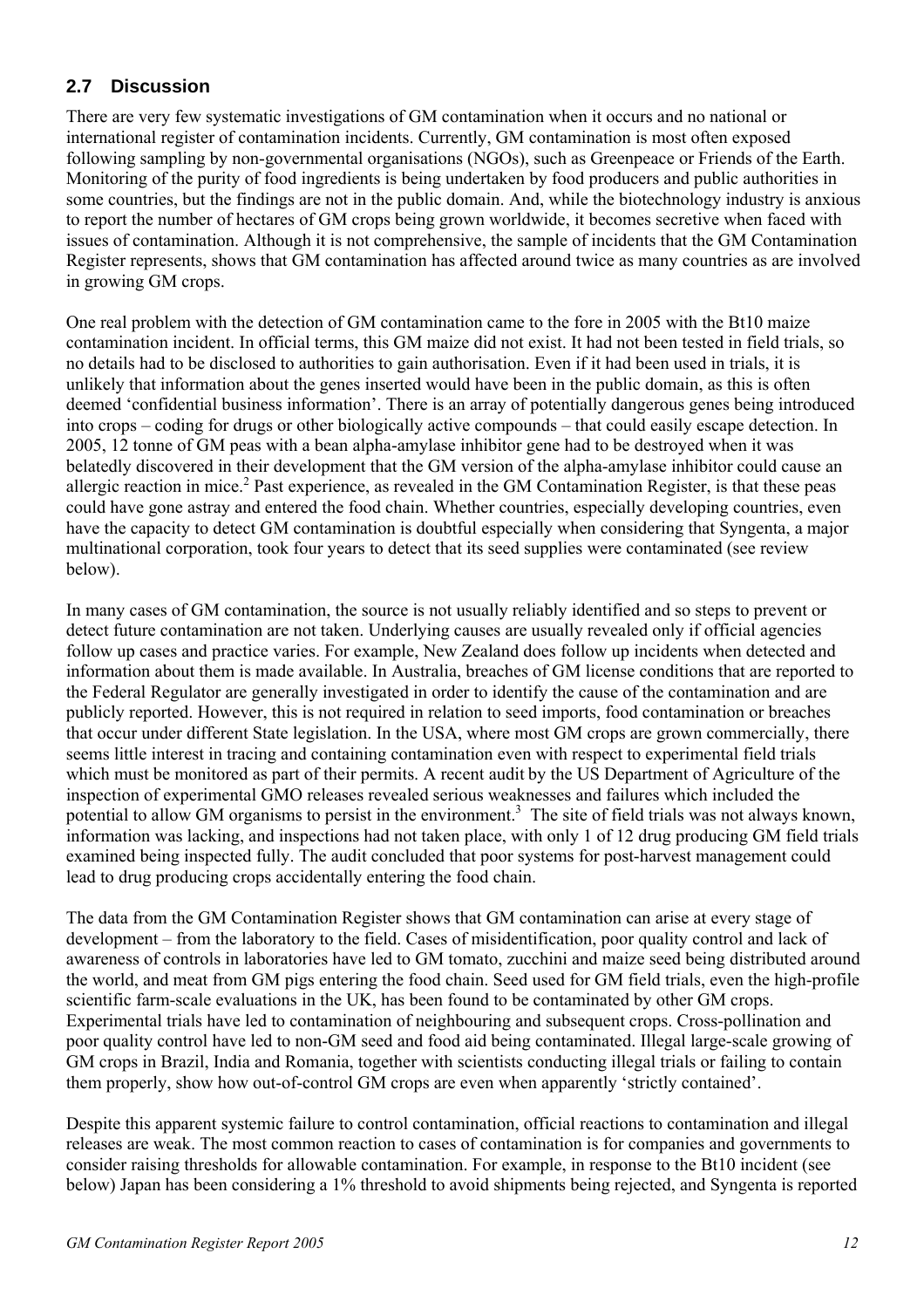## 2.7 Discussion

There are very few systematic investigations of GM contamination when it occurs and no national or international register of contamination incidents. Currently, GM contamination is most often exposed following sampling by non-governmental organisations (NGOs), such as Greenpeace or Friends of the Earth. Monitoring of the purity of food ingredients is being undertaken by food producers and public authorities in some countries, but the findings are not in the public domain. And, while the biotechnology industry is anxious to report the number of hectares of GM crops being grown worldwide, it becomes secretive when faced with issues of contamination. Although it is not comprehensive, the sample of incidents that the GM Contamination Register represents, shows that GM contamination has affected around twice as many countries as are involved in growing GM crops.

One real problem with the detection of GM contamination came to the fore in 2005 with the Bt10 maize contamination incident. In official terms, this GM maize did not exist. It had not been tested in field trials, so no details had to be disclosed to authorities to gain authorisation. Even if it had been used in trials, it is unlikely that information about the genes inserted would have been in the public domain, as this is often deemed 'confidential business information'. There is an array of potentially dangerous genes being introduced into crops – coding for drugs or other biologically active compounds – that could easily escape detection. In 2005, 12 tonne of GM peas with a bean alpha-amylase inhibitor gene had to be destroyed when it was belatedly discovered in their development that the GM version of the alpha-amylase inhibitor could cause an allergic reaction in mice.[2] Past experience, as revealed in the GM Contamination Register, is that these peas could have gone astray and entered the food chain. Whether countries, especially developing countries, even have the capacity to detect GM contamination is doubtful especially when considering that Syngenta, a major multinational corporation, took four years to detect that its seed supplies were contaminated (see review below).

In many cases of GM contamination, the source is not usually reliably identified and so steps to prevent or detect future contamination are not taken. Underlying causes are usually revealed only if official agencies follow up cases and practice varies. For example, New Zealand does follow up incidents when detected and information about them is made available. In Australia, breaches of GM license conditions that are reported to the Federal Regulator are generally investigated in order to identify the cause of the contamination and are publicly reported. However, this is not required in relation to seed imports, food contamination or breaches that occur under different State legislation. In the USA, where most GM crops are grown commercially, there seems little interest in tracing and containing contamination even with respect to experimental field trials which must be monitored as part of their permits. A recent audit by the US Department of Agriculture of the inspection of experimental GMO releases revealed serious weaknesses and failures which included the potential to allow GM organisms to persist in the environment.[3] The site of field trials was not always known, information was lacking, and inspections had not taken place, with only 1 of 12 drug producing GM field trials examined being inspected fully. The audit concluded that poor systems for post-harvest management could lead to drug producing crops accidentally entering the food chain.

The data from the GM Contamination Register shows that GM contamination can arise at every stage of development – from the laboratory to the field. Cases of misidentification, poor quality control and lack of awareness of controls in laboratories have led to GM tomato, zucchini and maize seed being distributed around the world, and meat from GM pigs entering the food chain. Seed used for GM field trials, even the high-profile scientific farm-scale evaluations in the UK, has been found to be contaminated by other GM crops. Experimental trials have led to contamination of neighbouring and subsequent crops. Cross-pollination and poor quality control have led to non-GM seed and food aid being contaminated. Illegal large-scale growing of GM crops in Brazil, India and Romania, together with scientists conducting illegal trials or failing to contain them properly, show how out-of-control GM crops are even when apparently 'strictly contained'.

Despite this apparent systemic failure to control contamination, official reactions to contamination and illegal releases are weak. The most common reaction to cases of contamination is for companies and governments to consider raising thresholds for allowable contamination. For example, in response to the Bt10 incident (see below) Japan has been considering a 1% threshold to avoid shipments being rejected, and Syngenta is reported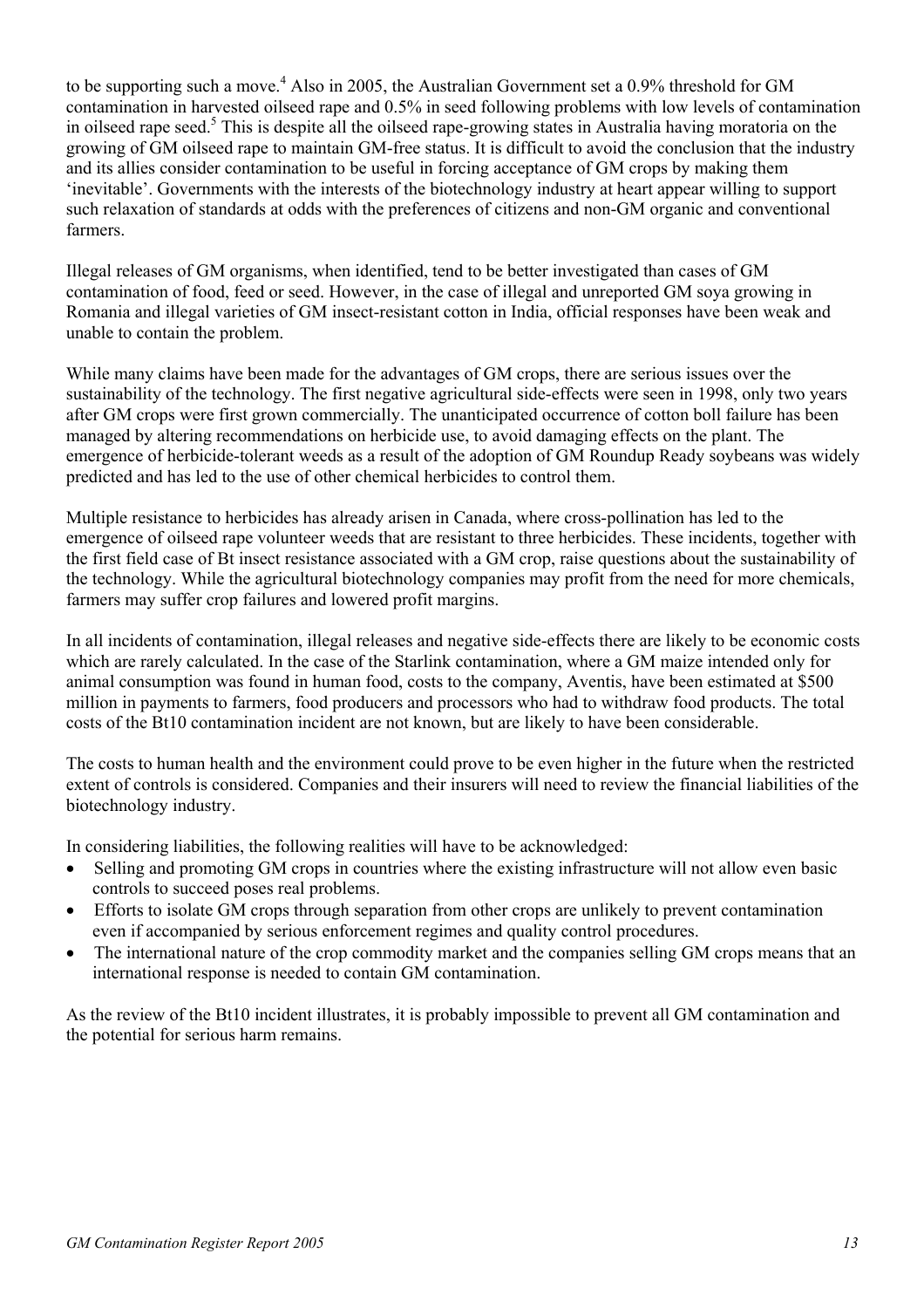to be supporting such a move.[4] Also in 2005, the Australian Government set a 0.9% threshold for GM contamination in harvested oilseed rape and 0.5% in seed following problems with low levels of contamination in oilseed rape seed.[5] This is despite all the oilseed rape-growing states in Australia having moratoria on the growing of GM oilseed rape to maintain GM-free status. It is difficult to avoid the conclusion that the industry and its allies consider contamination to be useful in forcing acceptance of GM crops by making them 'inevitable'. Governments with the interests of the biotechnology industry at heart appear willing to support such relaxation of standards at odds with the preferences of citizens and non-GM organic and conventional farmers.

Illegal releases of GM organisms, when identified, tend to be better investigated than cases of GM contamination of food, feed or seed. However, in the case of illegal and unreported GM soya growing in Romania and illegal varieties of GM insect-resistant cotton in India, official responses have been weak and unable to contain the problem.

While many claims have been made for the advantages of GM crops, there are serious issues over the sustainability of the technology. The first negative agricultural side-effects were seen in 1998, only two years after GM crops were first grown commercially. The unanticipated occurrence of cotton boll failure has been managed by altering recommendations on herbicide use, to avoid damaging effects on the plant. The emergence of herbicide-tolerant weeds as a result of the adoption of GM Roundup Ready soybeans was widely predicted and has led to the use of other chemical herbicides to control them.

Multiple resistance to herbicides has already arisen in Canada, where cross-pollination has led to the emergence of oilseed rape volunteer weeds that are resistant to three herbicides. These incidents, together with the first field case of Bt insect resistance associated with a GM crop, raise questions about the sustainability of the technology. While the agricultural biotechnology companies may profit from the need for more chemicals, farmers may suffer crop failures and lowered profit margins.

In all incidents of contamination, illegal releases and negative side-effects there are likely to be economic costs which are rarely calculated. In the case of the Starlink contamination, where a GM maize intended only for animal consumption was found in human food, costs to the company, Aventis, have been estimated at $500 million in payments to farmers, food producers and processors who had to withdraw food products. The total costs of the Bt10 contamination incident are not known, but are likely to have been considerable.

The costs to human health and the environment could prove to be even higher in the future when the restricted extent of controls is considered. Companies and their insurers will need to review the financial liabilities of the biotechnology industry.

In considering liabilities, the following realities will have to be acknowledged:

- Selling and promoting GM crops in countries where the existing infrastructure will not allow even basic controls to succeed poses real problems.
- Efforts to isolate GM crops through separation from other crops are unlikely to prevent contamination even if accompanied by serious enforcement regimes and quality control procedures.
- The international nature of the crop commodity market and the companies selling GM crops means that an international response is needed to contain GM contamination.

As the review of the Bt10 incident illustrates, it is probably impossible to prevent all GM contamination and the potential for serious harm remains.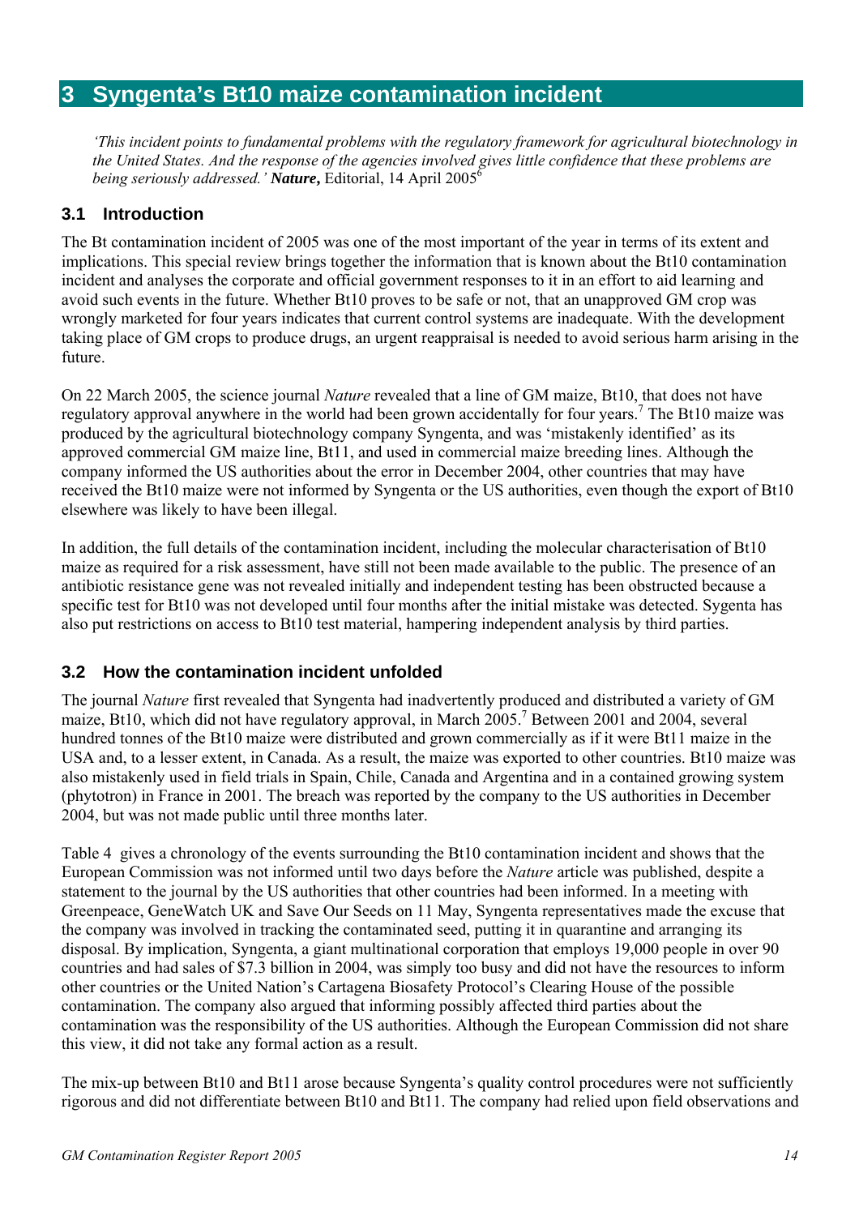# 3 Syngenta's Bt10 maize contamination incident

*'This incident points to fundamental problems with the regulatory framework for agricultural biotechnology in the United States. And the response of the agencies involved gives little confidence that these problems are being seriously addressed.'* ***Nature,*** Editorial, 14 April 2005[6]

## 3.1 Introduction

The Bt contamination incident of 2005 was one of the most important of the year in terms of its extent and implications. This special review brings together the information that is known about the Bt10 contamination incident and analyses the corporate and official government responses to it in an effort to aid learning and avoid such events in the future. Whether Bt10 proves to be safe or not, that an unapproved GM crop was wrongly marketed for four years indicates that current control systems are inadequate. With the development taking place of GM crops to produce drugs, an urgent reappraisal is needed to avoid serious harm arising in the future.

On 22 March 2005, the science journal *Nature* revealed that a line of GM maize, Bt10, that does not have regulatory approval anywhere in the world had been grown accidentally for four years.[7] The Bt10 maize was produced by the agricultural biotechnology company Syngenta, and was 'mistakenly identified' as its approved commercial GM maize line, Bt11, and used in commercial maize breeding lines. Although the company informed the US authorities about the error in December 2004, other countries that may have received the Bt10 maize were not informed by Syngenta or the US authorities, even though the export of Bt10 elsewhere was likely to have been illegal.

In addition, the full details of the contamination incident, including the molecular characterisation of Bt10 maize as required for a risk assessment, have still not been made available to the public. The presence of an antibiotic resistance gene was not revealed initially and independent testing has been obstructed because a specific test for Bt10 was not developed until four months after the initial mistake was detected. Sygenta has also put restrictions on access to Bt10 test material, hampering independent analysis by third parties.

## 3.2 How the contamination incident unfolded

The journal *Nature* first revealed that Syngenta had inadvertently produced and distributed a variety of GM maize, Bt10, which did not have regulatory approval, in March 2005.[7] Between 2001 and 2004, several hundred tonnes of the Bt10 maize were distributed and grown commercially as if it were Bt11 maize in the USA and, to a lesser extent, in Canada. As a result, the maize was exported to other countries. Bt10 maize was also mistakenly used in field trials in Spain, Chile, Canada and Argentina and in a contained growing system (phytotron) in France in 2001. The breach was reported by the company to the US authorities in December 2004, but was not made public until three months later.

Table 4 gives a chronology of the events surrounding the Bt10 contamination incident and shows that the European Commission was not informed until two days before the *Nature* article was published, despite a statement to the journal by the US authorities that other countries had been informed. In a meeting with Greenpeace, GeneWatch UK and Save Our Seeds on 11 May, Syngenta representatives made the excuse that the company was involved in tracking the contaminated seed, putting it in quarantine and arranging its disposal. By implication, Syngenta, a giant multinational corporation that employs 19,000 people in over 90 countries and had sales of $7.3 billion in 2004, was simply too busy and did not have the resources to inform other countries or the United Nation's Cartagena Biosafety Protocol's Clearing House of the possible contamination. The company also argued that informing possibly affected third parties about the contamination was the responsibility of the US authorities. Although the European Commission did not share this view, it did not take any formal action as a result.

The mix-up between Bt10 and Bt11 arose because Syngenta's quality control procedures were not sufficiently rigorous and did not differentiate between Bt10 and Bt11. The company had relied upon field observations and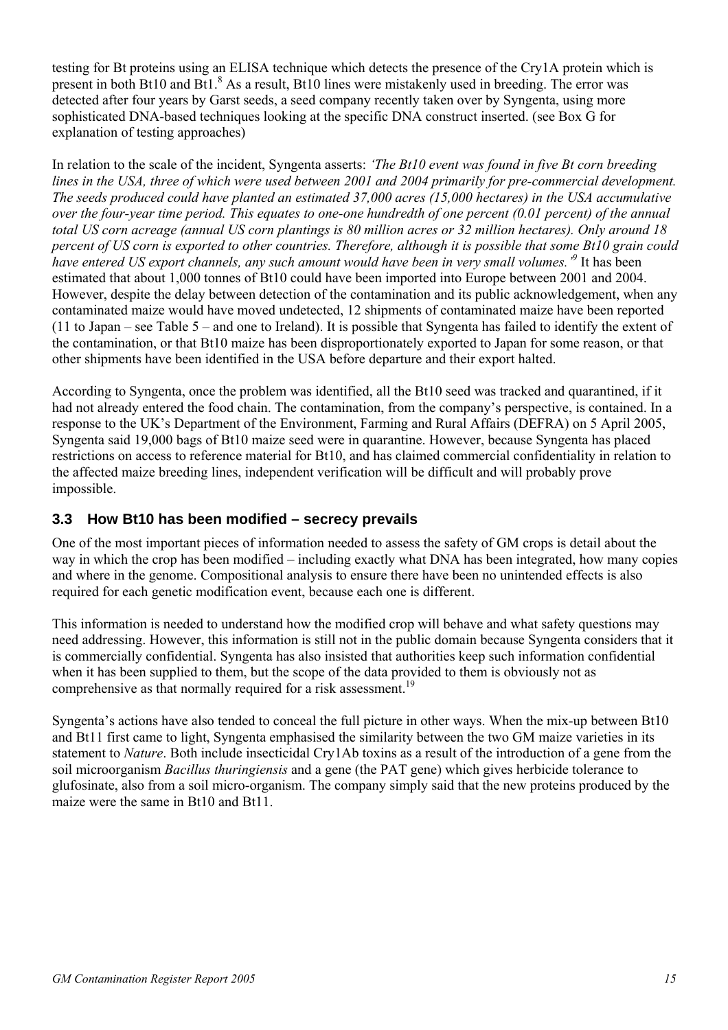testing for Bt proteins using an ELISA technique which detects the presence of the Cry1A protein which is present in both Bt10 and Bt1.[8] As a result, Bt10 lines were mistakenly used in breeding. The error was detected after four years by Garst seeds, a seed company recently taken over by Syngenta, using more sophisticated DNA-based techniques looking at the specific DNA construct inserted. (see Box G for explanation of testing approaches)

In relation to the scale of the incident, Syngenta asserts: *'The Bt10 event was found in five Bt corn breeding lines in the USA, three of which were used between 2001 and 2004 primarily for pre-commercial development. The seeds produced could have planted an estimated 37,000 acres (15,000 hectares) in the USA accumulative over the four-year time period. This equates to one-one hundredth of one percent (0.01 percent) of the annual total US corn acreage (annual US corn plantings is 80 million acres or 32 million hectares). Only around 18 percent of US corn is exported to other countries. Therefore, although it is possible that some Bt10 grain could have entered US export channels, any such amount would have been in very small volumes.'*[9] It has been estimated that about 1,000 tonnes of Bt10 could have been imported into Europe between 2001 and 2004. However, despite the delay between detection of the contamination and its public acknowledgement, when any contaminated maize would have moved undetected, 12 shipments of contaminated maize have been reported (11 to Japan – see Table 5 – and one to Ireland). It is possible that Syngenta has failed to identify the extent of the contamination, or that Bt10 maize has been disproportionately exported to Japan for some reason, or that other shipments have been identified in the USA before departure and their export halted.

According to Syngenta, once the problem was identified, all the Bt10 seed was tracked and quarantined, if it had not already entered the food chain. The contamination, from the company's perspective, is contained. In a response to the UK's Department of the Environment, Farming and Rural Affairs (DEFRA) on 5 April 2005, Syngenta said 19,000 bags of Bt10 maize seed were in quarantine. However, because Syngenta has placed restrictions on access to reference material for Bt10, and has claimed commercial confidentiality in relation to the affected maize breeding lines, independent verification will be difficult and will probably prove impossible.

### 3.3 How Bt10 has been modified – secrecy prevails

One of the most important pieces of information needed to assess the safety of GM crops is detail about the way in which the crop has been modified – including exactly what DNA has been integrated, how many copies and where in the genome. Compositional analysis to ensure there have been no unintended effects is also required for each genetic modification event, because each one is different.

This information is needed to understand how the modified crop will behave and what safety questions may need addressing. However, this information is still not in the public domain because Syngenta considers that it is commercially confidential. Syngenta has also insisted that authorities keep such information confidential when it has been supplied to them, but the scope of the data provided to them is obviously not as comprehensive as that normally required for a risk assessment.[19]

Syngenta's actions have also tended to conceal the full picture in other ways. When the mix-up between Bt10 and Bt11 first came to light, Syngenta emphasised the similarity between the two GM maize varieties in its statement to *Nature*. Both include insecticidal Cry1Ab toxins as a result of the introduction of a gene from the soil microorganism *Bacillus thuringiensis* and a gene (the PAT gene) which gives herbicide tolerance to glufosinate, also from a soil micro-organism. The company simply said that the new proteins produced by the maize were the same in Bt10 and Bt11.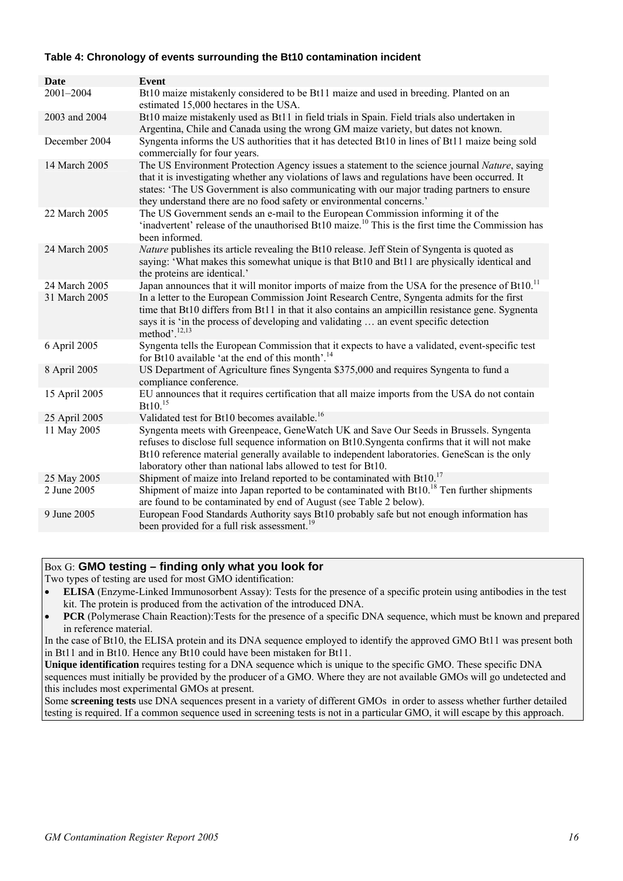**Table 4: Chronology of events surrounding the Bt10 contamination incident**

| Date | Event |
|---|---|
| 2001–2004 | Bt10 maize mistakenly considered to be Bt11 maize and used in breeding. Planted on an estimated 15,000 hectares in the USA. |
| 2003 and 2004 | Bt10 maize mistakenly used as Bt11 in field trials in Spain. Field trials also undertaken in Argentina, Chile and Canada using the wrong GM maize variety, but dates not known. |
| December 2004 | Syngenta informs the US authorities that it has detected Bt10 in lines of Bt11 maize being sold commercially for four years. |
| 14 March 2005 | The US Environment Protection Agency issues a statement to the science journal *Nature*, saying that it is investigating whether any violations of laws and regulations have been occurred. It states: 'The US Government is also communicating with our major trading partners to ensure they understand there are no food safety or environmental concerns.' |
| 22 March 2005 | The US Government sends an e-mail to the European Commission informing it of the 'inadvertent' release of the unauthorised Bt10 maize.[10] This is the first time the Commission has been informed. |
| 24 March 2005 | *Nature* publishes its article revealing the Bt10 release. Jeff Stein of Syngenta is quoted as saying: 'What makes this somewhat unique is that Bt10 and Bt11 are physically identical and the proteins are identical.' |
| 24 March 2005 | Japan announces that it will monitor imports of maize from the USA for the presence of Bt10.[11] |
| 31 March 2005 | In a letter to the European Commission Joint Research Centre, Syngenta admits for the first time that Bt10 differs from Bt11 in that it also contains an ampicillin resistance gene. Sygnenta says it is 'in the process of developing and validating … an event specific detection method'.[12,13] |
| 6 April 2005 | Syngenta tells the European Commission that it expects to have a validated, event-specific test for Bt10 available 'at the end of this month'.[14] |
| 8 April 2005 | US Department of Agriculture fines Syngenta $375,000 and requires Syngenta to fund a compliance conference. |
| 15 April 2005 | EU announces that it requires certification that all maize imports from the USA do not contain Bt10.[15] |
| 25 April 2005 | Validated test for Bt10 becomes available.[16] |
| 11 May 2005 | Syngenta meets with Greenpeace, GeneWatch UK and Save Our Seeds in Brussels. Syngenta refuses to disclose full sequence information on Bt10.Syngenta confirms that it will not make Bt10 reference material generally available to independent laboratories. GeneScan is the only laboratory other than national labs allowed to test for Bt10. |
| 25 May 2005 | Shipment of maize into Ireland reported to be contaminated with Bt10.[17] |
| 2 June 2005 | Shipment of maize into Japan reported to be contaminated with Bt10.[18] Ten further shipments are found to be contaminated by end of August (see Table 2 below). |
| 9 June 2005 | European Food Standards Authority says Bt10 probably safe but not enough information has been provided for a full risk assessment.[19] |

Box G: **GMO testing – finding only what you look for**

Two types of testing are used for most GMO identification:

- **ELISA** (Enzyme-Linked Immunosorbent Assay): Tests for the presence of a specific protein using antibodies in the test kit. The protein is produced from the activation of the introduced DNA.
- **PCR** (Polymerase Chain Reaction):Tests for the presence of a specific DNA sequence, which must be known and prepared in reference material.

In the case of Bt10, the ELISA protein and its DNA sequence employed to identify the approved GMO Bt11 was present both in Bt11 and in Bt10. Hence any Bt10 could have been mistaken for Bt11.

**Unique identification** requires testing for a DNA sequence which is unique to the specific GMO. These specific DNA sequences must initially be provided by the producer of a GMO. Where they are not available GMOs will go undetected and this includes most experimental GMOs at present.

Some **screening tests** use DNA sequences present in a variety of different GMOs in order to assess whether further detailed testing is required. If a common sequence used in screening tests is not in a particular GMO, it will escape by this approach.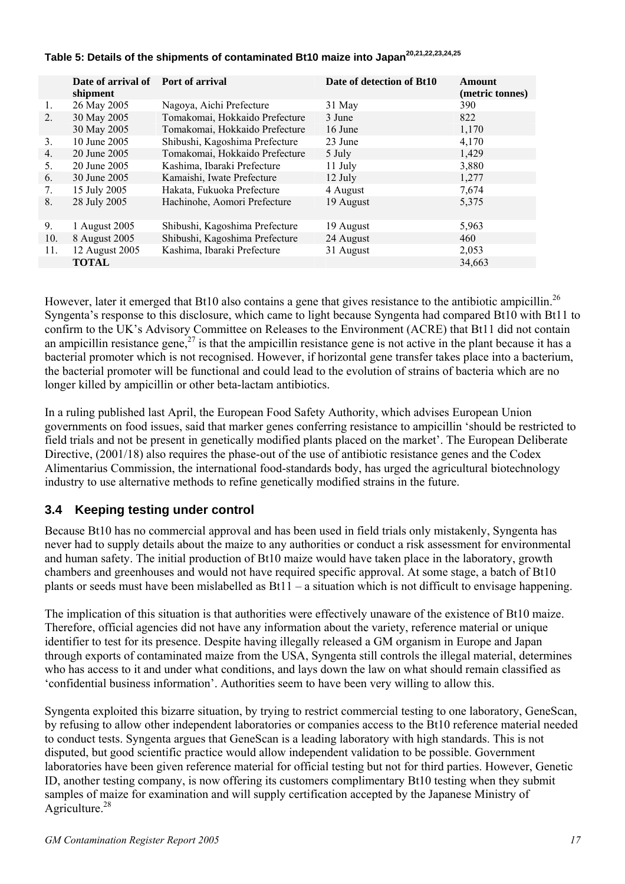**Table 5: Details of the shipments of contaminated Bt10 maize into Japan**[20,21,22,23,24,25]

| | Date of arrival of shipment | Port of arrival | Date of detection of Bt10 | Amount (metric tonnes) |
|---|---|---|---|---|
| 1. | 26 May 2005 | Nagoya, Aichi Prefecture | 31 May | 390 |
| 2. | 30 May 2005 | Tomakomai, Hokkaido Prefecture | 3 June | 822 |
| | 30 May 2005 | Tomakomai, Hokkaido Prefecture | 16 June | 1,170 |
| 3. | 10 June 2005 | Shibushi, Kagoshima Prefecture | 23 June | 4,170 |
| 4. | 20 June 2005 | Tomakomai, Hokkaido Prefecture | 5 July | 1,429 |
| 5. | 20 June 2005 | Kashima, Ibaraki Prefecture | 11 July | 3,880 |
| 6. | 30 June 2005 | Kamaishi, Iwate Prefecture | 12 July | 1,277 |
| 7. | 15 July 2005 | Hakata, Fukuoka Prefecture | 4 August | 7,674 |
| 8. | 28 July 2005 | Hachinohe, Aomori Prefecture | 19 August | 5,375 |
| 9. | 1 August 2005 | Shibushi, Kagoshima Prefecture | 19 August | 5,963 |
| 10. | 8 August 2005 | Shibushi, Kagoshima Prefecture | 24 August | 460 |
| 11. | 12 August 2005 | Kashima, Ibaraki Prefecture | 31 August | 2,053 |
| | **TOTAL** | | | 34,663 |

However, later it emerged that Bt10 also contains a gene that gives resistance to the antibiotic ampicillin.[26] Syngenta's response to this disclosure, which came to light because Syngenta had compared Bt10 with Bt11 to confirm to the UK's Advisory Committee on Releases to the Environment (ACRE) that Bt11 did not contain an ampicillin resistance gene,[27] is that the ampicillin resistance gene is not active in the plant because it has a bacterial promoter which is not recognised. However, if horizontal gene transfer takes place into a bacterium, the bacterial promoter will be functional and could lead to the evolution of strains of bacteria which are no longer killed by ampicillin or other beta-lactam antibiotics.

In a ruling published last April, the European Food Safety Authority, which advises European Union governments on food issues, said that marker genes conferring resistance to ampicillin 'should be restricted to field trials and not be present in genetically modified plants placed on the market'. The European Deliberate Directive, (2001/18) also requires the phase-out of the use of antibiotic resistance genes and the Codex Alimentarius Commission, the international food-standards body, has urged the agricultural biotechnology industry to use alternative methods to refine genetically modified strains in the future.

## 3.4 Keeping testing under control

Because Bt10 has no commercial approval and has been used in field trials only mistakenly, Syngenta has never had to supply details about the maize to any authorities or conduct a risk assessment for environmental and human safety. The initial production of Bt10 maize would have taken place in the laboratory, growth chambers and greenhouses and would not have required specific approval. At some stage, a batch of Bt10 plants or seeds must have been mislabelled as Bt11 – a situation which is not difficult to envisage happening.

The implication of this situation is that authorities were effectively unaware of the existence of Bt10 maize. Therefore, official agencies did not have any information about the variety, reference material or unique identifier to test for its presence. Despite having illegally released a GM organism in Europe and Japan through exports of contaminated maize from the USA, Syngenta still controls the illegal material, determines who has access to it and under what conditions, and lays down the law on what should remain classified as 'confidential business information'. Authorities seem to have been very willing to allow this.

Syngenta exploited this bizarre situation, by trying to restrict commercial testing to one laboratory, GeneScan, by refusing to allow other independent laboratories or companies access to the Bt10 reference material needed to conduct tests. Syngenta argues that GeneScan is a leading laboratory with high standards. This is not disputed, but good scientific practice would allow independent validation to be possible. Government laboratories have been given reference material for official testing but not for third parties. However, Genetic ID, another testing company, is now offering its customers complimentary Bt10 testing when they submit samples of maize for examination and will supply certification accepted by the Japanese Ministry of Agriculture.[28]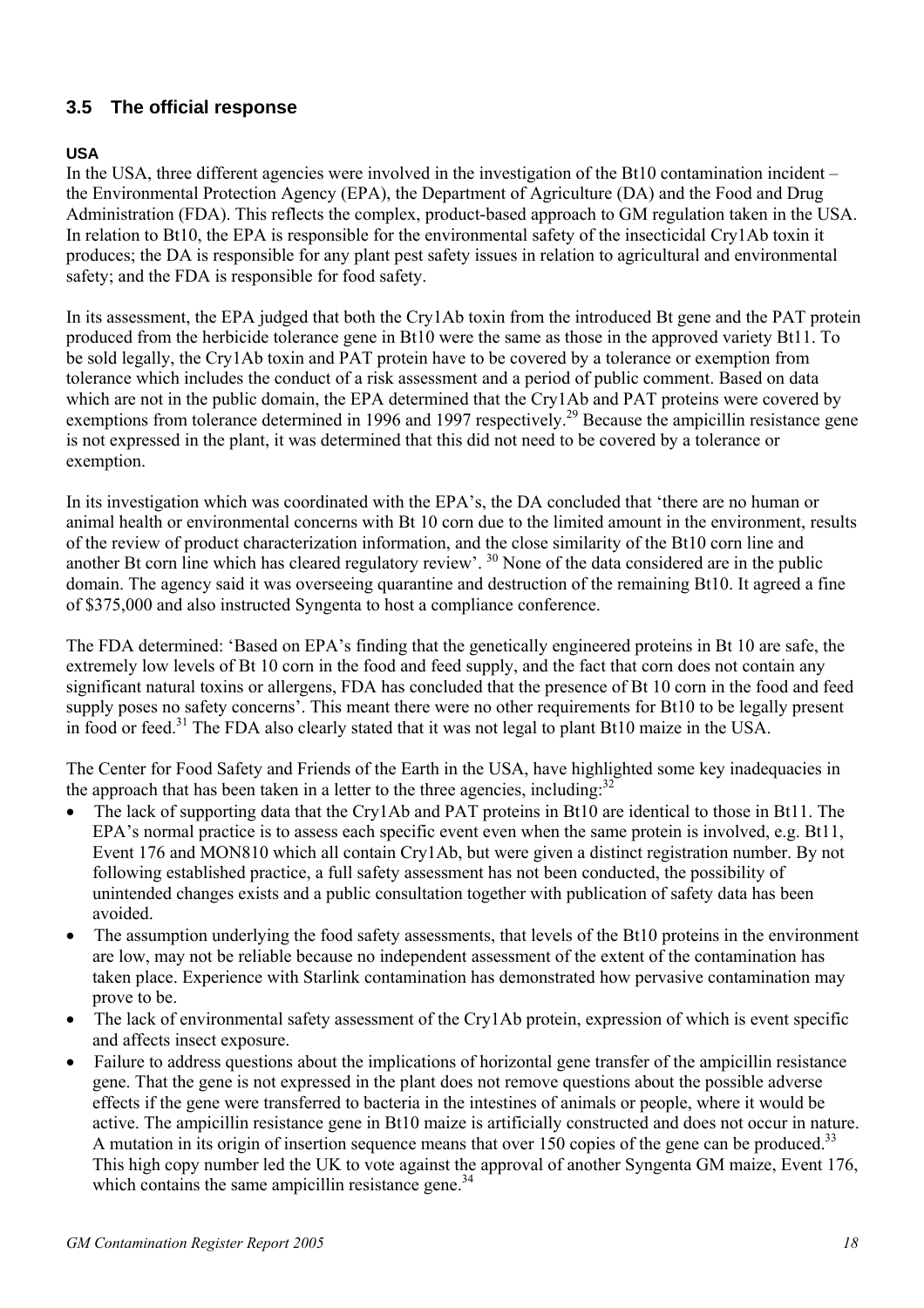## 3.5 The official response

### USA

In the USA, three different agencies were involved in the investigation of the Bt10 contamination incident – the Environmental Protection Agency (EPA), the Department of Agriculture (DA) and the Food and Drug Administration (FDA). This reflects the complex, product-based approach to GM regulation taken in the USA. In relation to Bt10, the EPA is responsible for the environmental safety of the insecticidal Cry1Ab toxin it produces; the DA is responsible for any plant pest safety issues in relation to agricultural and environmental safety; and the FDA is responsible for food safety.

In its assessment, the EPA judged that both the Cry1Ab toxin from the introduced Bt gene and the PAT protein produced from the herbicide tolerance gene in Bt10 were the same as those in the approved variety Bt11. To be sold legally, the Cry1Ab toxin and PAT protein have to be covered by a tolerance or exemption from tolerance which includes the conduct of a risk assessment and a period of public comment. Based on data which are not in the public domain, the EPA determined that the Cry1Ab and PAT proteins were covered by exemptions from tolerance determined in 1996 and 1997 respectively.[29] Because the ampicillin resistance gene is not expressed in the plant, it was determined that this did not need to be covered by a tolerance or exemption.

In its investigation which was coordinated with the EPA's, the DA concluded that 'there are no human or animal health or environmental concerns with Bt 10 corn due to the limited amount in the environment, results of the review of product characterization information, and the close similarity of the Bt10 corn line and another Bt corn line which has cleared regulatory review'. [30] None of the data considered are in the public domain. The agency said it was overseeing quarantine and destruction of the remaining Bt10. It agreed a fine of $375,000 and also instructed Syngenta to host a compliance conference.

The FDA determined: 'Based on EPA's finding that the genetically engineered proteins in Bt 10 are safe, the extremely low levels of Bt 10 corn in the food and feed supply, and the fact that corn does not contain any significant natural toxins or allergens, FDA has concluded that the presence of Bt 10 corn in the food and feed supply poses no safety concerns'. This meant there were no other requirements for Bt10 to be legally present in food or feed.[31] The FDA also clearly stated that it was not legal to plant Bt10 maize in the USA.

The Center for Food Safety and Friends of the Earth in the USA, have highlighted some key inadequacies in the approach that has been taken in a letter to the three agencies, including:[32]

- The lack of supporting data that the Cry1Ab and PAT proteins in Bt10 are identical to those in Bt11. The EPA's normal practice is to assess each specific event even when the same protein is involved, e.g. Bt11, Event 176 and MON810 which all contain Cry1Ab, but were given a distinct registration number. By not following established practice, a full safety assessment has not been conducted, the possibility of unintended changes exists and a public consultation together with publication of safety data has been avoided.
- The assumption underlying the food safety assessments, that levels of the Bt10 proteins in the environment are low, may not be reliable because no independent assessment of the extent of the contamination has taken place. Experience with Starlink contamination has demonstrated how pervasive contamination may prove to be.
- The lack of environmental safety assessment of the Cry1Ab protein, expression of which is event specific and affects insect exposure.
- Failure to address questions about the implications of horizontal gene transfer of the ampicillin resistance gene. That the gene is not expressed in the plant does not remove questions about the possible adverse effects if the gene were transferred to bacteria in the intestines of animals or people, where it would be active. The ampicillin resistance gene in Bt10 maize is artificially constructed and does not occur in nature. A mutation in its origin of insertion sequence means that over 150 copies of the gene can be produced.[33] This high copy number led the UK to vote against the approval of another Syngenta GM maize, Event 176, which contains the same ampicillin resistance gene.[34]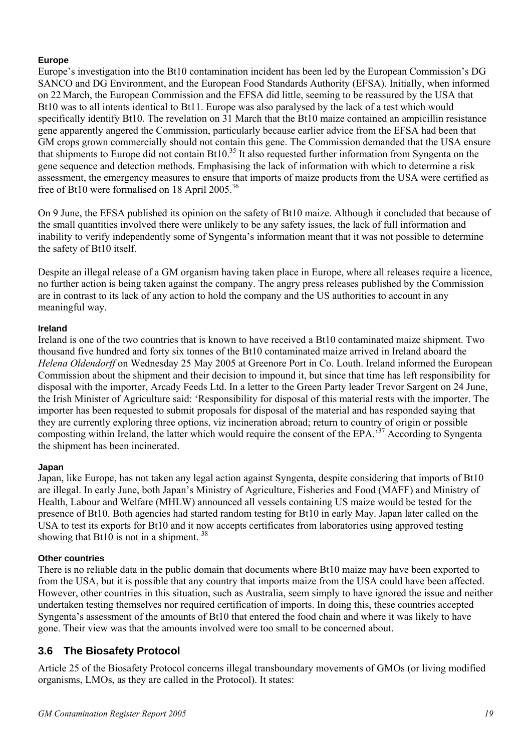#### Europe

Europe's investigation into the Bt10 contamination incident has been led by the European Commission's DG SANCO and DG Environment, and the European Food Standards Authority (EFSA). Initially, when informed on 22 March, the European Commission and the EFSA did little, seeming to be reassured by the USA that Bt10 was to all intents identical to Bt11. Europe was also paralysed by the lack of a test which would specifically identify Bt10. The revelation on 31 March that the Bt10 maize contained an ampicillin resistance gene apparently angered the Commission, particularly because earlier advice from the EFSA had been that GM crops grown commercially should not contain this gene. The Commission demanded that the USA ensure that shipments to Europe did not contain Bt10.[35] It also requested further information from Syngenta on the gene sequence and detection methods. Emphasising the lack of information with which to determine a risk assessment, the emergency measures to ensure that imports of maize products from the USA were certified as free of Bt10 were formalised on 18 April 2005.[36]

On 9 June, the EFSA published its opinion on the safety of Bt10 maize. Although it concluded that because of the small quantities involved there were unlikely to be any safety issues, the lack of full information and inability to verify independently some of Syngenta's information meant that it was not possible to determine the safety of Bt10 itself.

Despite an illegal release of a GM organism having taken place in Europe, where all releases require a licence, no further action is being taken against the company. The angry press releases published by the Commission are in contrast to its lack of any action to hold the company and the US authorities to account in any meaningful way.

#### Ireland

Ireland is one of the two countries that is known to have received a Bt10 contaminated maize shipment. Two thousand five hundred and forty six tonnes of the Bt10 contaminated maize arrived in Ireland aboard the *Helena Oldendorff* on Wednesday 25 May 2005 at Greenore Port in Co. Louth. Ireland informed the European Commission about the shipment and their decision to impound it, but since that time has left responsibility for disposal with the importer, Arcady Feeds Ltd. In a letter to the Green Party leader Trevor Sargent on 24 June, the Irish Minister of Agriculture said: 'Responsibility for disposal of this material rests with the importer. The importer has been requested to submit proposals for disposal of the material and has responded saying that they are currently exploring three options, viz incineration abroad; return to country of origin or possible composting within Ireland, the latter which would require the consent of the EPA.'[37] According to Syngenta the shipment has been incinerated.

#### Japan

Japan, like Europe, has not taken any legal action against Syngenta, despite considering that imports of Bt10 are illegal. In early June, both Japan's Ministry of Agriculture, Fisheries and Food (MAFF) and Ministry of Health, Labour and Welfare (MHLW) announced all vessels containing US maize would be tested for the presence of Bt10. Both agencies had started random testing for Bt10 in early May. Japan later called on the USA to test its exports for Bt10 and it now accepts certificates from laboratories using approved testing showing that Bt10 is not in a shipment. [38]

#### Other countries

There is no reliable data in the public domain that documents where Bt10 maize may have been exported to from the USA, but it is possible that any country that imports maize from the USA could have been affected. However, other countries in this situation, such as Australia, seem simply to have ignored the issue and neither undertaken testing themselves nor required certification of imports. In doing this, these countries accepted Syngenta's assessment of the amounts of Bt10 that entered the food chain and where it was likely to have gone. Their view was that the amounts involved were too small to be concerned about.

## 3.6 The Biosafety Protocol

Article 25 of the Biosafety Protocol concerns illegal transboundary movements of GMOs (or living modified organisms, LMOs, as they are called in the Protocol). It states: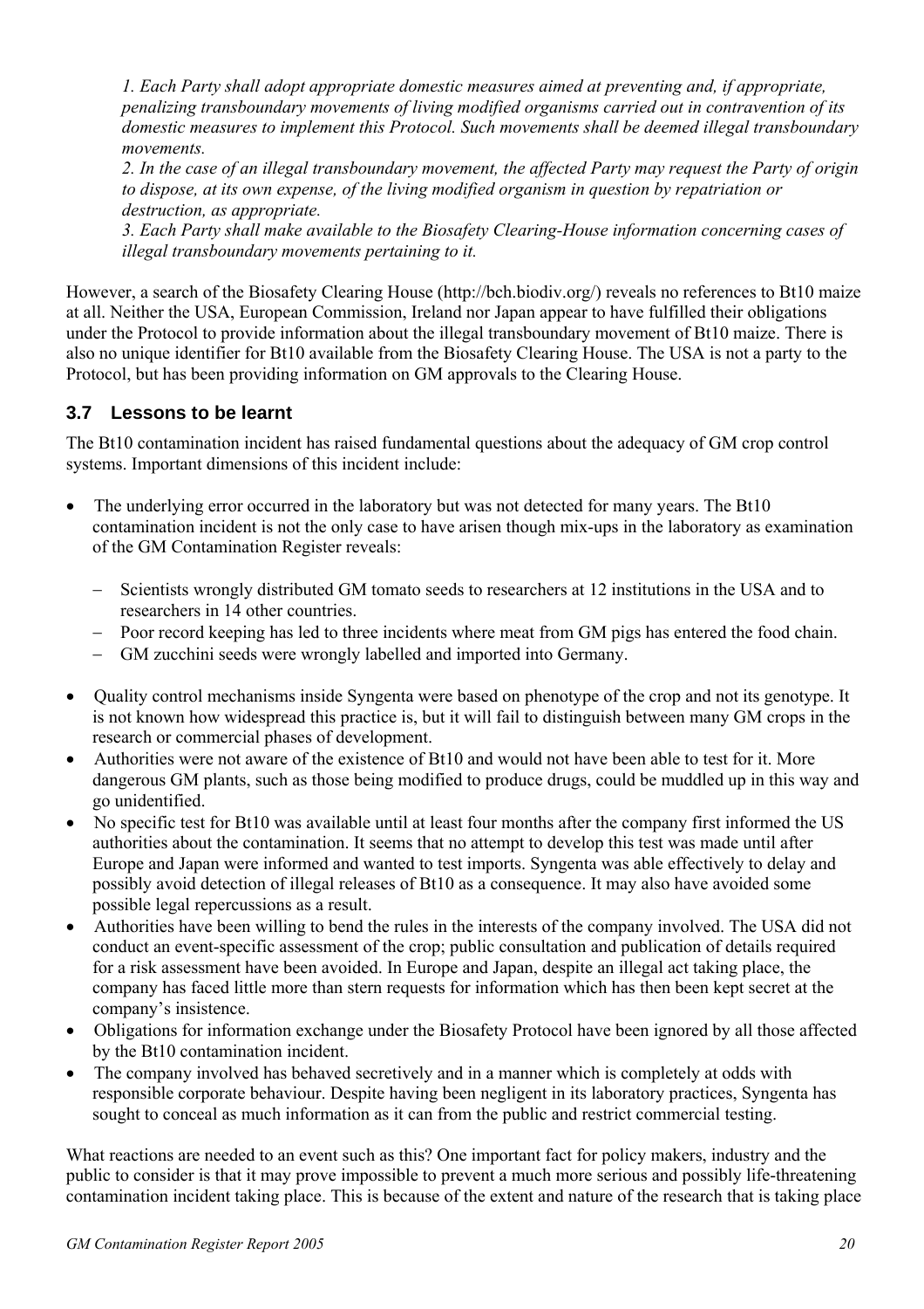*1. Each Party shall adopt appropriate domestic measures aimed at preventing and, if appropriate, penalizing transboundary movements of living modified organisms carried out in contravention of its domestic measures to implement this Protocol. Such movements shall be deemed illegal transboundary movements.*

*2. In the case of an illegal transboundary movement, the affected Party may request the Party of origin to dispose, at its own expense, of the living modified organism in question by repatriation or destruction, as appropriate.*

*3. Each Party shall make available to the Biosafety Clearing-House information concerning cases of illegal transboundary movements pertaining to it.*

However, a search of the Biosafety Clearing House (http://bch.biodiv.org/) reveals no references to Bt10 maize at all. Neither the USA, European Commission, Ireland nor Japan appear to have fulfilled their obligations under the Protocol to provide information about the illegal transboundary movement of Bt10 maize. There is also no unique identifier for Bt10 available from the Biosafety Clearing House. The USA is not a party to the Protocol, but has been providing information on GM approvals to the Clearing House.

## 3.7 Lessons to be learnt

The Bt10 contamination incident has raised fundamental questions about the adequacy of GM crop control systems. Important dimensions of this incident include:

- The underlying error occurred in the laboratory but was not detected for many years. The Bt10 contamination incident is not the only case to have arisen though mix-ups in the laboratory as examination of the GM Contamination Register reveals:
  - Scientists wrongly distributed GM tomato seeds to researchers at 12 institutions in the USA and to researchers in 14 other countries.
  - Poor record keeping has led to three incidents where meat from GM pigs has entered the food chain.
  - GM zucchini seeds were wrongly labelled and imported into Germany.
- Quality control mechanisms inside Syngenta were based on phenotype of the crop and not its genotype. It is not known how widespread this practice is, but it will fail to distinguish between many GM crops in the research or commercial phases of development.
- Authorities were not aware of the existence of Bt10 and would not have been able to test for it. More dangerous GM plants, such as those being modified to produce drugs, could be muddled up in this way and go unidentified.
- No specific test for Bt10 was available until at least four months after the company first informed the US authorities about the contamination. It seems that no attempt to develop this test was made until after Europe and Japan were informed and wanted to test imports. Syngenta was able effectively to delay and possibly avoid detection of illegal releases of Bt10 as a consequence. It may also have avoided some possible legal repercussions as a result.
- Authorities have been willing to bend the rules in the interests of the company involved. The USA did not conduct an event-specific assessment of the crop; public consultation and publication of details required for a risk assessment have been avoided. In Europe and Japan, despite an illegal act taking place, the company has faced little more than stern requests for information which has then been kept secret at the company's insistence.
- Obligations for information exchange under the Biosafety Protocol have been ignored by all those affected by the Bt10 contamination incident.
- The company involved has behaved secretively and in a manner which is completely at odds with responsible corporate behaviour. Despite having been negligent in its laboratory practices, Syngenta has sought to conceal as much information as it can from the public and restrict commercial testing.

What reactions are needed to an event such as this? One important fact for policy makers, industry and the public to consider is that it may prove impossible to prevent a much more serious and possibly life-threatening contamination incident taking place. This is because of the extent and nature of the research that is taking place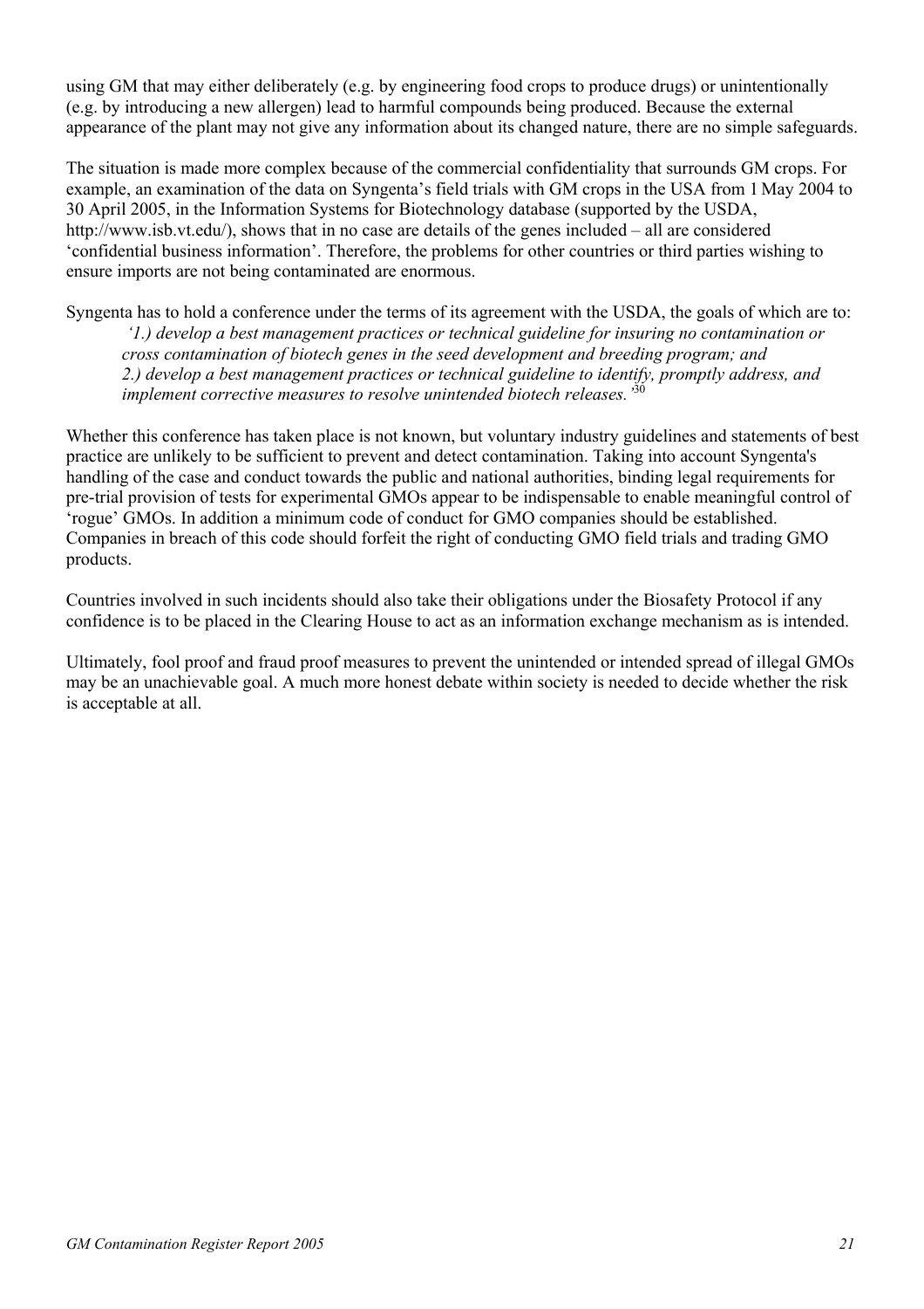using GM that may either deliberately (e.g. by engineering food crops to produce drugs) or unintentionally (e.g. by introducing a new allergen) lead to harmful compounds being produced. Because the external appearance of the plant may not give any information about its changed nature, there are no simple safeguards.

The situation is made more complex because of the commercial confidentiality that surrounds GM crops. For example, an examination of the data on Syngenta's field trials with GM crops in the USA from 1 May 2004 to 30 April 2005, in the Information Systems for Biotechnology database (supported by the USDA, http://www.isb.vt.edu/), shows that in no case are details of the genes included – all are considered 'confidential business information'. Therefore, the problems for other countries or third parties wishing to ensure imports are not being contaminated are enormous.

Syngenta has to hold a conference under the terms of its agreement with the USDA, the goals of which are to:

> *'1.) develop a best management practices or technical guideline for insuring no contamination or cross contamination of biotech genes in the seed development and breeding program; and*
> *2.) develop a best management practices or technical guideline to identify, promptly address, and implement corrective measures to resolve unintended biotech releases.'*[30]

Whether this conference has taken place is not known, but voluntary industry guidelines and statements of best practice are unlikely to be sufficient to prevent and detect contamination. Taking into account Syngenta's handling of the case and conduct towards the public and national authorities, binding legal requirements for pre-trial provision of tests for experimental GMOs appear to be indispensable to enable meaningful control of 'rogue' GMOs. In addition a minimum code of conduct for GMO companies should be established. Companies in breach of this code should forfeit the right of conducting GMO field trials and trading GMO products.

Countries involved in such incidents should also take their obligations under the Biosafety Protocol if any confidence is to be placed in the Clearing House to act as an information exchange mechanism as is intended.

Ultimately, fool proof and fraud proof measures to prevent the unintended or intended spread of illegal GMOs may be an unachievable goal. A much more honest debate within society is needed to decide whether the risk is acceptable at all.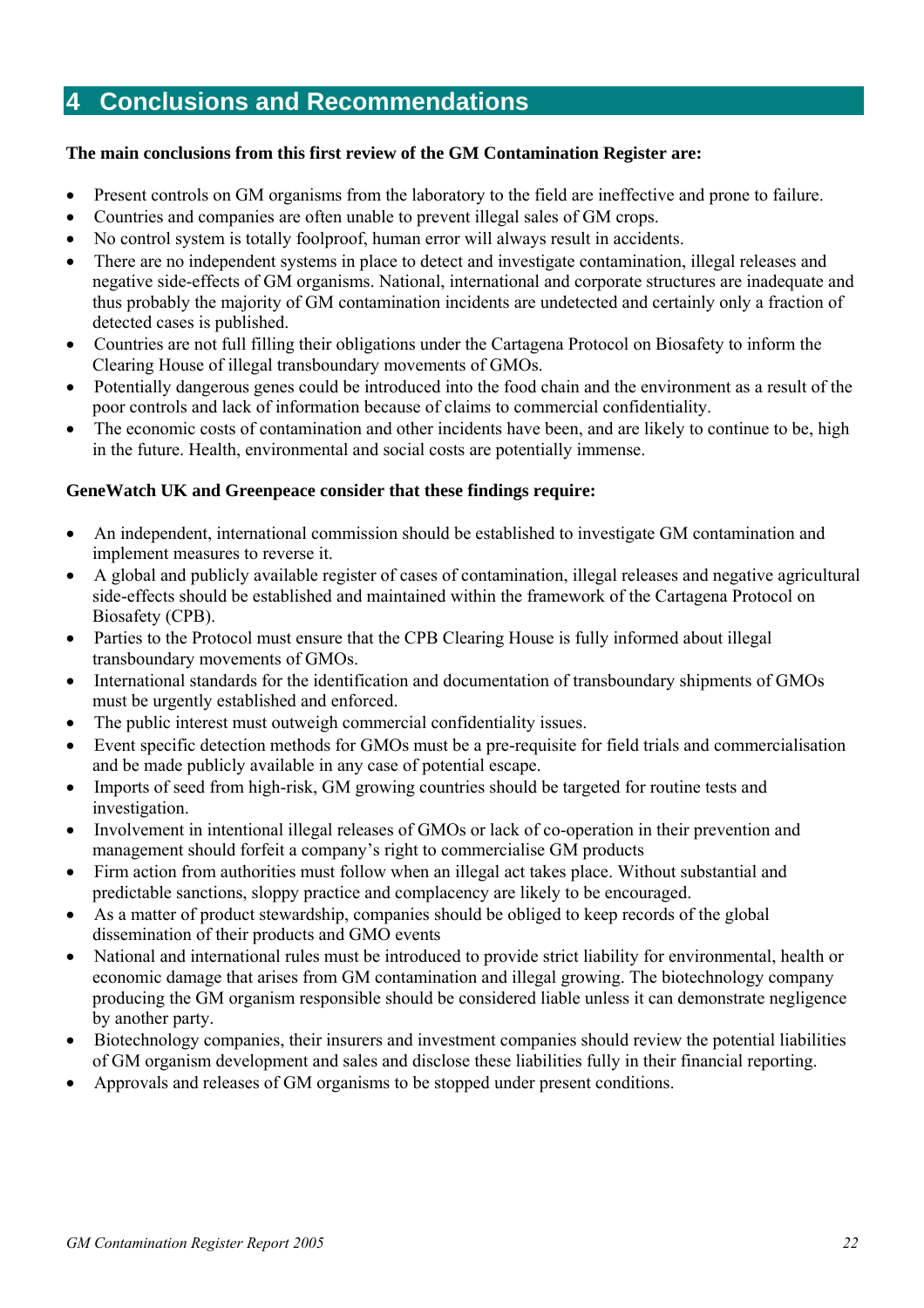# 4 Conclusions and Recommendations

**The main conclusions from this first review of the GM Contamination Register are:**

- Present controls on GM organisms from the laboratory to the field are ineffective and prone to failure.
- Countries and companies are often unable to prevent illegal sales of GM crops.
- No control system is totally foolproof, human error will always result in accidents.
- There are no independent systems in place to detect and investigate contamination, illegal releases and negative side-effects of GM organisms. National, international and corporate structures are inadequate and thus probably the majority of GM contamination incidents are undetected and certainly only a fraction of detected cases is published.
- Countries are not full filling their obligations under the Cartagena Protocol on Biosafety to inform the Clearing House of illegal transboundary movements of GMOs.
- Potentially dangerous genes could be introduced into the food chain and the environment as a result of the poor controls and lack of information because of claims to commercial confidentiality.
- The economic costs of contamination and other incidents have been, and are likely to continue to be, high in the future. Health, environmental and social costs are potentially immense.

**GeneWatch UK and Greenpeace consider that these findings require:**

- An independent, international commission should be established to investigate GM contamination and implement measures to reverse it.
- A global and publicly available register of cases of contamination, illegal releases and negative agricultural side-effects should be established and maintained within the framework of the Cartagena Protocol on Biosafety (CPB).
- Parties to the Protocol must ensure that the CPB Clearing House is fully informed about illegal transboundary movements of GMOs.
- International standards for the identification and documentation of transboundary shipments of GMOs must be urgently established and enforced.
- The public interest must outweigh commercial confidentiality issues.
- Event specific detection methods for GMOs must be a pre-requisite for field trials and commercialisation and be made publicly available in any case of potential escape.
- Imports of seed from high-risk, GM growing countries should be targeted for routine tests and investigation.
- Involvement in intentional illegal releases of GMOs or lack of co-operation in their prevention and management should forfeit a company's right to commercialise GM products
- Firm action from authorities must follow when an illegal act takes place. Without substantial and predictable sanctions, sloppy practice and complacency are likely to be encouraged.
- As a matter of product stewardship, companies should be obliged to keep records of the global dissemination of their products and GMO events
- National and international rules must be introduced to provide strict liability for environmental, health or economic damage that arises from GM contamination and illegal growing. The biotechnology company producing the GM organism responsible should be considered liable unless it can demonstrate negligence by another party.
- Biotechnology companies, their insurers and investment companies should review the potential liabilities of GM organism development and sales and disclose these liabilities fully in their financial reporting.
- Approvals and releases of GM organisms to be stopped under present conditions.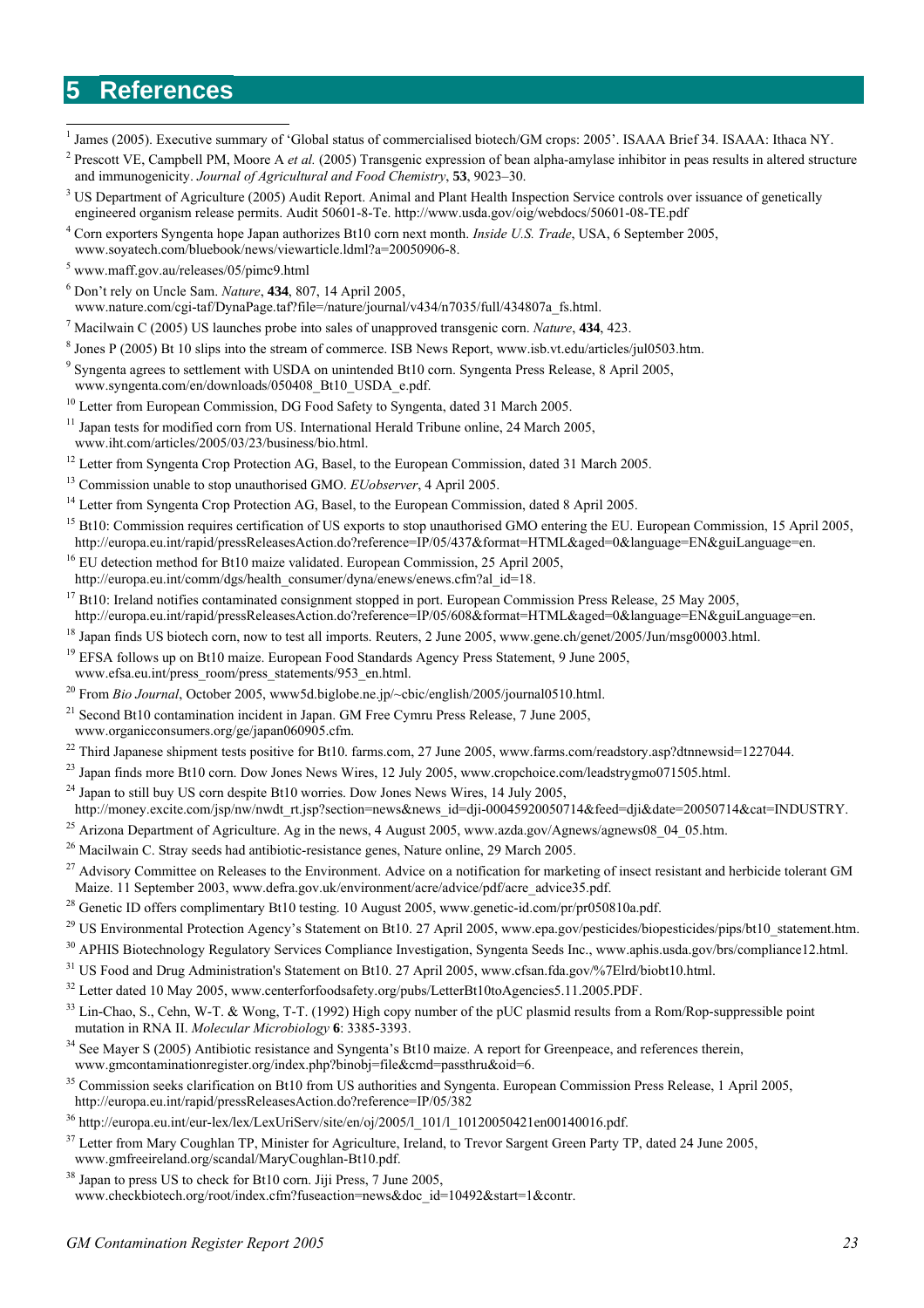# 5 References

[1] James (2005). Executive summary of 'Global status of commercialised biotech/GM crops: 2005'. ISAAA Brief 34. ISAAA: Ithaca NY.

[2] Prescott VE, Campbell PM, Moore A *et al.* (2005) Transgenic expression of bean alpha-amylase inhibitor in peas results in altered structure and immunogenicity. *Journal of Agricultural and Food Chemistry*, **53**, 9023–30.

[3] US Department of Agriculture (2005) Audit Report. Animal and Plant Health Inspection Service controls over issuance of genetically engineered organism release permits. Audit 50601-8-Te. http://www.usda.gov/oig/webdocs/50601-08-TE.pdf

[4] Corn exporters Syngenta hope Japan authorizes Bt10 corn next month. *Inside U.S. Trade*, USA, 6 September 2005, www.soyatech.com/bluebook/news/viewarticle.ldml?a=20050906-8.

[5] www.maff.gov.au/releases/05/pimc9.html

[6] Don't rely on Uncle Sam. *Nature*, **434**, 807, 14 April 2005, www.nature.com/cgi-taf/DynaPage.taf?file=/nature/journal/v434/n7035/full/434807a_fs.html.

[7] Macilwain C (2005) US launches probe into sales of unapproved transgenic corn. *Nature*, **434**, 423.

[8] Jones P (2005) Bt 10 slips into the stream of commerce. ISB News Report, www.isb.vt.edu/articles/jul0503.htm.

[9] Syngenta agrees to settlement with USDA on unintended Bt10 corn. Syngenta Press Release, 8 April 2005, www.syngenta.com/en/downloads/050408_Bt10_USDA_e.pdf.

[10] Letter from European Commission, DG Food Safety to Syngenta, dated 31 March 2005.

[11] Japan tests for modified corn from US. International Herald Tribune online, 24 March 2005, www.iht.com/articles/2005/03/23/business/bio.html.

[12] Letter from Syngenta Crop Protection AG, Basel, to the European Commission, dated 31 March 2005.

[13] Commission unable to stop unauthorised GMO. *EUobserver*, 4 April 2005.

[14] Letter from Syngenta Crop Protection AG, Basel, to the European Commission, dated 8 April 2005.

[15] Bt10: Commission requires certification of US exports to stop unauthorised GMO entering the EU. European Commission, 15 April 2005, http://europa.eu.int/rapid/pressReleasesAction.do?reference=IP/05/437&format=HTML&aged=0&language=EN&guiLanguage=en.

[16] EU detection method for Bt10 maize validated. European Commission, 25 April 2005, http://europa.eu.int/comm/dgs/health_consumer/dyna/enews/enews.cfm?al_id=18.

[17] Bt10: Ireland notifies contaminated consignment stopped in port. European Commission Press Release, 25 May 2005, http://europa.eu.int/rapid/pressReleasesAction.do?reference=IP/05/608&format=HTML&aged=0&language=EN&guiLanguage=en.

[18] Japan finds US biotech corn, now to test all imports. Reuters, 2 June 2005, www.gene.ch/genet/2005/Jun/msg00003.html.

[19] EFSA follows up on Bt10 maize. European Food Standards Agency Press Statement, 9 June 2005, www.efsa.eu.int/press_room/press_statements/953_en.html.

[20] From *Bio Journal*, October 2005, www5d.biglobe.ne.jp/~cbic/english/2005/journal0510.html.

[21] Second Bt10 contamination incident in Japan. GM Free Cymru Press Release, 7 June 2005, www.organicconsumers.org/ge/japan060905.cfm.

[22] Third Japanese shipment tests positive for Bt10. farms.com, 27 June 2005, www.farms.com/readstory.asp?dtnnewsid=1227044.

[23] Japan finds more Bt10 corn. Dow Jones News Wires, 12 July 2005, www.cropchoice.com/leadstrygmo071505.html.

[24] Japan to still buy US corn despite Bt10 worries. Dow Jones News Wires, 14 July 2005, http://money.excite.com/jsp/nw/nwdt_rt.jsp?section=news&news_id=dji-00045920050714&feed=dji&date=20050714&cat=INDUSTRY.

[25] Arizona Department of Agriculture. Ag in the news, 4 August 2005, www.azda.gov/Agnews/agnews08_04_05.htm.

[26] Macilwain C. Stray seeds had antibiotic-resistance genes, Nature online, 29 March 2005.

[27] Advisory Committee on Releases to the Environment. Advice on a notification for marketing of insect resistant and herbicide tolerant GM Maize. 11 September 2003, www.defra.gov.uk/environment/acre/advice/pdf/acre_advice35.pdf.

[28] Genetic ID offers complimentary Bt10 testing. 10 August 2005, www.genetic-id.com/pr/pr050810a.pdf.

[29] US Environmental Protection Agency's Statement on Bt10. 27 April 2005, www.epa.gov/pesticides/biopesticides/pips/bt10_statement.htm.

[30] APHIS Biotechnology Regulatory Services Compliance Investigation, Syngenta Seeds Inc., www.aphis.usda.gov/brs/compliance12.html.

[31] US Food and Drug Administration's Statement on Bt10. 27 April 2005, www.cfsan.fda.gov/%7Elrd/biobt10.html.

[32] Letter dated 10 May 2005, www.centerforfoodsafety.org/pubs/LetterBt10toAgencies5.11.2005.PDF.

[33] Lin-Chao, S., Cehn, W-T. & Wong, T-T. (1992) High copy number of the pUC plasmid results from a Rom/Rop-suppressible point mutation in RNA II. *Molecular Microbiology* **6**: 3385-3393.

[34] See Mayer S (2005) Antibiotic resistance and Syngenta's Bt10 maize. A report for Greenpeace, and references therein, www.gmcontaminationregister.org/index.php?binobj=file&cmd=passthru&oid=6.

[35] Commission seeks clarification on Bt10 from US authorities and Syngenta. European Commission Press Release, 1 April 2005, http://europa.eu.int/rapid/pressReleasesAction.do?reference=IP/05/382

[36] http://europa.eu.int/eur-lex/lex/LexUriServ/site/en/oj/2005/l_101/l_10120050421en00140016.pdf.

[37] Letter from Mary Coughlan TP, Minister for Agriculture, Ireland, to Trevor Sargent Green Party TP, dated 24 June 2005, www.gmfreeireland.org/scandal/MaryCoughlan-Bt10.pdf.

[38] Japan to press US to check for Bt10 corn. Jiji Press, 7 June 2005, www.checkbiotech.org/root/index.cfm?fuseaction=news&doc_id=10492&start=1&contr.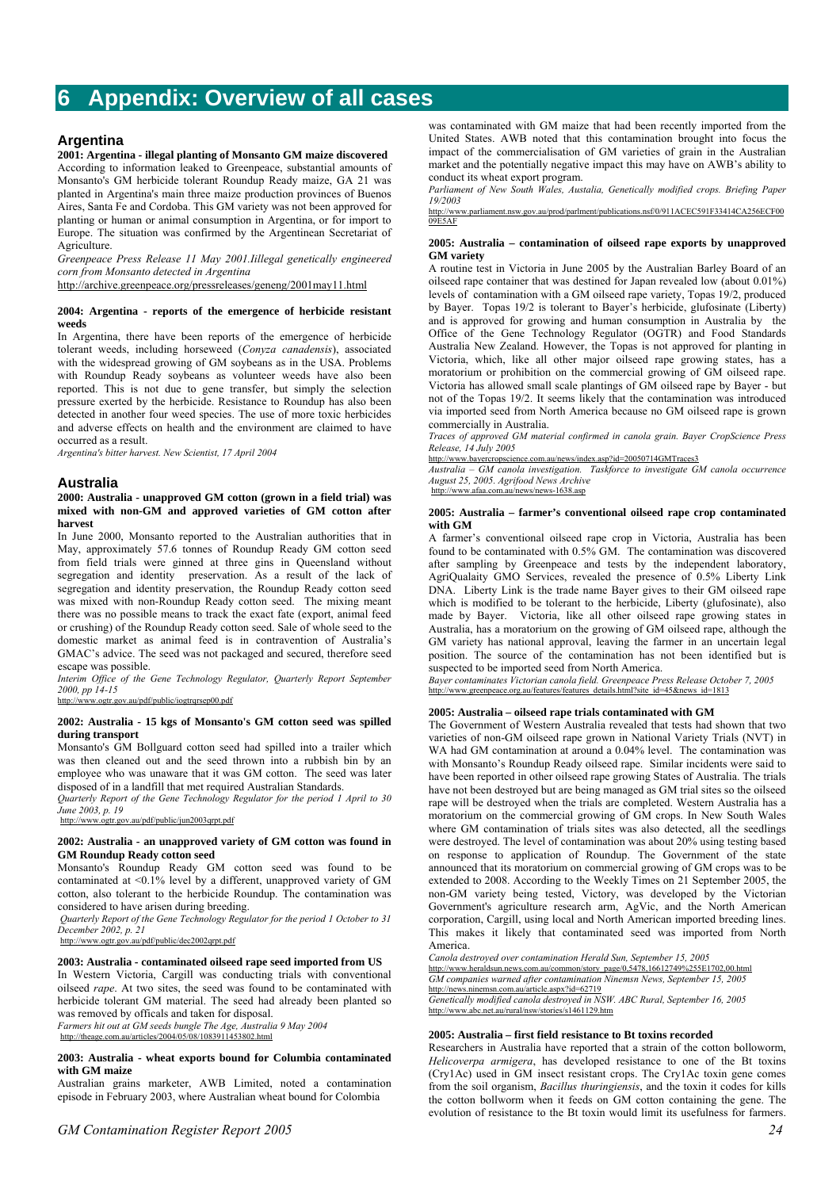# 6 Appendix: Overview of all cases

## Argentina

**2001: Argentina - illegal planting of Monsanto GM maize discovered**

According to information leaked to Greenpeace, substantial amounts of Monsanto's GM herbicide tolerant Roundup Ready maize, GA 21 was planted in Argentina's main three maize production provinces of Buenos Aires, Santa Fe and Cordoba. This GM variety was not been approved for planting or human or animal consumption in Argentina, or for import to Europe. The situation was confirmed by the Argentinean Secretariat of Agriculture.

*Greenpeace Press Release 11 May 2001.Iillegal genetically engineered corn from Monsanto detected in Argentina*

http://archive.greenpeace.org/pressreleases/geneng/2001may11.html

**2004: Argentina - reports of the emergence of herbicide resistant weeds**

In Argentina, there have been reports of the emergence of herbicide tolerant weeds, including horseweed (*Conyza canadensis*), associated with the widespread growing of GM soybeans as in the USA. Problems with Roundup Ready soybeans as volunteer weeds have also been reported. This is not due to gene transfer, but simply the selection pressure exerted by the herbicide. Resistance to Roundup has also been detected in another four weed species. The use of more toxic herbicides and adverse effects on health and the environment are claimed to have occurred as a result.

*Argentina's bitter harvest. New Scientist, 17 April 2004*

## Australia

**2000: Australia - unapproved GM cotton (grown in a field trial) was mixed with non-GM and approved varieties of GM cotton after harvest**

In June 2000, Monsanto reported to the Australian authorities that in May, approximately 57.6 tonnes of Roundup Ready GM cotton seed from field trials were ginned at three gins in Queensland without segregation and identity preservation. As a result of the lack of segregation and identity preservation, the Roundup Ready cotton seed was mixed with non-Roundup Ready cotton seed. The mixing meant there was no possible means to track the exact fate (export, animal feed or crushing) of the Roundup Ready cotton seed. Sale of whole seed to the domestic market as animal feed is in contravention of Australia's GMAC's advice. The seed was not packaged and secured, therefore seed escape was possible.

*Interim Office of the Gene Technology Regulator, Quarterly Report September 2000, pp 14-15*

http://www.ogtr.gov.au/pdf/public/iogtrqrsep00.pdf

**2002: Australia - 15 kgs of Monsanto's GM cotton seed was spilled during transport**

Monsanto's GM Bollguard cotton seed had spilled into a trailer which was then cleaned out and the seed thrown into a rubbish bin by an employee who was unaware that it was GM cotton. The seed was later disposed of in a landfill that met required Australian Standards.

*Quarterly Report of the Gene Technology Regulator for the period 1 April to 30 June 2003, p. 19*

http://www.ogtr.gov.au/pdf/public/jun2003qrpt.pdf

**2002: Australia - an unapproved variety of GM cotton was found in GM Roundup Ready cotton seed**

Monsanto's Roundup Ready GM cotton seed was found to be contaminated at <0.1% level by a different, unapproved variety of GM cotton, also tolerant to the herbicide Roundup. The contamination was considered to have arisen during breeding.

*Quarterly Report of the Gene Technology Regulator for the period 1 October to 31 December 2002, p. 21*

http://www.ogtr.gov.au/pdf/public/dec2002qrpt.pdf

**2003: Australia - contaminated oilseed rape seed imported from US**

In Western Victoria, Cargill was conducting trials with conventional oilseed *rape*. At two sites, the seed was found to be contaminated with herbicide tolerant GM material. The seed had already been planted so was removed by officals and taken for disposal.

*Farmers hit out at GM seeds bungle The Age, Australia 9 May 2004*

http://theage.com.au/articles/2004/05/08/1083911453802.html

**2003: Australia - wheat exports bound for Columbia contaminated with GM maize**

Australian grains marketer, AWB Limited, noted a contamination episode in February 2003, where Australian wheat bound for Colombia was contaminated with GM maize that had been recently imported from the United States. AWB noted that this contamination brought into focus the impact of the commercialisation of GM varieties of grain in the Australian market and the potentially negative impact this may have on AWB's ability to conduct its wheat export program.

*Parliament of New South Wales, Austalia, Genetically modified crops. Briefing Paper 19/2003*

http://www.parliament.nsw.gov.au/prod/parlment/publications.nsf/0/911ACEC591F33414CA256ECF0009E5AF

**2005: Australia – contamination of oilseed rape exports by unapproved GM variety**

A routine test in Victoria in June 2005 by the Australian Barley Board of an oilseed rape container that was destined for Japan revealed low (about 0.01%) levels of contamination with a GM oilseed rape variety, Topas 19/2, produced by Bayer. Topas 19/2 is tolerant to Bayer's herbicide, glufosinate (Liberty) and is approved for growing and human consumption in Australia by the Office of the Gene Technology Regulator (OGTR) and Food Standards Australia New Zealand. However, the Topas is not approved for planting in Victoria, which, like all other major oilseed rape growing states, has a moratorium or prohibition on the commercial growing of GM oilseed rape. Victoria has allowed small scale plantings of GM oilseed rape by Bayer - but not of the Topas 19/2. It seems likely that the contamination was introduced via imported seed from North America because no GM oilseed rape is grown commercially in Australia.

*Traces of approved GM material confirmed in canola grain. Bayer CropScience Press Release, 14 July 2005*

http://www.bayercropscience.com.au/news/index.asp?id=20050714GMTraces3

*Australia – GM canola investigation. Taskforce to investigate GM canola occurrence August 25, 2005. Agrifood News Archive*

http://www.afaa.com.au/news/news-1638.asp

**2005: Australia – farmer's conventional oilseed rape crop contaminated with GM**

A farmer's conventional oilseed rape crop in Victoria, Australia has been found to be contaminated with 0.5% GM. The contamination was discovered after sampling by Greenpeace and tests by the independent laboratory, AgriQualaity GMO Services, revealed the presence of 0.5% Liberty Link DNA. Liberty Link is the trade name Bayer gives to their GM oilseed rape which is modified to be tolerant to the herbicide, Liberty (glufosinate), also made by Bayer. Victoria, like all other oilseed rape growing states in Australia, has a moratorium on the growing of GM oilseed rape, although the GM variety has national approval, leaving the farmer in an uncertain legal position. The source of the contamination has not been identified but is suspected to be imported seed from North America.

*Bayer contaminates Victorian canola field. Greenpeace Press Release October 7, 2005*

http://www.greenpeace.org.au/features/features_details.html?site_id=45&news_id=1813

**2005: Australia – oilseed rape trials contaminated with GM**

The Government of Western Australia revealed that tests had shown that two varieties of non-GM oilseed rape grown in National Variety Trials (NVT) in WA had GM contamination at around a 0.04% level. The contamination was with Monsanto's Roundup Ready oilseed rape. Similar incidents were said to have been reported in other oilseed rape growing States of Australia. The trials have not been destroyed but are being managed as GM trial sites so the oilseed rape will be destroyed when the trials are completed. Western Australia has a moratorium on the commercial growing of GM crops. In New South Wales where GM contamination of trials sites was also detected, all the seedlings were destroyed. The level of contamination was about 20% using testing based on response to application of Roundup. The Government of the state announced that its moratorium on commercial growing of GM crops was to be extended to 2008. According to the Weekly Times on 21 September 2005, the non-GM variety being tested, Victory, was developed by the Victorian Government's agriculture research arm, AgVic, and the North American corporation, Cargill, using local and North American imported breeding lines. This makes it likely that contaminated seed was imported from North America.

*Canola destroyed over contamination Herald Sun, September 15, 2005*

http://www.heraldsun.news.com.au/common/story_page/0,5478,16612749%255E1702,00.html

*GM companies warned after contamination Ninemsn News, September 15, 2005*

http://news.ninemsn.com.au/article.aspx?id=62719

*Genetically modified canola destroyed in NSW. ABC Rural, September 16, 2005*

http://www.abc.net.au/rural/nsw/stories/s1461129.htm

**2005: Australia – first field resistance to Bt toxins recorded**

Researchers in Australia have reported that a strain of the cotton bolloworm, *Helicoverpa armigera*, has developed resistance to one of the Bt toxins (Cry1Ac) used in GM insect resistant crops. The Cry1Ac toxin gene comes from the soil organism, *Bacillus thuringiensis*, and the toxin it codes for kills the cotton bollworm when it feeds on GM cotton containing the gene. The evolution of resistance to the Bt toxin would limit its usefulness for farmers.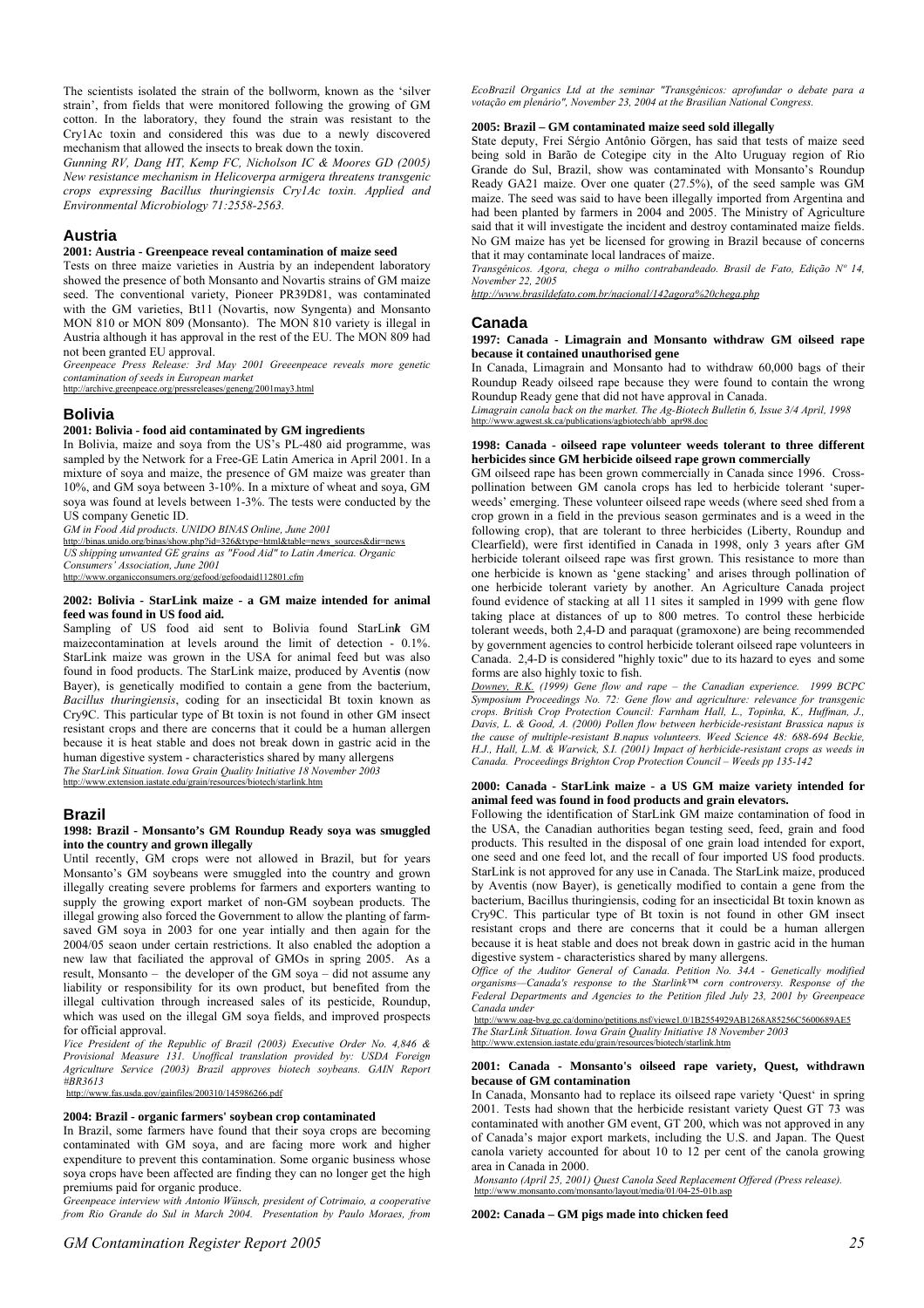The scientists isolated the strain of the bollworm, known as the 'silver strain', from fields that were monitored following the growing of GM cotton. In the laboratory, they found the strain was resistant to the Cry1Ac toxin and considered this was due to a newly discovered mechanism that allowed the insects to break down the toxin.

*Gunning RV, Dang HT, Kemp FC, Nicholson IC & Moores GD (2005) New resistance mechanism in Helicoverpa armigera threatens transgenic crops expressing Bacillus thuringiensis Cry1Ac toxin. Applied and Environmental Microbiology 71:2558-2563.*

## Austria

**2001: Austria - Greenpeace reveal contamination of maize seed**

Tests on three maize varieties in Austria by an independent laboratory showed the presence of both Monsanto and Novartis strains of GM maize seed. The conventional variety, Pioneer PR39D81, was contaminated with the GM varieties, Bt11 (Novartis, now Syngenta) and Monsanto MON 810 or MON 809 (Monsanto). The MON 810 variety is illegal in Austria although it has approval in the rest of the EU. The MON 809 had not been granted EU approval.

*Greenpeace Press Release: 3rd May 2001 Greeenpeace reveals more genetic contamination of seeds in European market*
http://archive.greenpeace.org/pressreleases/geneng/2001may3.html

## Bolivia

**2001: Bolivia - food aid contaminated by GM ingredients**

In Bolivia, maize and soya from the US's PL-480 aid programme, was sampled by the Network for a Free-GE Latin America in April 2001. In a mixture of soya and maize, the presence of GM maize was greater than 10%, and GM soya between 3-10%. In a mixture of wheat and soya, GM soya was found at levels between 1-3%. The tests were conducted by the US company Genetic ID.

*GM in Food Aid products. UNIDO BINAS Online, June 2001*
http://binas.unido.org/binas/show.php?id=326&type=html&table=news_sources&dir=news
*US shipping unwanted GE grains as "Food Aid" to Latin America. Organic Consumers' Association, June 2001*
http://www.organicconsumers.org/gefood/gefoodaid112801.cfm

**2002: Bolivia - StarLink maize - a GM maize intended for animal feed was found in US food aid.**

Sampling of US food aid sent to Bolivia found StarLin***k*** GM maizecontamination at levels around the limit of detection - 0.1%. StarLink maize was grown in the USA for animal feed but was also found in food products. The StarLink maize, produced by Aventi***s*** (now Bayer), is genetically modified to contain a gene from the bacterium, *Bacillus thuringiensis*, coding for an insecticidal Bt toxin known as Cry9C. This particular type of Bt toxin is not found in other GM insect resistant crops and there are concerns that it could be a human allergen because it is heat stable and does not break down in gastric acid in the human digestive system - characteristics shared by many allergens

*The StarLink Situation. Iowa Grain Quality Initiative 18 November 2003*
http://www.extension.iastate.edu/grain/resources/biotech/starlink.htm

## Brazil

**1998: Brazil - Monsanto's GM Roundup Ready soya was smuggled into the country and grown illegally**

Until recently, GM crops were not allowed in Brazil, but for years Monsanto's GM soybeans were smuggled into the country and grown illegally creating severe problems for farmers and exporters wanting to supply the growing export market of non-GM soybean products. The illegal growing also forced the Government to allow the planting of farm-saved GM soya in 2003 for one year intially and then again for the 2004/05 seaon under certain restrictions. It also enabled the adoption a new law that faciliated the approval of GMOs in spring 2005. As a result, Monsanto – the developer of the GM soya – did not assume any liability or responsibility for its own product, but benefited from the illegal cultivation through increased sales of its pesticide, Roundup, which was used on the illegal GM soya fields, and improved prospects for official approval.

*Vice President of the Republic of Brazil (2003) Executive Order No. 4,846 & Provisional Measure 131. Unoffical translation provided by: USDA Foreign Agriculture Service (2003) Brazil approves biotech soybeans. GAIN Report #BR3613*
http://www.fas.usda.gov/gainfiles/200310/145986266.pdf

**2004: Brazil - organic farmers' soybean crop contaminated**

In Brazil, some farmers have found that their soya crops are becoming contaminated with GM soya, and are facing more work and higher expenditure to prevent this contamination. Some organic business whose soya crops have been affected are finding they can no longer get the high premiums paid for organic produce.

*Greenpeace interview with Antonio Wünsch, president of Cotrimaio, a cooperative from Rio Grande do Sul in March 2004. Presentation by Paulo Moraes, from EcoBrazil Organics Ltd at the seminar "Transgênicos: aprofundar o debate para a votação em plenário", November 23, 2004 at the Brasilian National Congress.*

**2005: Brazil – GM contaminated maize seed sold illegally**

State deputy, Frei Sérgio Antônio Görgen, has said that tests of maize seed being sold in Barão de Cotegipe city in the Alto Uruguay region of Rio Grande do Sul, Brazil, show was contaminated with Monsanto's Roundup Ready GA21 maize. Over one quater (27.5%), of the seed sample was GM maize. The seed was said to have been illegally imported from Argentina and had been planted by farmers in 2004 and 2005. The Ministry of Agriculture said that it will investigate the incident and destroy contaminated maize fields. No GM maize has yet be licensed for growing in Brazil because of concerns that it may contaminate local landraces of maize.

*Transgênicos. Agora, chega o milho contrabandeado. Brasil de Fato, Edição Nº 14, November 22, 2005*
*http://www.brasildefato.com.br/nacional/142agora%20chega.php*

## Canada

**1997: Canada - Limagrain and Monsanto withdraw GM oilseed rape because it contained unauthorised gene**

In Canada, Limagrain and Monsanto had to withdraw 60,000 bags of their Roundup Ready oilseed rape because they were found to contain the wrong Roundup Ready gene that did not have approval in Canada.

*Limagrain canola back on the market. The Ag-Biotech Bulletin 6, Issue 3/4 April, 1998*
http://www.agwest.sk.ca/publications/agbiotech/abb_apr98.doc

**1998: Canada - oilseed rape volunteer weeds tolerant to three different herbicides since GM herbicide oilseed rape grown commercially**

GM oilseed rape has been grown commercially in Canada since 1996. Cross-pollination between GM canola crops has led to herbicide tolerant 'super-weeds' emerging. These volunteer oilseed rape weeds (where seed shed from a crop grown in a field in the previous season germinates and is a weed in the following crop), that are tolerant to three herbicides (Liberty, Roundup and Clearfield), were first identified in Canada in 1998, only 3 years after GM herbicide tolerant oilseed rape was first grown. This resistance to more than one herbicide is known as 'gene stacking' and arises through pollination of one herbicide tolerant variety by another. An Agriculture Canada project found evidence of stacking at all 11 sites it sampled in 1999 with gene flow taking place at distances of up to 800 metres. To control these herbicide tolerant weeds, both 2,4-D and paraquat (gramoxone) are being recommended by government agencies to control herbicide tolerant oilseed rape volunteers in Canada. 2,4-D is considered "highly toxic" due to its hazard to eyes and some forms are also highly toxic to fish.

*Downey, R.K. (1999) Gene flow and rape – the Canadian experience. 1999 BCPC Symposium Proceedings No. 72: Gene flow and agriculture: relevance for transgenic crops. British Crop Protection Council: Farnham Hall, L., Topinka, K., Huffman, J., Davis, L. & Good, A. (2000) Pollen flow between herbicide-resistant Brassica napus is the cause of multiple-resistant B.napus volunteers. Weed Science 48: 688-694 Beckie, H.J., Hall, L.M. & Warwick, S.I. (2001) Impact of herbicide-resistant crops as weeds in Canada. Proceedings Brighton Crop Protection Council – Weeds pp 135-142*

**2000: Canada - StarLink maize - a US GM maize variety intended for animal feed was found in food products and grain elevators.**

Following the identification of StarLink GM maize contamination of food in the USA, the Canadian authorities began testing seed, feed, grain and food products. This resulted in the disposal of one grain load intended for export, one seed and one feed lot, and the recall of four imported US food products. StarLink is not approved for any use in Canada. The StarLink maize, produced by Aventis (now Bayer), is genetically modified to contain a gene from the bacterium, Bacillus thuringiensis, coding for an insecticidal Bt toxin known as Cry9C. This particular type of Bt toxin is not found in other GM insect resistant crops and there are concerns that it could be a human allergen because it is heat stable and does not break down in gastric acid in the human digestive system - characteristics shared by many allergens.

*Office of the Auditor General of Canada. Petition No. 34A - Genetically modified organisms—Canada's response to the Starlink™ corn controversy. Response of the Federal Departments and Agencies to the Petition filed July 23, 2001 by Greenpeace Canada under*
http://www.oag-bvg.gc.ca/domino/petitions.nsf/viewe1.0/1B2554929AB1268A85256C5600689AE5
*The StarLink Situation. Iowa Grain Quality Initiative 18 November 2003*
http://www.extension.iastate.edu/grain/resources/biotech/starlink.htm

**2001: Canada - Monsanto's oilseed rape variety, Quest, withdrawn because of GM contamination**

In Canada, Monsanto had to replace its oilseed rape variety 'Quest' in spring 2001. Tests had shown that the herbicide resistant variety Quest GT 73 was contaminated with another GM event, GT 200, which was not approved in any of Canada's major export markets, including the U.S. and Japan. The Quest canola variety accounted for about 10 to 12 per cent of the canola growing area in Canada in 2000.

*Monsanto (April 25, 2001) Quest Canola Seed Replacement Offered (Press release).*
http://www.monsanto.com/monsanto/layout/media/01/04-25-01b.asp

**2002: Canada – GM pigs made into chicken feed**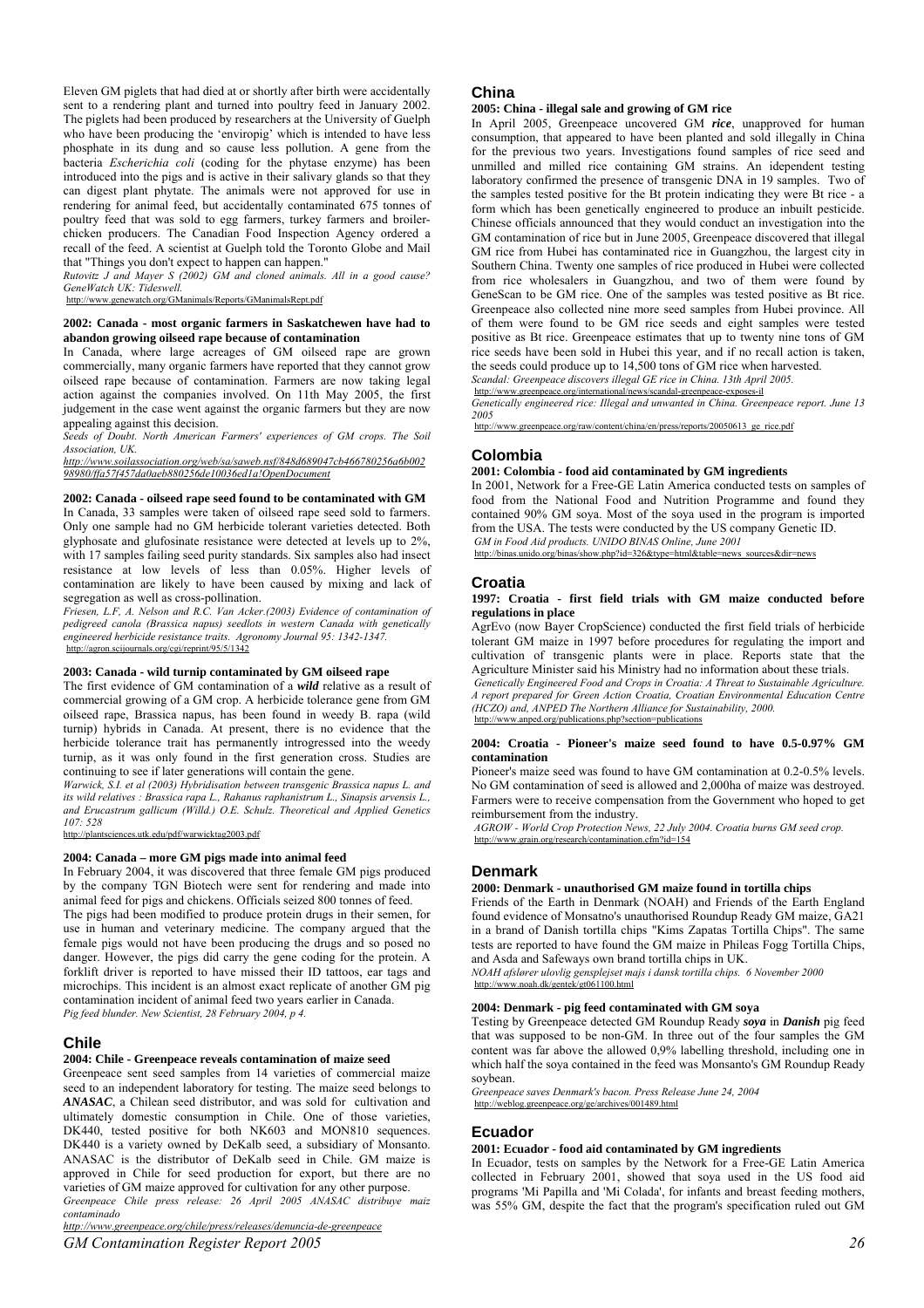Eleven GM piglets that had died at or shortly after birth were accidentally sent to a rendering plant and turned into poultry feed in January 2002. The piglets had been produced by researchers at the University of Guelph who have been producing the 'enviropig' which is intended to have less phosphate in its dung and so cause less pollution. A gene from the bacteria *Escherichia coli* (coding for the phytase enzyme) has been introduced into the pigs and is active in their salivary glands so that they can digest plant phytate. The animals were not approved for use in rendering for animal feed, but accidentally contaminated 675 tonnes of poultry feed that was sold to egg farmers, turkey farmers and broiler-chicken producers. The Canadian Food Inspection Agency ordered a recall of the feed. A scientist at Guelph told the Toronto Globe and Mail that "Things you don't expect to happen can happen."

*Rutovitz J and Mayer S (2002) GM and cloned animals. All in a good cause? GeneWatch UK: Tideswell.*
http://www.genewatch.org/GManimals/Reports/GManimalsRept.pdf

**2002: Canada - most organic farmers in Saskatchewen have had to abandon growing oilseed rape because of contamination**

In Canada, where large acreages of GM oilseed rape are grown commercially, many organic farmers have reported that they cannot grow oilseed rape because of contamination. Farmers are now taking legal action against the companies involved. On 11th May 2005, the first judgement in the case went against the organic farmers but they are now appealing against this decision.

*Seeds of Doubt. North American Farmers' experiences of GM crops. The Soil Association, UK.*
*http://www.soilassociation.org/web/sa/saweb.nsf/848d689047cb466780256a6b00298980/ffa57f457da0aeb880256de10036ed1a!OpenDocument*

**2002: Canada - oilseed rape seed found to be contaminated with GM**

In Canada, 33 samples were taken of oilseed rape seed sold to farmers. Only one sample had no GM herbicide tolerant varieties detected. Both glyphosate and glufosinate resistance were detected at levels up to 2%, with 17 samples failing seed purity standards. Six samples also had insect resistance at low levels of less than 0.05%. Higher levels of contamination are likely to have been caused by mixing and lack of segregation as well as cross-pollination.

*Friesen, L.F, A. Nelson and R.C. Van Acker.(2003) Evidence of contamination of pedigreed canola (Brassica napus) seedlots in western Canada with genetically engineered herbicide resistance traits. Agronomy Journal 95: 1342-1347.*
http://agron.scijournals.org/cgi/reprint/95/5/1342

**2003: Canada - wild turnip contaminated by GM oilseed rape**

The first evidence of GM contamination of a ***wild*** relative as a result of commercial growing of a GM crop. A herbicide tolerance gene from GM oilseed rape, Brassica napus, has been found in weedy B. rapa (wild turnip) hybrids in Canada. At present, there is no evidence that the herbicide tolerance trait has permanently introgressed into the weedy turnip, as it was only found in the first generation cross. Studies are continuing to see if later generations will contain the gene.

*Warwick, S.I. et al (2003) Hybridisation between transgenic Brassica napus L. and its wild relatives : Brassica rapa L., Rahanus raphanistrum L., Sinapsis arvensis L., and Erucastrum gallicum (Willd.) O.E. Schulz. Theoretical and Applied Genetics 107: 528*
http://plantsciences.utk.edu/pdf/warwicktag2003.pdf

**2004: Canada – more GM pigs made into animal feed**

In February 2004, it was discovered that three female GM pigs produced by the company TGN Biotech were sent for rendering and made into animal feed for pigs and chickens. Officials seized 800 tonnes of feed.

The pigs had been modified to produce protein drugs in their semen, for use in human and veterinary medicine. The company argued that the female pigs would not have been producing the drugs and so posed no danger. However, the pigs did carry the gene coding for the protein. A forklift driver is reported to have missed their ID tattoos, ear tags and microchips. This incident is an almost exact replicate of another GM pig contamination incident of animal feed two years earlier in Canada.

*Pig feed blunder. New Scientist, 28 February 2004, p 4.*

## Chile

**2004: Chile - Greenpeace reveals contamination of maize seed**

Greenpeace sent seed samples from 14 varieties of commercial maize seed to an independent laboratory for testing. The maize seed belongs to ***ANASAC***, a Chilean seed distributor, and was sold for cultivation and ultimately domestic consumption in Chile. One of those varieties, DK440, tested positive for both NK603 and MON810 sequences. DK440 is a variety owned by DeKalb seed, a subsidiary of Monsanto. ANASAC is the distributor of DeKalb seed in Chile. GM maize is approved in Chile for seed production for export, but there are no varieties of GM maize approved for cultivation for any other purpose.

*Greenpeace Chile press release: 26 April 2005 ANASAC distribuye maiz contaminado*
*http://www.greenpeace.org/chile/press/releases/denuncia-de-greenpeace*

## China

**2005: China - illegal sale and growing of GM rice**

In April 2005, Greenpeace uncovered GM ***rice***, unapproved for human consumption, that appeared to have been planted and sold illegally in China for the previous two years. Investigations found samples of rice seed and unmilled and milled rice containing GM strains. An idependent testing laboratory confirmed the presence of transgenic DNA in 19 samples. Two of the samples tested positive for the Bt protein indicating they were Bt rice - a form which has been genetically engineered to produce an inbuilt pesticide. Chinese officials announced that they would conduct an investigation into the GM contamination of rice but in June 2005, Greenpeace discovered that illegal GM rice from Hubei has contaminated rice in Guangzhou, the largest city in Southern China. Twenty one samples of rice produced in Hubei were collected from rice wholesalers in Guangzhou, and two of them were found by GeneScan to be GM rice. One of the samples was tested positive as Bt rice. Greenpeace also collected nine more seed samples from Hubei province. All of them were found to be GM rice seeds and eight samples were tested positive as Bt rice. Greenpeace estimates that up to twenty nine tons of GM rice seeds have been sold in Hubei this year, and if no recall action is taken, the seeds could produce up to 14,500 tons of GM rice when harvested.

*Scandal: Greenpeace discovers illegal GE rice in China. 13th April 2005.*
http://www.greenpeace.org/international/news/scandal-greenpeace-exposes-il
*Genetically engineered rice: Illegal and unwanted in China. Greenpeace report. June 13 2005*
http://www.greenpeace.org/raw/content/china/en/press/reports/20050613_ge_rice.pdf

## Colombia

**2001: Colombia - food aid contaminated by GM ingredients**

In 2001, Network for a Free-GE Latin America conducted tests on samples of food from the National Food and Nutrition Programme and found they contained 90% GM soya. Most of the soya used in the program is imported from the USA. The tests were conducted by the US company Genetic ID.

*GM in Food Aid products. UNIDO BINAS Online, June 2001*
http://binas.unido.org/binas/show.php?id=326&type=html&table=news_sources&dir=news

## Croatia

**1997: Croatia - first field trials with GM maize conducted before regulations in place**

AgrEvo (now Bayer CropScience) conducted the first field trials of herbicide tolerant GM maize in 1997 before procedures for regulating the import and cultivation of transgenic plants were in place. Reports state that the Agriculture Minister said his Ministry had no information about these trials.

*Genetically Engineered Food and Crops in Croatia: A Threat to Sustainable Agriculture. A report prepared for Green Action Croatia, Croatian Environmental Education Centre (HCZO) and, ANPED The Northern Alliance for Sustainability, 2000.*
http://www.anped.org/publications.php?section=publications

**2004: Croatia - Pioneer's maize seed found to have 0.5-0.97% GM contamination**

Pioneer's maize seed was found to have GM contamination at 0.2-0.5% levels. No GM contamination of seed is allowed and 2,000ha of maize was destroyed. Farmers were to receive compensation from the Government who hoped to get reimbursement from the industry.

*AGROW - World Crop Protection News, 22 July 2004. Croatia burns GM seed crop.*
http://www.grain.org/research/contamination.cfm?id=154

## Denmark

**2000: Denmark - unauthorised GM maize found in tortilla chips**

Friends of the Earth in Denmark (NOAH) and Friends of the Earth England found evidence of Monsatno's unauthorised Roundup Ready GM maize, GA21 in a brand of Danish tortilla chips "Kims Zapatas Tortilla Chips". The same tests are reported to have found the GM maize in Phileas Fogg Tortilla Chips, and Asda and Safeways own brand tortilla chips in UK.

*NOAH afslører ulovlig gensplejset majs i dansk tortilla chips. 6 November 2000*
http://www.noah.dk/gentek/gt061100.html

**2004: Denmark - pig feed contaminated with GM soya**

Testing by Greenpeace detected GM Roundup Ready ***soya*** in ***Danish*** pig feed that was supposed to be non-GM. In three out of the four samples the GM content was far above the allowed 0,9% labelling threshold, including one in which half the soya contained in the feed was Monsanto's GM Roundup Ready soybean.

*Greenpeace saves Denmark's bacon. Press Release June 24, 2004*
http://weblog.greenpeace.org/ge/archives/001489.html

## Ecuador

**2001: Ecuador - food aid contaminated by GM ingredients**

In Ecuador, tests on samples by the Network for a Free-GE Latin America collected in February 2001, showed that soya used in the US food aid programs 'Mi Papilla and 'Mi Colada', for infants and breast feeding mothers, was 55% GM, despite the fact that the program's specification ruled out GM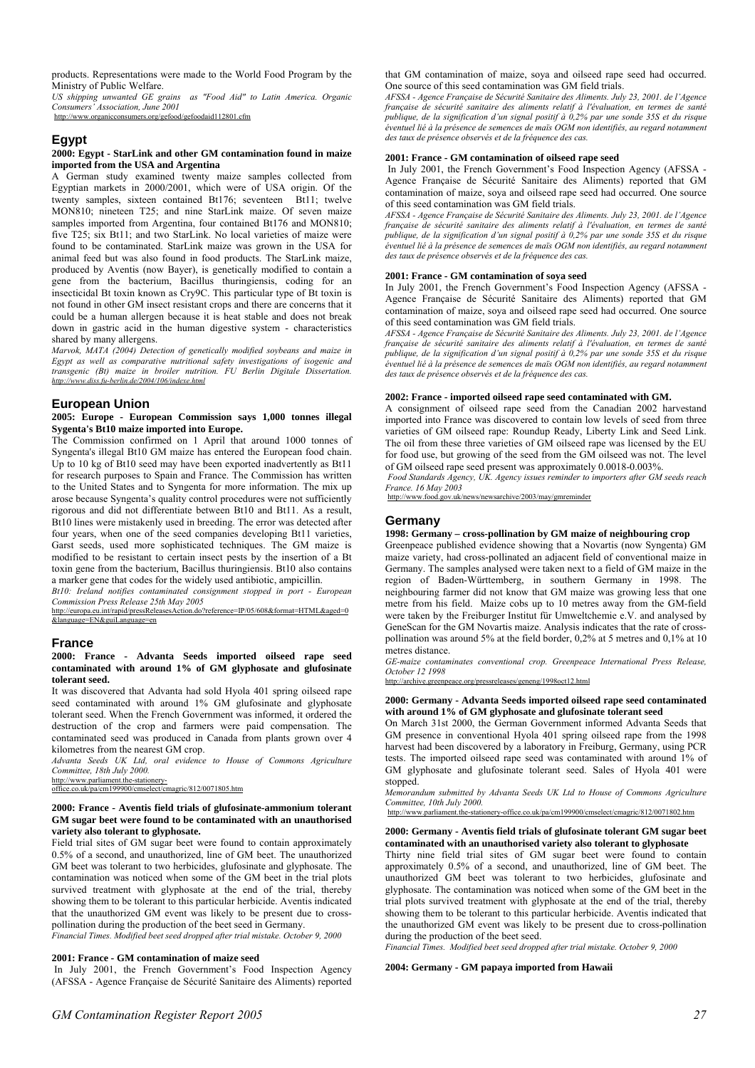products. Representations were made to the World Food Program by the Ministry of Public Welfare.

*US shipping unwanted GE grains as "Food Aid" to Latin America. Organic Consumers' Association, June 2001*
http://www.organicconsumers.org/gefood/gefoodaid112801.cfm

## Egypt

**2000: Egypt - StarLink and other GM contamination found in maize imported from the USA and Argentina**

A German study examined twenty maize samples collected from Egyptian markets in 2000/2001, which were of USA origin. Of the twenty samples, sixteen contained Bt176; seventeen Bt11; twelve MON810; nineteen T25; and nine StarLink maize. Of seven maize samples imported from Argentina, four contained Bt176 and MON810; five T25; six Bt11; and two StarLink. No local varieties of maize were found to be contaminated. StarLink maize was grown in the USA for animal feed but was also found in food products. The StarLink maize, produced by Aventis (now Bayer), is genetically modified to contain a gene from the bacterium, Bacillus thuringiensis, coding for an insecticidal Bt toxin known as Cry9C. This particular type of Bt toxin is not found in other GM insect resistant crops and there are concerns that it could be a human allergen because it is heat stable and does not break down in gastric acid in the human digestive system - characteristics shared by many allergens.

*Marvok, MATA (2004) Detection of genetically modified soybeans and maize in Egypt as well as comparative nutritional safety investigations of isogenic and transgenic (Bt) maize in broiler nutrition. FU Berlin Digitale Dissertation. http://www.diss.fu-berlin.de/2004/106/indexe.html*

## European Union

**2005: Europe - European Commission says 1,000 tonnes illegal Sygenta's Bt10 maize imported into Europe.**

The Commission confirmed on 1 April that around 1000 tonnes of Syngenta's illegal Bt10 GM maize has entered the European food chain. Up to 10 kg of Bt10 seed may have been exported inadvertently as Bt11 for research purposes to Spain and France. The Commission has written to the United States and to Syngenta for more information. The mix up arose because Syngenta's quality control procedures were not sufficiently rigorous and did not differentiate between Bt10 and Bt11. As a result, Bt10 lines were mistakenly used in breeding. The error was detected after four years, when one of the seed companies developing Bt11 varieties, Garst seeds, used more sophisticated techniques. The GM maize is modified to be resistant to certain insect pests by the insertion of a Bt toxin gene from the bacterium, Bacillus thuringiensis. Bt10 also contains a marker gene that codes for the widely used antibiotic, ampicillin.

*Bt10: Ireland notifies contaminated consignment stopped in port - European Commission Press Release 25th May 2005*
http://europa.eu.int/rapid/pressReleasesAction.do?reference=IP/05/608&format=HTML&aged=0&language=EN&guiLanguage=en

## France

**2000: France - Advanta Seeds imported oilseed rape seed contaminated with around 1% of GM glyphosate and glufosinate tolerant seed.**

It was discovered that Advanta had sold Hyola 401 spring oilseed rape seed contaminated with around 1% GM glufosinate and glyphosate tolerant seed. When the French Government was informed, it ordered the destruction of the crop and farmers were paid compensation. The contaminated seed was produced in Canada from plants grown over 4 kilometres from the nearest GM crop.

*Advanta Seeds UK Ltd, oral evidence to House of Commons Agriculture Committee, 18th July 2000.*
http://www.parliament.the-stationery-office.co.uk/pa/cm199900/cmselect/cmagric/812/0071805.htm

**2000: France - Aventis field trials of glufosinate-ammonium tolerant GM sugar beet were found to be contaminated with an unauthorised variety also tolerant to glyphosate.**

Field trial sites of GM sugar beet were found to contain approximately 0.5% of a second, and unauthorized, line of GM beet. The unauthorized GM beet was tolerant to two herbicides, glufosinate and glyphosate. The contamination was noticed when some of the GM beet in the trial plots survived treatment with glyphosate at the end of the trial, thereby showing them to be tolerant to this particular herbicide. Aventis indicated that the unauthorized GM event was likely to be present due to cross-pollination during the production of the beet seed in Germany.

*Financial Times. Modified beet seed dropped after trial mistake. October 9, 2000*

**2001: France - GM contamination of maize seed**

In July 2001, the French Government's Food Inspection Agency (AFSSA - Agence Française de Sécurité Sanitaire des Aliments) reported that GM contamination of maize, soya and oilseed rape seed had occurred. One source of this seed contamination was GM field trials.

*AFSSA - Agence Française de Sécurité Sanitaire des Aliments. July 23, 2001. de l'Agence française de sécurité sanitaire des aliments relatif à l'évaluation, en termes de santé publique, de la signification d'un signal positif à 0,2% par une sonde 35S et du risque éventuel lié à la présence de semences de maïs OGM non identifiés, au regard notamment des taux de présence observés et de la fréquence des cas.*

**2001: France - GM contamination of oilseed rape seed**

In July 2001, the French Government's Food Inspection Agency (AFSSA - Agence Française de Sécurité Sanitaire des Aliments) reported that GM contamination of maize, soya and oilseed rape seed had occurred. One source of this seed contamination was GM field trials.

*AFSSA - Agence Française de Sécurité Sanitaire des Aliments. July 23, 2001. de l'Agence française de sécurité sanitaire des aliments relatif à l'évaluation, en termes de santé publique, de la signification d'un signal positif à 0,2% par une sonde 35S et du risque éventuel lié à la présence de semences de maïs OGM non identifiés, au regard notamment des taux de présence observés et de la fréquence des cas.*

**2001: France - GM contamination of soya seed**

In July 2001, the French Government's Food Inspection Agency (AFSSA - Agence Française de Sécurité Sanitaire des Aliments) reported that GM contamination of maize, soya and oilseed rape seed had occurred. One source of this seed contamination was GM field trials.

*AFSSA - Agence Française de Sécurité Sanitaire des Aliments. July 23, 2001. de l'Agence française de sécurité sanitaire des aliments relatif à l'évaluation, en termes de santé publique, de la signification d'un signal positif à 0,2% par une sonde 35S et du risque éventuel lié à la présence de semences de maïs OGM non identifiés, au regard notamment des taux de présence observés et de la fréquence des cas.*

**2002: France - imported oilseed rape seed contaminated with GM.**

A consignment of oilseed rape seed from the Canadian 2002 harvestand imported into France was discovered to contain low levels of seed from three varieties of GM oilseed rape: Roundup Ready, Liberty Link and Seed Link. The oil from these three varieties of GM oilseed rape was licensed by the EU for food use, but growing of the seed from the GM oilseed was not. The level of GM oilseed rape seed present was approximately 0.0018-0.003%.

*Food Standards Agency, UK. Agency issues reminder to importers after GM seeds reach France. 16 May 2003*
http://www.food.gov.uk/news/newsarchive/2003/may/gmreminder

## Germany

**1998: Germany – cross-pollination by GM maize of neighbouring crop**

Greenpeace published evidence showing that a Novartis (now Syngenta) GM maize variety, had cross-pollinated an adjacent field of conventional maize in Germany. The samples analysed were taken next to a field of GM maize in the region of Baden-Württemberg, in southern Germany in 1998. The neighbouring farmer did not know that GM maize was growing less that one metre from his field. Maize cobs up to 10 metres away from the GM-field were taken by the Freiburger Institut für Umweltchemie e.V. and analysed by GeneScan for the GM Novartis maize. Analysis indicates that the rate of cross-pollination was around 5% at the field border, 0,2% at 5 metres and 0,1% at 10 metres distance.

*GE-maize contaminates conventional crop. Greenpeace International Press Release, October 12 1998*
http://archive.greenpeace.org/pressreleases/geneng/1998oct12.html

**2000: Germany - Advanta Seeds imported oilseed rape seed contaminated with around 1% of GM glyphosate and glufosinate tolerant seed**

On March 31st 2000, the German Government informed Advanta Seeds that GM presence in conventional Hyola 401 spring oilseed rape from the 1998 harvest had been discovered by a laboratory in Freiburg, Germany, using PCR tests. The imported oilseed rape seed was contaminated with around 1% of GM glyphosate and glufosinate tolerant seed. Sales of Hyola 401 were stopped.

*Memorandum submitted by Advanta Seeds UK Ltd to House of Commons Agriculture Committee, 10th July 2000.*
http://www.parliament.the-stationery-office.co.uk/pa/cm199900/cmselect/cmagric/812/0071802.htm

**2000: Germany - Aventis field trials of glufosinate tolerant GM sugar beet contaminated with an unauthorised variety also tolerant to glyphosate**

Thirty nine field trial sites of GM sugar beet were found to contain approximately 0.5% of a second, and unauthorized, line of GM beet. The unauthorized GM beet was tolerant to two herbicides, glufosinate and glyphosate. The contamination was noticed when some of the GM beet in the trial plots survived treatment with glyphosate at the end of the trial, thereby showing them to be tolerant to this particular herbicide. Aventis indicated that the unauthorized GM event was likely to be present due to cross-pollination during the production of the beet seed.

*Financial Times. Modified beet seed dropped after trial mistake. October 9, 2000*

**2004: Germany - GM papaya imported from Hawaii**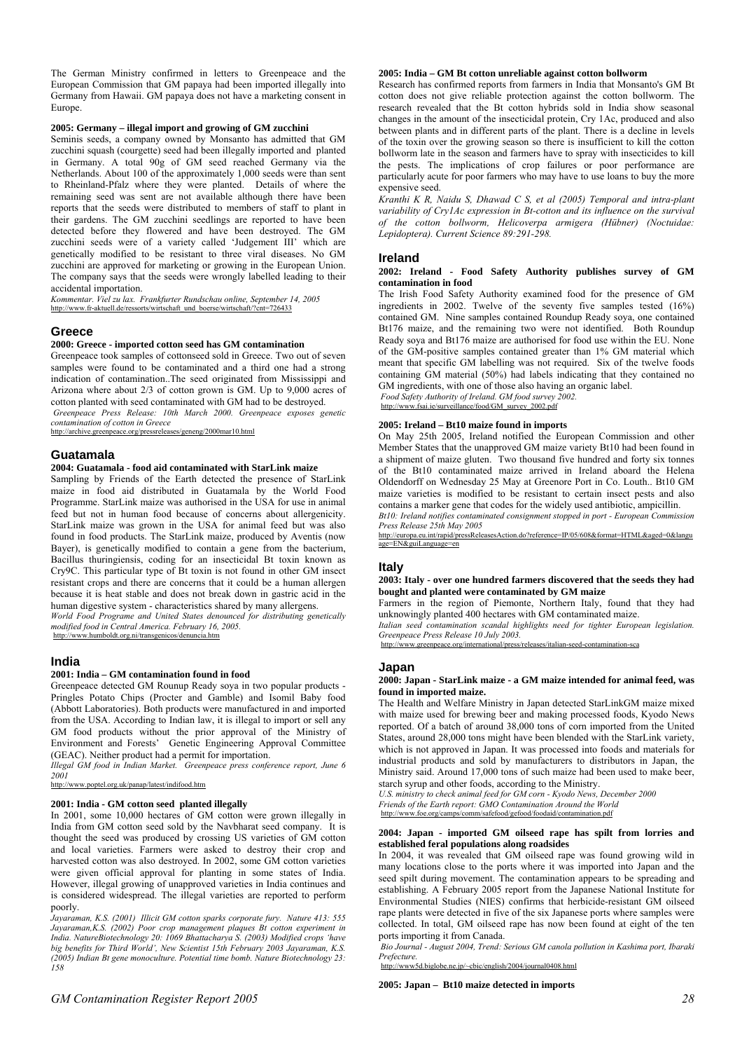The German Ministry confirmed in letters to Greenpeace and the European Commission that GM papaya had been imported illegally into Germany from Hawaii. GM papaya does not have a marketing consent in Europe.

#### 2005: Germany – illegal import and growing of GM zucchini

Seminis seeds, a company owned by Monsanto has admitted that GM zucchini squash (courgette) seed had been illegally imported and planted in Germany. A total 90g of GM seed reached Germany via the Netherlands. About 100 of the approximately 1,000 seeds were than sent to Rheinland-Pfalz where they were planted. Details of where the remaining seed was sent are not available although there have been reports that the seeds were distributed to members of staff to plant in their gardens. The GM zucchini seedlings are reported to have been detected before they flowered and have been destroyed. The GM zucchini seeds were of a variety called 'Judgement III' which are genetically modified to be resistant to three viral diseases. No GM zucchini are approved for marketing or growing in the European Union. The company says that the seeds were wrongly labelled leading to their accidental importation.

*Kommentar. Viel zu lax. Frankfurter Rundschau online, September 14, 2005*
http://www.fr-aktuell.de/ressorts/wirtschaft_und_boerse/wirtschaft/?cnt=726433

### Greece

#### 2000: Greece - imported cotton seed has GM contamination

Greenpeace took samples of cottonseed sold in Greece. Two out of seven samples were found to be contaminated and a third one had a strong indication of contamination..The seed originated from Mississippi and Arizona where about 2/3 of cotton grown is GM. Up to 9,000 acres of cotton planted with seed contaminated with GM had to be destroyed.

*Greenpeace Press Release: 10th March 2000. Greenpeace exposes genetic contamination of cotton in Greece*
http://archive.greenpeace.org/pressreleases/geneng/2000mar10.html

### Guatamala

#### 2004: Guatamala - food aid contaminated with StarLink maize

Sampling by Friends of the Earth detected the presence of StarLink maize in food aid distributed in Guatamala by the World Food Programme. StarLink maize was authorised in the USA for use in animal feed but not in human food because of concerns about allergenicity. StarLink maize was grown in the USA for animal feed but was also found in food products. The StarLink maize, produced by Aventis (now Bayer), is genetically modified to contain a gene from the bacterium, Bacillus thuringiensis, coding for an insecticidal Bt toxin known as Cry9C. This particular type of Bt toxin is not found in other GM insect resistant crops and there are concerns that it could be a human allergen because it is heat stable and does not break down in gastric acid in the human digestive system - characteristics shared by many allergens.

*World Food Programe and United States denounced for distributing genetically modified food in Central America. February 16, 2005.*
http://www.humboldt.org.ni/transgenicos/denuncia.htm

### India

#### 2001: India – GM contamination found in food

Greenpeace detected GM Rounup Ready soya in two popular products - Pringles Potato Chips (Procter and Gamble) and Isomil Baby food (Abbott Laboratories). Both products were manufactured in and imported from the USA. According to Indian law, it is illegal to import or sell any GM food products without the prior approval of the Ministry of Environment and Forests' Genetic Engineering Approval Committee (GEAC). Neither product had a permit for importation.

*Illegal GM food in Indian Market. Greenpeace press conference report, June 6 2001*
http://www.poptel.org.uk/panap/latest/indifood.htm

#### 2001: India - GM cotton seed planted illegally

In 2001, some 10,000 hectares of GM cotton were grown illegally in India from GM cotton seed sold by the Navbharat seed company. It is thought the seed was produced by crossing US varieties of GM cotton and local varieties. Farmers were asked to destroy their crop and harvested cotton was also destroyed. In 2002, some GM cotton varieties were given official approval for planting in some states of India. However, illegal growing of unapproved varieties in India continues and is considered widespread. The illegal varieties are reported to perform poorly.

*Jayaraman, K.S. (2001) Illicit GM cotton sparks corporate fury. Nature 413: 555 Jayaraman,K.S. (2002) Poor crop management plaques Bt cotton experiment in India. NatureBiotechnology 20: 1069 Bhattacharya S. (2003) Modified crops 'have big benefits for Third World', New Scientist 15th February 2003 Jayaraman, K.S. (2005) Indian Bt gene monoculture. Potential time bomb. Nature Biotechnology 23: 158*

#### 2005: India – GM Bt cotton unreliable against cotton bollworm

Research has confirmed reports from farmers in India that Monsanto's GM Bt cotton does not give reliable protection against the cotton bollworm. The research revealed that the Bt cotton hybrids sold in India show seasonal changes in the amount of the insecticidal protein, Cry 1Ac, produced and also between plants and in different parts of the plant. There is a decline in levels of the toxin over the growing season so there is insufficient to kill the cotton bollworm late in the season and farmers have to spray with insecticides to kill the pests. The implications of crop failures or poor performance are particularly acute for poor farmers who may have to use loans to buy the more expensive seed.

*Kranthi K R, Naidu S, Dhawad C S, et al (2005) Temporal and intra-plant variability of Cry1Ac expression in Bt-cotton and its influence on the survival of the cotton bollworm, Helicoverpa armigera (Hübner) (Noctuidae: Lepidoptera). Current Science 89:291-298.*

### Ireland

#### 2002: Ireland - Food Safety Authority publishes survey of GM contamination in food

The Irish Food Safety Authority examined food for the presence of GM ingredients in 2002. Twelve of the seventy five samples tested (16%) contained GM. Nine samples contained Roundup Ready soya, one contained Bt176 maize, and the remaining two were not identified. Both Roundup Ready soya and Bt176 maize are authorised for food use within the EU. None of the GM-positive samples contained greater than 1% GM material which meant that specific GM labelling was not required. Six of the twelve foods containing GM material (50%) had labels indicating that they contained no GM ingredients, with one of those also having an organic label.

*Food Safety Authority of Ireland. GM food survey 2002.*
http://www.fsai.ie/surveillance/food/GM_survey_2002.pdf

#### 2005: Ireland – Bt10 maize found in imports

On May 25th 2005, Ireland notified the European Commission and other Member States that the unapproved GM maize variety Bt10 had been found in a shipment of maize gluten. Two thousand five hundred and forty six tonnes of the Bt10 contaminated maize arrived in Ireland aboard the Helena Oldendorff on Wednesday 25 May at Greenore Port in Co. Louth.. Bt10 GM maize varieties is modified to be resistant to certain insect pests and also contains a marker gene that codes for the widely used antibiotic, ampicillin.

*Bt10: Ireland notifies contaminated consignment stopped in port - European Commission Press Release 25th May 2005*
http://europa.eu.int/rapid/pressReleasesAction.do?reference=IP/05/608&format=HTML&aged=0&language=EN&guiLanguage=en

### Italy

#### 2003: Italy - over one hundred farmers discovered that the seeds they had bought and planted were contaminated by GM maize

Farmers in the region of Piemonte, Northern Italy, found that they had unknowingly planted 400 hectares with GM contaminated maize.

*Italian seed contamination scandal highlights need for tighter European legislation. Greenpeace Press Release 10 July 2003.*
http://www.greenpeace.org/international/press/releases/italian-seed-contamination-sca

### Japan

#### 2000: Japan - StarLink maize - a GM maize intended for animal feed, was found in imported maize.

The Health and Welfare Ministry in Japan detected StarLinkGM maize mixed with maize used for brewing beer and making processed foods, Kyodo News reported. Of a batch of around 38,000 tons of corn imported from the United States, around 28,000 tons might have been blended with the StarLink variety, which is not approved in Japan. It was processed into foods and materials for industrial products and sold by manufacturers to distributors in Japan, the Ministry said. Around 17,000 tons of such maize had been used to make beer, starch syrup and other foods, according to the Ministry.

*U.S. ministry to check animal feed for GM corn - Kyodo News, December 2000*
*Friends of the Earth report: GMO Contamination Around the World*
http://www.foe.org/camps/comm/safefood/gefood/foodaid/contamination.pdf

#### 2004: Japan - imported GM oilseed rape has spilt from lorries and established feral populations along roadsides

In 2004, it was revealed that GM oilseed rape was found growing wild in many locations close to the ports where it was imported into Japan and the seed spilt during movement. The contamination appears to be spreading and establishing. A February 2005 report from the Japanese National Institute for Environmental Studies (NIES) confirms that herbicide-resistant GM oilseed rape plants were detected in five of the six Japanese ports where samples were collected. In total, GM oilseed rape has now been found at eight of the ten ports importing it from Canada.

*Bio Journal - August 2004, Trend: Serious GM canola pollution in Kashima port, Ibaraki Prefecture.*
http://www5d.biglobe.ne.jp/~cbic/english/2004/journal0408.html

#### 2005: Japan – Bt10 maize detected in imports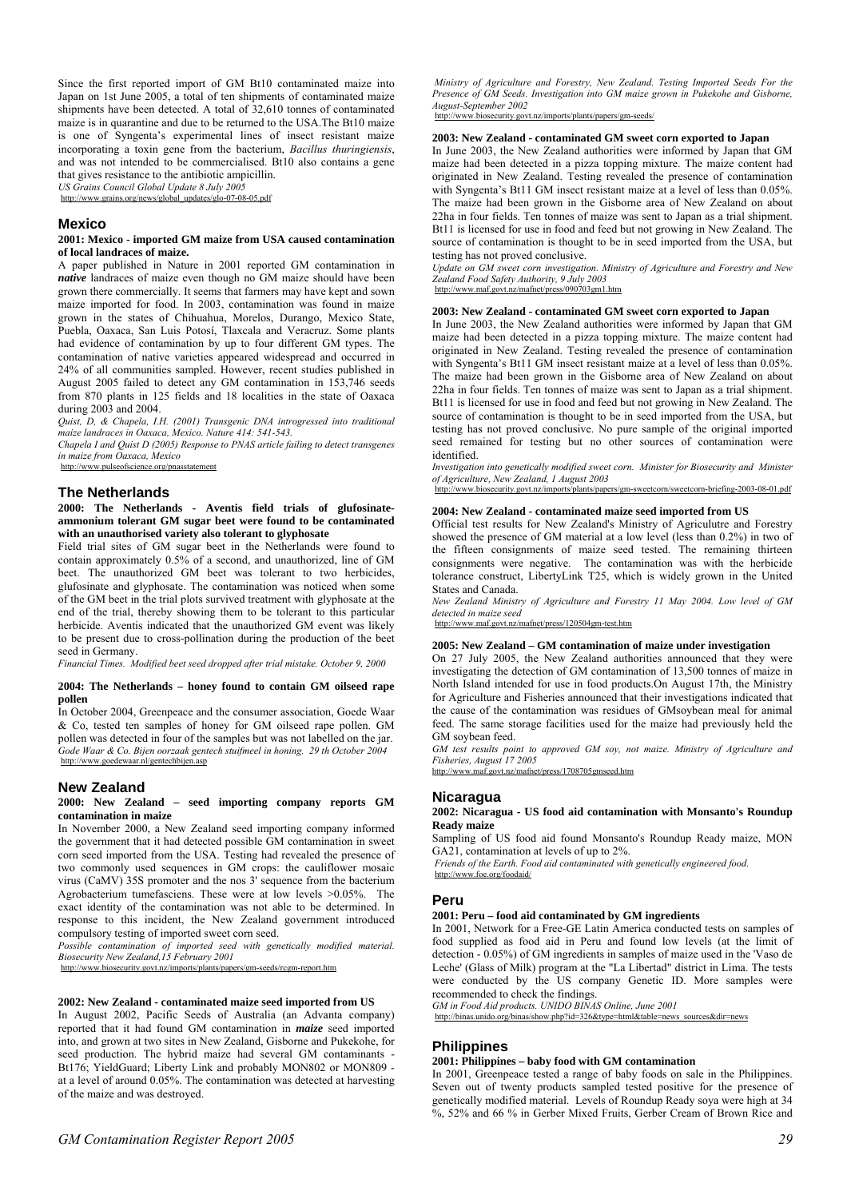Since the first reported import of GM Bt10 contaminated maize into Japan on 1st June 2005, a total of ten shipments of contaminated maize shipments have been detected. A total of 32,610 tonnes of contaminated maize is in quarantine and due to be returned to the USA.The Bt10 maize is one of Syngenta's experimental lines of insect resistant maize incorporating a toxin gene from the bacterium, *Bacillus thuringiensis*, and was not intended to be commercialised. Bt10 also contains a gene that gives resistance to the antibiotic ampicillin.

*US Grains Council Global Update 8 July 2005*
http://www.grains.org/news/global_updates/glo-07-08-05.pdf

## Mexico

**2001: Mexico - imported GM maize from USA caused contamination of local landraces of maize.**

A paper published in Nature in 2001 reported GM contamination in ***native*** landraces of maize even though no GM maize should have been grown there commercially. It seems that farmers may have kept and sown maize imported for food. In 2003, contamination was found in maize grown in the states of Chihuahua, Morelos, Durango, Mexico State, Puebla, Oaxaca, San Luis Potosí, Tlaxcala and Veracruz. Some plants had evidence of contamination by up to four different GM types. The contamination of native varieties appeared widespread and occurred in 24% of all communities sampled. However, recent studies published in August 2005 failed to detect any GM contamination in 153,746 seeds from 870 plants in 125 fields and 18 localities in the state of Oaxaca during 2003 and 2004.

*Quist, D, & Chapela, I.H. (2001) Transgenic DNA introgressed into traditional maize landraces in Oaxaca, Mexico. Nature 414: 541-543.*

*Chapela I and Quist D (2005) Response to PNAS article failing to detect transgenes in maize from Oaxaca, Mexico*
http://www.pulseofscience.org/pnasstatement

## The Netherlands

**2000: The Netherlands - Aventis field trials of glufosinate-ammonium tolerant GM sugar beet were found to be contaminated with an unauthorised variety also tolerant to glyphosate**

Field trial sites of GM sugar beet in the Netherlands were found to contain approximately 0.5% of a second, and unauthorized, line of GM beet. The unauthorized GM beet was tolerant to two herbicides, glufosinate and glyphosate. The contamination was noticed when some of the GM beet in the trial plots survived treatment with glyphosate at the end of the trial, thereby showing them to be tolerant to this particular herbicide. Aventis indicated that the unauthorized GM event was likely to be present due to cross-pollination during the production of the beet seed in Germany.

*Financial Times. Modified beet seed dropped after trial mistake. October 9, 2000*

**2004: The Netherlands – honey found to contain GM oilseed rape pollen**

In October 2004, Greenpeace and the consumer association, Goede Waar & Co, tested ten samples of honey for GM oilseed rape pollen. GM pollen was detected in four of the samples but was not labelled on the jar.

*Gode Waar & Co. Bijen oorzaak gentech stuifmeel in honing. 29 th October 2004*
http://www.goedewaar.nl/gentechbijen.asp

## New Zealand

**2000: New Zealand – seed importing company reports GM contamination in maize**

In November 2000, a New Zealand seed importing company informed the government that it had detected possible GM contamination in sweet corn seed imported from the USA. Testing had revealed the presence of two commonly used sequences in GM crops: the cauliflower mosaic virus (CaMV) 35S promoter and the nos 3' sequence from the bacterium Agrobacterium tumefasciens. These were at low levels >0.05%. The exact identity of the contamination was not able to be determined. In response to this incident, the New Zealand government introduced compulsory testing of imported sweet corn seed.

*Possible contamination of imported seed with genetically modified material. Biosecurity New Zealand,15 February 2001*
http://www.biosecurity.govt.nz/imports/plants/papers/gm-seeds/rcgm-report.htm

**2002: New Zealand - contaminated maize seed imported from US**

In August 2002, Pacific Seeds of Australia (an Advanta company) reported that it had found GM contamination in ***maize*** seed imported into, and grown at two sites in New Zealand, Gisborne and Pukekohe, for seed production. The hybrid maize had several GM contaminants - Bt176; YieldGuard; Liberty Link and probably MON802 or MON809 - at a level of around 0.05%. The contamination was detected at harvesting of the maize and was destroyed.

*Ministry of Agriculture and Forestry, New Zealand. Testing Imported Seeds For the Presence of GM Seeds. Investigation into GM maize grown in Pukekohe and Gisborne, August-September 2002*
http://www.biosecurity.govt.nz/imports/plants/papers/gm-seeds/

**2003: New Zealand - contaminated GM sweet corn exported to Japan**

In June 2003, the New Zealand authorities were informed by Japan that GM maize had been detected in a pizza topping mixture. The maize content had originated in New Zealand. Testing revealed the presence of contamination with Syngenta's Bt11 GM insect resistant maize at a level of less than 0.05%. The maize had been grown in the Gisborne area of New Zealand on about 22ha in four fields. Ten tonnes of maize was sent to Japan as a trial shipment. Bt11 is licensed for use in food and feed but not growing in New Zealand. The source of contamination is thought to be in seed imported from the USA, but testing has not proved conclusive.

*Update on GM sweet corn investigation. Ministry of Agriculture and Forestry and New Zealand Food Safety Authority, 9 July 2003*
http://www.maf.govt.nz/mafnet/press/090703gm1.htm

**2003: New Zealand - contaminated GM sweet corn exported to Japan**

In June 2003, the New Zealand authorities were informed by Japan that GM maize had been detected in a pizza topping mixture. The maize content had originated in New Zealand. Testing revealed the presence of contamination with Syngenta's Bt11 GM insect resistant maize at a level of less than 0.05%. The maize had been grown in the Gisborne area of New Zealand on about 22ha in four fields. Ten tonnes of maize was sent to Japan as a trial shipment. Bt11 is licensed for use in food and feed but not growing in New Zealand. The source of contamination is thought to be in seed imported from the USA, but testing has not proved conclusive. No pure sample of the original imported seed remained for testing but no other sources of contamination were identified.

*Investigation into genetically modified sweet corn. Minister for Biosecurity and Minister of Agriculture, New Zealand, 1 August 2003*
http://www.biosecurity.govt.nz/imports/plants/papers/gm-sweetcorn/sweetcorn-briefing-2003-08-01.pdf

**2004: New Zealand - contaminated maize seed imported from US**

Official test results for New Zealand's Ministry of Agriculutre and Forestry showed the presence of GM material at a low level (less than 0.2%) in two of the fifteen consignments of maize seed tested. The remaining thirteen consignments were negative. The contamination was with the herbicide tolerance construct, LibertyLink T25, which is widely grown in the United States and Canada.

*New Zealand Ministry of Agriculture and Forestry 11 May 2004. Low level of GM detected in maize seed*
http://www.maf.govt.nz/mafnet/press/120504gm-test.htm

**2005: New Zealand – GM contamination of maize under investigation**

On 27 July 2005, the New Zealand authorities announced that they were investigating the detection of GM contamination of 13,500 tonnes of maize in North Island intended for use in food products.On August 17th, the Ministry for Agriculture and Fisheries announced that their investigations indicated that the cause of the contamination was residues of GMsoybean meal for animal feed. The same storage facilities used for the maize had previously held the GM soybean feed.

*GM test results point to approved GM soy, not maize. Ministry of Agriculture and Fisheries, August 17 2005*
http://www.maf.govt.nz/mafnet/press/1708705gmseed.htm

## Nicaragua

**2002: Nicaragua - US food aid contamination with Monsanto's Roundup Ready maize**

Sampling of US food aid found Monsanto's Roundup Ready maize, MON GA21, contamination at levels of up to 2%.

*Friends of the Earth. Food aid contaminated with genetically engineered food.*
http://www.foe.org/foodaid/

## Peru

**2001: Peru – food aid contaminated by GM ingredients**

In 2001, Network for a Free-GE Latin America conducted tests on samples of food supplied as food aid in Peru and found low levels (at the limit of detection - 0.05%) of GM ingredients in samples of maize used in the 'Vaso de Leche' (Glass of Milk) program at the "La Libertad" district in Lima. The tests were conducted by the US company Genetic ID. More samples were recommended to check the findings.

*GM in Food Aid products. UNIDO BINAS Online, June 2001*
http://binas.unido.org/binas/show.php?id=326&type=html&table=news_sources&dir=news

## Philippines

**2001: Philippines – baby food with GM contamination**

In 2001, Greenpeace tested a range of baby foods on sale in the Philippines. Seven out of twenty products sampled tested positive for the presence of genetically modified material. Levels of Roundup Ready soya were high at 34 %, 52% and 66 % in Gerber Mixed Fruits, Gerber Cream of Brown Rice and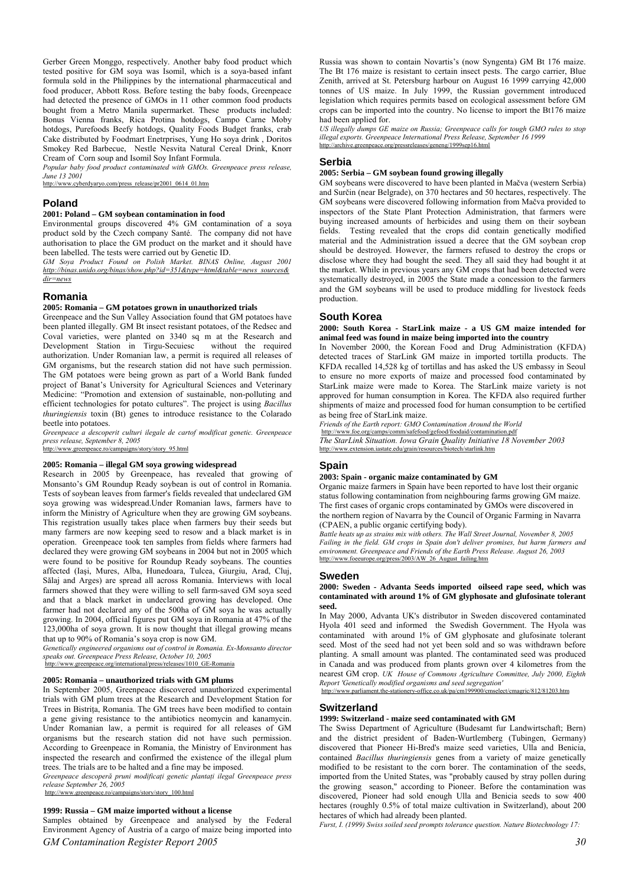Gerber Green Monggo, respectively. Another baby food product which tested positive for GM soya was Isomil, which is a soya-based infant formula sold in the Philippines by the international pharmaceutical and food producer, Abbott Ross. Before testing the baby foods, Greenpeace had detected the presence of GMOs in 11 other common food products bought from a Metro Manila supermarket. These products included: Bonus Vienna franks, Rica Protina hotdogs, Campo Carne Moby hotdogs, Purefoods Beefy hotdogs, Quality Foods Budget franks, crab Cake distributed by Foodmart Enetrprises, Yung Ho soya drink , Doritos Smokey Red Barbecue, Nestle Nesvita Natural Cereal Drink, Knorr Cream of Corn soup and Isomil Soy Infant Formula.

*Popular baby food product contaminated with GMOs. Greenpeace press release, June 13 2001*
http://www.cyberdyaryo.com/press_release/pr2001_0614_01.htm

## Poland

### 2001: Poland – GM soybean contamination in food

Environmental groups discovered 4% GM contamination of a soya product sold by the Czech company Santé. The company did not have authorisation to place the GM product on the market and it should have been labelled. The tests were carried out by Genetic ID.

*GM Soya Product Found on Polish Market. BINAS Online, August 2001 http://binas.unido.org/binas/show.php?id=351&type=html&table=news_sources&dir=news*

## Romania

### 2005: Romania – GM potatoes grown in unauthorized trials

Greenpeace and the Sun Valley Association found that GM potatoes have been planted illegally. GM Bt insect resistant potatoes, of the Redsec and Coval varieties, were planted on 3340 sq m at the Research and Development Station in Tirgu-Secuiesc without the required authorization. Under Romanian law, a permit is required all releases of GM organisms, but the research station did not have such permission. The GM potatoes were being grown as part of a World Bank funded project of Banat's University for Agricultural Sciences and Veterinary Medicine: "Promotion and extension of sustainable, non-polluting and efficient technologies for potato cultures". The project is using *Bacillus thuringiensis* toxin (Bt) genes to introduce resistance to the Colarado beetle into potatoes.

*Greenpeace a descoperit culturi ilegale de cartof modificat genetic. Greenpeace press release, September 8, 2005*
http://www.greenpeace.ro/campaigns/story/story_95.html

### 2005: Romania – illegal GM soya growing widespread

Research in 2005 by Greenpeace, has revealed that growing of Monsanto's GM Roundup Ready soybean is out of control in Romania. Tests of soybean leaves from farmer's fields revealed that undeclared GM soya growing was widespread.Under Romanian laws, farmers have to inform the Ministry of Agriculture when they are growing GM soybeans. This registration usually takes place when farmers buy their seeds but many farmers are now keeping seed to resow and a black market is in operation. Greenpeace took ten samples from fields where farmers had declared they were growing GM soybeans in 2004 but not in 2005 which were found to be positive for Roundup Ready soybeans. The counties affected (Iaşi, Mures, Alba, Hunedoara, Tulcea, Giurgiu, Arad, Cluj, Sălaj and Arges) are spread all across Romania. Interviews with local farmers showed that they were willing to sell farm-saved GM soya seed and that a black market in undeclared growing has developed. One farmer had not declared any of the 500ha of GM soya he was actually growing. In 2004, official figures put GM soya in Romania at 47% of the 123,000ha of soya grown. It is now thought that illegal growing means that up to 90% of Romania's soya crop is now GM.

*Genetically engineered organisms out of control in Romania. Ex-Monsanto director speaks out. Greenpeace Press Release, October 10, 2005*
http://www.greenpeace.org/international/press/releases/1010_GE-Romania

### 2005: Romania – unauthorized trials with GM plums

In September 2005, Greenpeace discovered unauthorized experimental trials with GM plum trees at the Research and Development Station for Trees in Bistriţa, Romania. The GM trees have been modified to contain a gene giving resistance to the antibiotics neomycin and kanamycin. Under Romanian law, a permit is required for all releases of GM organisms but the research station did not have such permission. According to Greenpeace in Romania, the Ministry of Environment has inspected the research and confirmed the existence of the illegal plum trees. The trials are to be halted and a fine may be imposed.

*Greenpeace descoperă pruni modificaţi genetic plantaţi ilegal Greenpeace press release September 26, 2005*
http://www.greenpeace.ro/campaigns/story/story_100.html

### 1999: Russia – GM maize imported without a license

Samples obtained by Greenpeace and analysed by the Federal Environment Agency of Austria of a cargo of maize being imported into Russia was shown to contain Novartis's (now Syngenta) GM Bt 176 maize. The Bt 176 maize is resistant to certain insect pests. The cargo carrier, Blue Zenith, arrived at St. Petersburg harbour on August 16 1999 carrying 42,000 tonnes of US maize. In July 1999, the Russian government introduced legislation which requires permits based on ecological assessment before GM crops can be imported into the country. No license to import the Bt176 maize had been applied for.

*US illegally dumps GE maize on Russia; Greenpeace calls for tough GMO rules to stop illegal exports. Greenpeace International Press Release, September 16 1999*
http://archive.greenpeace.org/pressreleases/geneng/1999sep16.html

## Serbia

### 2005: Serbia – GM soybean found growing illegally

GM soybeans were discovered to have been planted in Mačva (western Serbia) and Surčin (near Belgrade), on 370 hectares and 50 hectares, respectively. The GM soybeans were discovered following information from Mačva provided to inspectors of the State Plant Protection Administration, that farmers were buying increased amounts of herbicides and using them on their soybean fields. Testing revealed that the crops did contain genetically modified material and the Administration issued a decree that the GM soybean crop should be destroyed. However, the farmers refused to destroy the crops or disclose where they had bought the seed. They all said they had bought it at the market. While in previous years any GM crops that had been detected were systematically destroyed, in 2005 the State made a concession to the farmers and the GM soybeans will be used to produce middling for livestock feeds production.

## South Korea

### 2000: South Korea - StarLink maize - a US GM maize intended for animal feed was found in maize being imported into the country

In November 2000, the Korean Food and Drug Administration (KFDA) detected traces of StarLink GM maize in imported tortilla products. The KFDA recalled 14,528 kg of tortillas and has asked the US embassy in Seoul to ensure no more exports of maize and processed food contaminated by StarLink maize were made to Korea. The StarLink maize variety is not approved for human consumption in Korea. The KFDA also required further shipments of maize and processed food for human consumption to be certified as being free of StarLink maize.

*Friends of the Earth report: GMO Contamination Around the World*
http://www.foe.org/camps/comm/safefood/gefood/foodaid/contamination.pdf
*The StarLink Situation. Iowa Grain Quality Initiative 18 November 2003*
http://www.extension.iastate.edu/grain/resources/biotech/starlink.htm

## Spain

### 2003: Spain - organic maize contaminated by GM

Organic maize farmers in Spain have been reported to have lost their organic status following contamination from neighbouring farms growing GM maize. The first cases of organic crops contaminated by GMOs were discovered in the northern region of Navarra by the Council of Organic Farming in Navarra (CPAEN, a public organic certifying body).

*Battle heats up as strains mix with others. The Wall Street Journal, November 8, 2005*
*Failing in the field. GM crops in Spain don't deliver promises, but harm farmers and environment. Greenpeace and Friends of the Earth Press Release. August 26, 2003*
http://www.foeeurope.org/press/2003/AW_26_August_failing.htm

## Sweden

### 2000: Sweden - Advanta Seeds imported oilseed rape seed, which was contaminated with around 1% of GM glyphosate and glufosinate tolerant seed.

In May 2000, Advanta UK's distributor in Sweden discovered contaminated Hyola 401 seed and informed the Swedish Government. The Hyola was contaminated with around 1% of GM glyphosate and glufosinate tolerant seed. Most of the seed had not yet been sold and so was withdrawn before planting. A small amount was planted. The contaminated seed was produced in Canada and was produced from plants grown over 4 kilometres from the nearest GM crop. *UK House of Commons Agriculture Committee, July 2000, Eighth Report 'Genetically modified organisms and seed segregation'*
http://www.parliament.the-stationery-office.co.uk/pa/cm199900/cmselect/cmagric/812/81203.htm

## Switzerland

### 1999: Switzerland - maize seed contaminated with GM

The Swiss Department of Agriculture (Budesamt fur Landwirtschaft; Bern) and the district president of Baden-Wurtlemberg (Tubingen, Germany) discovered that Pioneer Hi-Bred's maize seed varieties, Ulla and Benicia, contained *Bacillus thuringiensis* genes from a variety of maize genetically modified to be resistant to the corn borer. The contamination of the seeds, imported from the United States, was "probably caused by stray pollen during the growing season," according to Pioneer. Before the contamination was discovered, Pioneer had sold enough Ulla and Benicia seeds to sow 400 hectares (roughly 0.5% of total maize cultivation in Switzerland), about 200 hectares of which had already been planted.

*Furst, I. (1999) Swiss soiled seed prompts tolerance question. Nature Biotechnology 17:*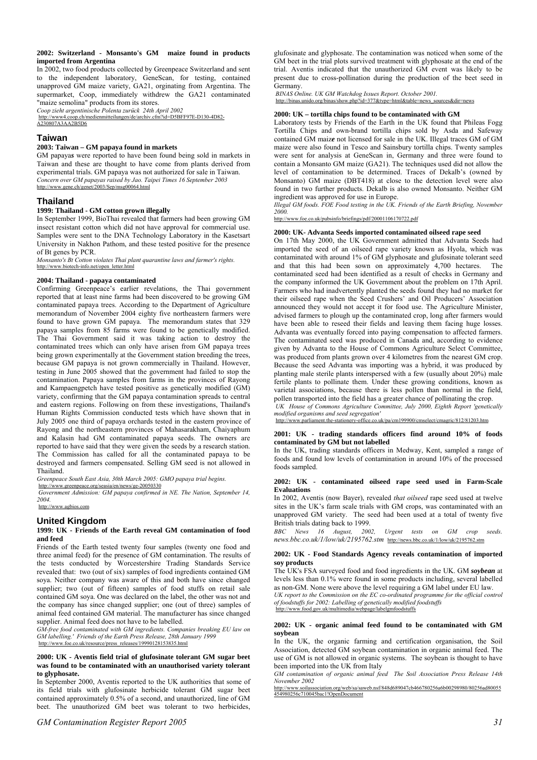**2002: Switzerland - Monsanto's GM maize found in products imported from Argentina**

In 2002, two food products collected by Greenpeace Switzerland and sent to the independent laboratory, GeneScan, for testing, contained unapproved GM maize variety, GA21, orginating from Argentina. The supermarket, Coop, immediately withdrew the GA21 contaminated "maize semolina" products from its stores.

*Coop zieht argentinische Polenta zurück 24th April 2002*
http://www4.coop.ch/medienmitteilungen/de/archiv.cfm?id=D5BFF97E-D130-4D82-A230807A3AA2B5D6

## Taiwan

**2003: Taiwan – GM papaya found in markets**

GM papaya*s* were reported to have been found being sold in markets in Taiwan and these are thought to have come from plants derived from experimental trials. GM papaya was not authorized for sale in Taiwan.

*Concern over GM papayas raised by Jao. Taipei Times 16 September 2003*
http://www.gene.ch/genet/2003/Sep/msg00064.html

## Thailand

**1999: Thailand - GM cotton grown illegally**

In September 1999, BioThai revealed that farmers had been growing GM insect resistant cotton which did not have approval for commercial use. Samples were sent to the DNA Technology Laboratory in the Kasetsart University in Nakhon Pathom, and these tested positive for the presence of Bt genes by PCR.

*Monsanto's Bt Cotton violates Thai plant quarantine laws and farmer's rights.*
http://www.biotech-info.net/open_letter.html

**2004: Thailand - papaya contaminated**

Confirming Greenpeace's earlier revelations, the Thai government reported that at least nine farms had been discovered to be growing GM contaminated papaya trees. According to the Department of Agriculture memorandum of November 2004 eighty five northeastern farmers were found to have grown GM papaya. The memorandum states that 329 papaya samples from 85 farms were found to be genetically modified. The Thai Government said it was taking action to destroy the contaminated trees which can only have arisen from GM papaya trees being grown experimentally at the Government station breeding the trees, because GM papaya is not grown commercially in Thailand. However, testing in June 2005 showed that the government had failed to stop the contamination. Papaya samples from farms in the provinces of Rayong and Kampaengpetch have tested positive as genetically modified (GM) variety, confirming that the GM papaya contamination spreads to central and eastern regions. Following on from these investigations, Thailand's Human Rights Commission conducted tests which have shown that in July 2005 one third of papaya orchards tested in the eastern province of Rayong and the northeastern provinces of Mahasarakham, Chaiyaphum and Kalasin had GM contaminated papaya seeds. The owners are reported to have said that they were given the seeds by a research station. The Commission has called for all the contaminated papaya to be destroyed and farmers compensated. Selling GM seed is not allowed in Thailand.

*Greenpeace South East Asia, 30th March 2005: GMO papaya trial begins.*
http://www.greenpeace.org/seasia/en/news/ge-20050330
*Government Admission: GM papaya confirmed in NE. The Nation, September 14, 2004.*
http://www.agbios.com

## United Kingdom

**1999: UK - Friends of the Earth reveal GM contamination of food and feed**

Friends of the Earth tested twenty four samples (twenty one food and three animal feed) for the presence of GM contamination. The results of the tests conducted by Worcestershire Trading Standards Service revealed that: two (out of six) samples of food ingredients contained GM soya. Neither company was aware of this and both have since changed supplier; two (out of fifteen) samples of food stuffs on retail sale contained GM soya. One was declared on the label, the other was not and the company has since changed supplier; one (out of three) samples of animal feed contained GM material. The manufacturer has since changed supplier. Animal feed does not have to be labelled.

*GM-free food contaminated with GM ingredients. Companies breaking EU law on GM labelling.' Friends of the Earth Press Release, 28th January 1999*
http://www.foe.co.uk/resource/press_releases/19990128153835.html

**2000: UK - Aventis field trial of glufosinate tolerant GM sugar beet was found to be contaminated with an unauthorised variety tolerant to glyphosate.**

In September 2000, Aventis reported to the UK authorities that some of its field trials with glufosinate herbicide tolerant GM sugar beet contained approximately 0.5% of a second, and unauthorized, line of GM beet. The unauthorized GM beet was tolerant to two herbicides, glufosinate and glyphosate. The contamination was noticed when some of the GM beet in the trial plots survived treatment with glyphosate at the end of the trial. Aventis indicated that the unauthorized GM event was likely to be present due to cross-pollination during the production of the beet seed in Germany.

*BINAS Online. UK GM Watchdog Issues Report. October 2001.*
http://binas.unido.org/binas/show.php?id=377&type=html&table=news_sources&dir=news

**2000: UK – tortilla chips found to be contaminated with GM**

Laboratory tests by Friends of the Earth in the UK found that Phileas Fogg Tortilla Chips and own-brand tortilla chips sold by Asda and Safeway contained GM mai*z*e not licensed for sale in the UK. Illegal traces GM of GM maize were also found in Tesco and Sainsbury tortilla chips. Twenty samples were sent for analysis at GeneScan in, Germany and three were found to contain a Monsanto GM maize (GA21). The techniques used did not allow the level of contamination to be determined. Traces of Dekalb's (owned by Monsanto) GM maize (DBT418) at close to the detection level were also found in two further products. Dekalb is also owned Monsanto. Neither GM ingredient was approved for use in Europe.

*Illegal GM foods. FOE Food testing in the UK. Friends of the Earth Briefing, November 2000.*
http://www.foe.co.uk/pubsinfo/briefings/pdf/20001106170722.pdf

**2000: UK- Advanta Seeds imported contaminated oilseed rape seed**

On 17th May 2000, the UK Government admitted that Advanta Seeds had imported the seed of an oilseed rape variety known as Hyola, which was contaminated with around 1% of GM glyphosate and glufosinate tolerant seed and that this had been sown on approximately 4,700 hectares. The contaminated seed had been identified as a result of checks in Germany and the company informed the UK Government about the problem on 17th April. Farmers who had inadvertently planted the seeds found they had no market for their oilseed rape when the Seed Crushers' and Oil Producers' Association announced they would not accept it for food use. The Agriculture Minister, advised farmers to plough up the contaminated crop, long after farmers would have been able to reseed their fields and leaving them facing huge losses. Advanta was eventually forced into paying compensation to affected farmers. The contaminated seed was produced in Canada and, according to evidence given by Advanta to the House of Commons Agriculture Select Committee, was produced from plants grown over 4 kilometres from the nearest GM crop. Because the seed Advanta was importing was a hybrid, it was produced by planting male sterile plants interspersed with a few (usually about 20%) male fertile plants to pollinate them. Under these growing conditions, known as varietal associations, because there is less pollen than normal in the field, pollen transported into the field has a greater chance of pollinating the crop.

*UK House of Commons Agriculture Committee, July 2000, Eighth Report 'genetically modified organisms and seed segregation'*
http://www.parliament.the-stationery-office.co.uk/pa/cm199900/cmselect/cmagric/812/81203.htm

**2001: UK - trading standards officers find around 10% of foods contaminated by GM but not labelled**

In the UK, trading standards officers in Medway, Kent, sampled a range of foods and found low levels of contamination in around 10% of the processed foods sampled.

**2002: UK - contaminated oilseed rape seed used in Farm-Scale Evaluations**

In 2002, Aventis (now Bayer), revealed *that oilseed* rape seed used at twelve sites in the UK's farm scale trials with GM crops, was contaminated with an unapproved GM variety. The seed had been used at a total of twenty five British trials dating back to 1999.

*BBC News 16 August, 2002, Urgent tests on GM crop seeds. news.bbc.co.uk/1/low/uk/2195762.stm* http://news.bbc.co.uk/1/low/uk/2195762.stm

**2002: UK - Food Standards Agency reveals contamination of imported soy products**

The UK's FSA surveyed food and food ingredients in the UK. GM ***soybean*** at levels less than 0.1% were found in some products including, several labelled as non-GM. None were above the level requiring a GM label under EU law.

*UK report to the Commission on the EC co-ordinated programme for the official control of foodstuffs for 2002: Labelling of genetically modified foodstuffs*
http://www.food.gov.uk/multimedia/webpage/labelgmfoodstuffs

**2002: UK - organic animal feed found to be contaminated with GM soybean**

In the UK, the organic farming and certification organisation, the Soil Association, detected GM soybean contamination in organic animal feed. The use of GM is not allowed in organic systems. The soybean is thought to have been imported into the UK from Italy

*GM contamination of organic animal feed The Soil Association Press Release 14th November 2002*
http://www.soilassociation.org/web/sa/saweb.nsf/848d689047cb466780256a6b00298980/80256ad80055454980256c710045bac1!OpenDocument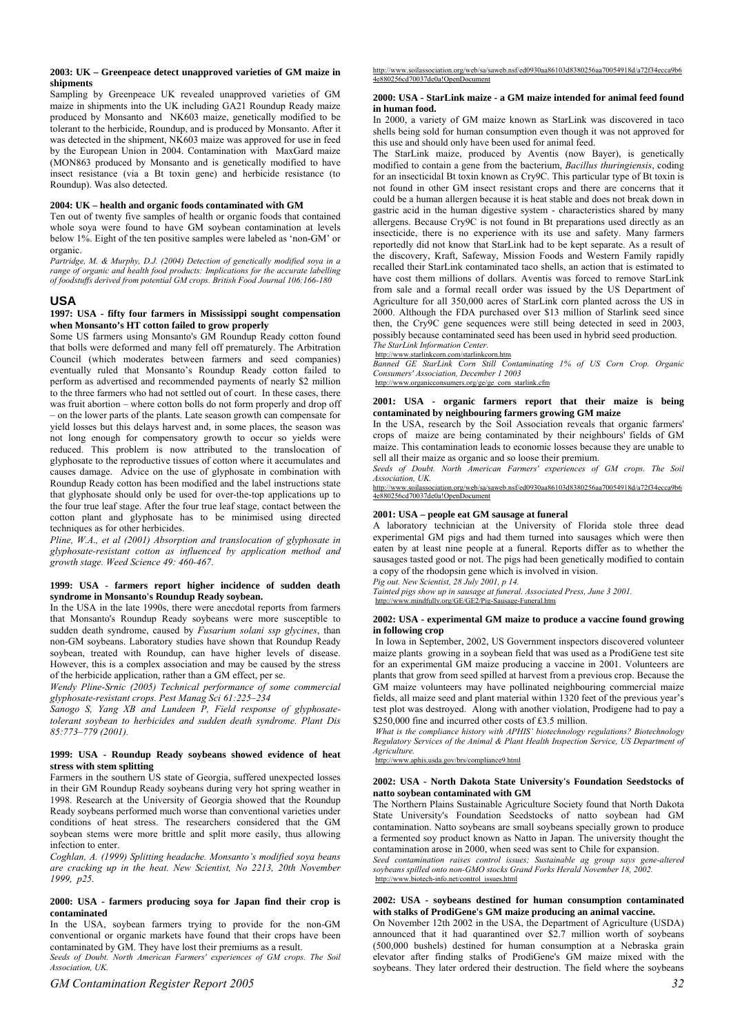**2003: UK – Greenpeace detect unapproved varieties of GM maize in shipments**

Sampling by Greenpeace UK revealed unapproved varieties of GM maize in shipments into the UK including GA21 Roundup Ready maize produced by Monsanto and NK603 maize, genetically modified to be tolerant to the herbicide, Roundup, and is produced by Monsanto. After it was detected in the shipment, NK603 maize was approved for use in feed by the European Union in 2004. Contamination with MaxGard maize (MON863 produced by Monsanto and is genetically modified to have insect resistance (via a Bt toxin gene) and herbicide resistance (to Roundup). Was also detected.

**2004: UK – health and organic foods contaminated with GM**

Ten out of twenty five samples of health or organic foods that contained whole soya were found to have GM soybean contamination at levels below 1%. Eight of the ten positive samples were labeled as 'non-GM' or organic.

*Partridge, M. & Murphy, D.J. (2004) Detection of genetically modified soya in a range of organic and health food products: Implications for the accurate labelling of foodstuffs derived from potential GM crops. British Food Journal 106:166-180*

## USA

**1997: USA - fifty four farmers in Mississippi sought compensation when Monsanto's HT cotton failed to grow properly**

Some US farmers using Monsanto's GM Roundup Ready cotton found that bolls were deformed and many fell off prematurely. The Arbitration Council (which moderates between farmers and seed companies) eventually ruled that Monsanto's Roundup Ready cotton failed to perform as advertised and recommended payments of nearly $2 million to the three farmers who had not settled out of court. In these cases, there was fruit abortion – where cotton bolls do not form properly and drop off – on the lower parts of the plants. Late season growth can compensate for yield losses but this delays harvest and, in some places, the season was not long enough for compensatory growth to occur so yields were reduced. This problem is now attributed to the translocation of glyphosate to the reproductive tissues of cotton where it accumulates and causes damage. Advice on the use of glyphosate in combination with Roundup Ready cotton has been modified and the label instructions state that glyphosate should only be used for over-the-top applications up to the four true leaf stage. After the four true leaf stage, contact between the cotton plant and glyphosate has to be minimised using directed techniques as for other herbicides.

*Pline, W.A., et al (2001) Absorption and translocation of glyphosate in glyphosate-resistant cotton as influenced by application method and growth stage. Weed Science 49: 460-467.*

**1999: USA - farmers report higher incidence of sudden death syndrome in Monsanto's Roundup Ready soybean.**

In the USA in the late 1990s, there were anecdotal reports from farmers that Monsanto's Roundup Ready soybeans were more susceptible to sudden death syndrome, caused by *Fusarium solani ssp glycines*, than non-GM soybeans. Laboratory studies have shown that Roundup Ready soybean, treated with Roundup, can have higher levels of disease. However, this is a complex association and may be caused by the stress of the herbicide application, rather than a GM effect, per se.

*Wendy Pline-Srnic (2005) Technical performance of some commercial glyphosate-resistant crops. Pest Manag Sci 61:225–234*

*Sanogo S, Yang XB and Lundeen P, Field response of glyphosate-tolerant soybean to herbicides and sudden death syndrome. Plant Dis 85:773–779 (2001).*

**1999: USA - Roundup Ready soybeans showed evidence of heat stress with stem splitting**

Farmers in the southern US state of Georgia, suffered unexpected losses in their GM Roundup Ready soybeans during very hot spring weather in 1998. Research at the University of Georgia showed that the Roundup Ready soybeans performed much worse than conventional varieties under conditions of heat stress. The researchers considered that the GM soybean stems were more brittle and split more easily, thus allowing infection to enter.

*Coghlan, A. (1999) Splitting headache. Monsanto's modified soya beans are cracking up in the heat. New Scientist, No 2213, 20th November 1999, p25.*

**2000: USA - farmers producing soya for Japan find their crop is contaminated**

In the USA, soybean farmers trying to provide for the non-GM conventional or organic markets have found that their crops have been contaminated by GM. They have lost their premiums as a result.

*Seeds of Doubt. North American Farmers' experiences of GM crops. The Soil Association, UK.*

http://www.soilassociation.org/web/sa/saweb.nsf/ed0930aa86103d8380256aa70054918d/a72f34ecca9b64e880256cd70037de0a!OpenDocument

**2000: USA - StarLink maize - a GM maize intended for animal feed found in human food.**

In 2000, a variety of GM maize known as StarLink was discovered in taco shells being sold for human consumption even though it was not approved for this use and should only have been used for animal feed.

The StarLink maize, produced by Aventis (now Bayer), is genetically modified to contain a gene from the bacterium, *Bacillus thuringiensis*, coding for an insecticidal Bt toxin known as Cry9C. This particular type of Bt toxin is not found in other GM insect resistant crops and there are concerns that it could be a human allergen because it is heat stable and does not break down in gastric acid in the human digestive system - characteristics shared by many allergens. Because Cry9C is not found in Bt preparations used directly as an insecticide, there is no experience with its use and safety. Many farmers reportedly did not know that StarLink had to be kept separate. As a result of the discovery, Kraft, Safeway, Mission Foods and Western Family rapidly recalled their StarLink contaminated taco shells, an action that is estimated to have cost them millions of dollars. Aventis was forced to remove StarLink from sale and a formal recall order was issued by the US Department of Agriculture for all 350,000 acres of StarLink corn planted across the US in 2000. Although the FDA purchased over $13 million of Starlink seed since then, the Cry9C gene sequences were still being detected in seed in 2003, possibly because contaminated seed has been used in hybrid seed production.

*The StarLink Information Center.*
http://www.starlinkcorn.com/starlinkcorn.htm

*Banned GE StarLink Corn Still Contaminating 1% of US Corn Crop. Organic Consumers' Association, December 1 2003*
http://www.organicconsumers.org/ge/ge_corn_starlink.cfm

**2001: USA - organic farmers report that their maize is being contaminated by neighbouring farmers growing GM maize**

In the USA, research by the Soil Association reveals that organic farmers' crops of maize are being contaminated by their neighbours' fields of GM maize. This contamination leads to economic losses because they are unable to sell all their maize as organic and so loose their premium.

*Seeds of Doubt. North American Farmers' experiences of GM crops. The Soil Association, UK.*
http://www.soilassociation.org/web/sa/saweb.nsf/ed0930aa86103d8380256aa70054918d/a72f34ecca9b64e880256cd70037de0a!OpenDocument

**2001: USA – people eat GM sausage at funeral**

A laboratory technician at the University of Florida stole three dead experimental GM pigs and had them turned into sausages which were then eaten by at least nine people at a funeral. Reports differ as to whether the sausages tasted good or not. The pigs had been genetically modified to contain a copy of the rhodopsin gene which is involved in vision.

*Pig out. New Scientist, 28 July 2001, p 14.*

*Tainted pigs show up in sausage at funeral. Associated Press, June 3 2001.*
http://www.mindfully.org/GE/GE2/Pig-Sausage-Funeral.htm

**2002: USA - experimental GM maize to produce a vaccine found growing in following crop**

In Iowa in September, 2002, US Government inspectors discovered volunteer maize plants growing in a soybean field that was used as a ProdiGene test site for an experimental GM maize producing a vaccine in 2001. Volunteers are plants that grow from seed spilled at harvest from a previous crop. Because the GM maize volunteers may have pollinated neighbouring commercial maize fields, all maize seed and plant material within 1320 feet of the previous year's test plot was destroyed. Along with another violation, Prodigene had to pay a $250,000 fine and incurred other costs of £3.5 million.

*What is the compliance history with APHIS' biotechnology regulations? Biotechnology Regulatory Services of the Animal & Plant Health Inspection Service, US Department of Agriculture.*
http://www.aphis.usda.gov/brs/compliance9.html

**2002: USA - North Dakota State University's Foundation Seedstocks of natto soybean contaminated with GM**

The Northern Plains Sustainable Agriculture Society found that North Dakota State University's Foundation Seedstocks of natto soybean had GM contamination. Natto soybeans are small soybeans specially grown to produce a fermented soy product known as Natto in Japan. The university thought the contamination arose in 2000, when seed was sent to Chile for expansion.

*Seed contamination raises control issues; Sustainable ag group says gene-altered soybeans spilled onto non-GMO stocks Grand Forks Herald November 18, 2002.*
http://www.biotech-info.net/control_issues.html

**2002: USA - soybeans destined for human consumption contaminated with stalks of ProdiGene's GM maize producing an animal vaccine.**

On November 12th 2002 in the USA, the Department of Agriculture (USDA) announced that it had quarantined over $2.7 million worth of soybeans (500,000 bushels) destined for human consumption at a Nebraska grain elevator after finding stalks of ProdiGene's GM maize mixed with the soybeans. They later ordered their destruction. The field where the soybeans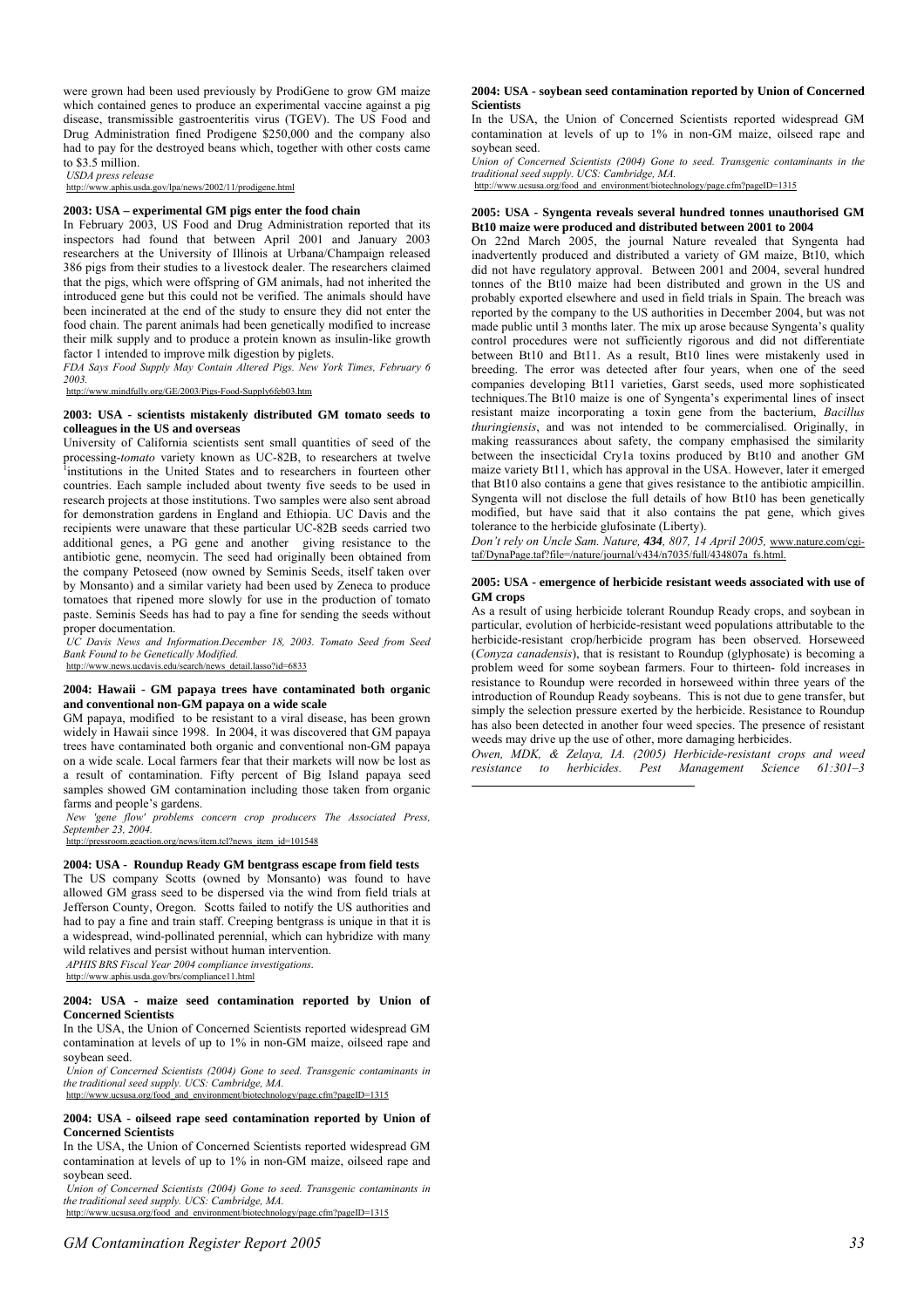were grown had been used previously by ProdiGene to grow GM maize which contained genes to produce an experimental vaccine against a pig disease, transmissible gastroenteritis virus (TGEV). The US Food and Drug Administration fined Prodigene $250,000 and the company also had to pay for the destroyed beans which, together with other costs came to $3.5 million.

*USDA press release*
http://www.aphis.usda.gov/lpa/news/2002/11/prodigene.html

### 2003: USA – experimental GM pigs enter the food chain

In February 2003, US Food and Drug Administration reported that its inspectors had found that between April 2001 and January 2003 researchers at the University of Illinois at Urbana/Champaign released 386 pigs from their studies to a livestock dealer. The researchers claimed that the pigs, which were offspring of GM animals, had not inherited the introduced gene but this could not be verified. The animals should have been incinerated at the end of the study to ensure they did not enter the food chain. The parent animals had been genetically modified to increase their milk supply and to produce a protein known as insulin-like growth factor 1 intended to improve milk digestion by piglets.

*FDA Says Food Supply May Contain Altered Pigs. New York Times, February 6 2003.*
http://www.mindfully.org/GE/2003/Pigs-Food-Supply6feb03.htm

### 2003: USA - scientists mistakenly distributed GM tomato seeds to colleagues in the US and overseas

University of California scientists sent small quantities of seed of the processing-*tomato* variety known as UC-82B, to researchers at twelve [1]institutions in the United States and to researchers in fourteen other countries. Each sample included about twenty five seeds to be used in research projects at those institutions. Two samples were also sent abroad for demonstration gardens in England and Ethiopia. UC Davis and the recipients were unaware that these particular UC-82B seeds carried two additional genes, a PG gene and another giving resistance to the antibiotic gene, neomycin. The seed had originally been obtained from the company Petoseed (now owned by Seminis Seeds, itself taken over by Monsanto) and a similar variety had been used by Zeneca to produce tomatoes that ripened more slowly for use in the production of tomato paste. Seminis Seeds has had to pay a fine for sending the seeds without proper documentation.

*UC Davis News and Information.December 18, 2003. Tomato Seed from Seed Bank Found to be Genetically Modified.*
http://www.news.ucdavis.edu/search/news_detail.lasso?id=6833

### 2004: Hawaii - GM papaya trees have contaminated both organic and conventional non-GM papaya on a wide scale

GM papaya, modified to be resistant to a viral disease, has been grown widely in Hawaii since 1998. In 2004, it was discovered that GM papaya trees have contaminated both organic and conventional non-GM papaya on a wide scale. Local farmers fear that their markets will now be lost as a result of contamination. Fifty percent of Big Island papaya seed samples showed GM contamination including those taken from organic farms and people's gardens.

*New 'gene flow' problems concern crop producers The Associated Press, September 23, 2004.*
http://pressroom.geaction.org/news/item.tcl?news_item_id=101548

### 2004: USA - Roundup Ready GM bentgrass escape from field tests

The US company Scotts (owned by Monsanto) was found to have allowed GM grass seed to be dispersed via the wind from field trials at Jefferson County, Oregon. Scotts failed to notify the US authorities and had to pay a fine and train staff. Creeping bentgrass is unique in that it is a widespread, wind-pollinated perennial, which can hybridize with many wild relatives and persist without human intervention.

*APHIS BRS Fiscal Year 2004 compliance investigations.*
http://www.aphis.usda.gov/brs/compliance11.html

### 2004: USA - maize seed contamination reported by Union of Concerned Scientists

In the USA, the Union of Concerned Scientists reported widespread GM contamination at levels of up to 1% in non-GM maize, oilseed rape and soybean seed.

*Union of Concerned Scientists (2004) Gone to seed. Transgenic contaminants in the traditional seed supply. UCS: Cambridge, MA.*
http://www.ucsusa.org/food_and_environment/biotechnology/page.cfm?pageID=1315

### 2004: USA - oilseed rape seed contamination reported by Union of Concerned Scientists

In the USA, the Union of Concerned Scientists reported widespread GM contamination at levels of up to 1% in non-GM maize, oilseed rape and soybean seed.

*Union of Concerned Scientists (2004) Gone to seed. Transgenic contaminants in the traditional seed supply. UCS: Cambridge, MA.*
http://www.ucsusa.org/food_and_environment/biotechnology/page.cfm?pageID=1315

### 2004: USA - soybean seed contamination reported by Union of Concerned Scientists

In the USA, the Union of Concerned Scientists reported widespread GM contamination at levels of up to 1% in non-GM maize, oilseed rape and soybean seed.

*Union of Concerned Scientists (2004) Gone to seed. Transgenic contaminants in the traditional seed supply. UCS: Cambridge, MA.*
http://www.ucsusa.org/food_and_environment/biotechnology/page.cfm?pageID=1315

### 2005: USA - Syngenta reveals several hundred tonnes unauthorised GM Bt10 maize were produced and distributed between 2001 to 2004

On 22nd March 2005, the journal Nature revealed that Syngenta had inadvertently produced and distributed a variety of GM maize, Bt10, which did not have regulatory approval. Between 2001 and 2004, several hundred tonnes of the Bt10 maize had been distributed and grown in the US and probably exported elsewhere and used in field trials in Spain. The breach was reported by the company to the US authorities in December 2004, but was not made public until 3 months later. The mix up arose because Syngenta's quality control procedures were not sufficiently rigorous and did not differentiate between Bt10 and Bt11. As a result, Bt10 lines were mistakenly used in breeding. The error was detected after four years, when one of the seed companies developing Bt11 varieties, Garst seeds, used more sophisticated techniques.The Bt10 maize is one of Syngenta's experimental lines of insect resistant maize incorporating a toxin gene from the bacterium, *Bacillus thuringiensis*, and was not intended to be commercialised. Originally, in making reassurances about safety, the company emphasised the similarity between the insecticidal Cry1a toxins produced by Bt10 and another GM maize variety Bt11, which has approval in the USA. However, later it emerged that Bt10 also contains a gene that gives resistance to the antibiotic ampicillin. Syngenta will not disclose the full details of how Bt10 has been genetically modified, but have said that it also contains the pat gene, which gives tolerance to the herbicide glufosinate (Liberty).

*Don't rely on Uncle Sam. Nature, **434**, 807, 14 April 2005,* www.nature.com/cgi-taf/DynaPage.taf?file=/nature/journal/v434/n7035/full/434807a_fs.html.

### 2005: USA - emergence of herbicide resistant weeds associated with use of GM crops

As a result of using herbicide tolerant Roundup Ready crops, and soybean in particular, evolution of herbicide-resistant weed populations attributable to the herbicide-resistant crop/herbicide program has been observed. Horseweed (*Conyza canadensis*), that is resistant to Roundup (glyphosate) is becoming a problem weed for some soybean farmers. Four to thirteen- fold increases in resistance to Roundup were recorded in horseweed within three years of the introduction of Roundup Ready soybeans. This is not due to gene transfer, but simply the selection pressure exerted by the herbicide. Resistance to Roundup has also been detected in another four weed species. The presence of resistant weeds may drive up the use of other, more damaging herbicides.

*Owen, MDK, & Zelaya, IA. (2005) Herbicide-resistant crops and weed resistance to herbicides. Pest Management Science 61:301–3*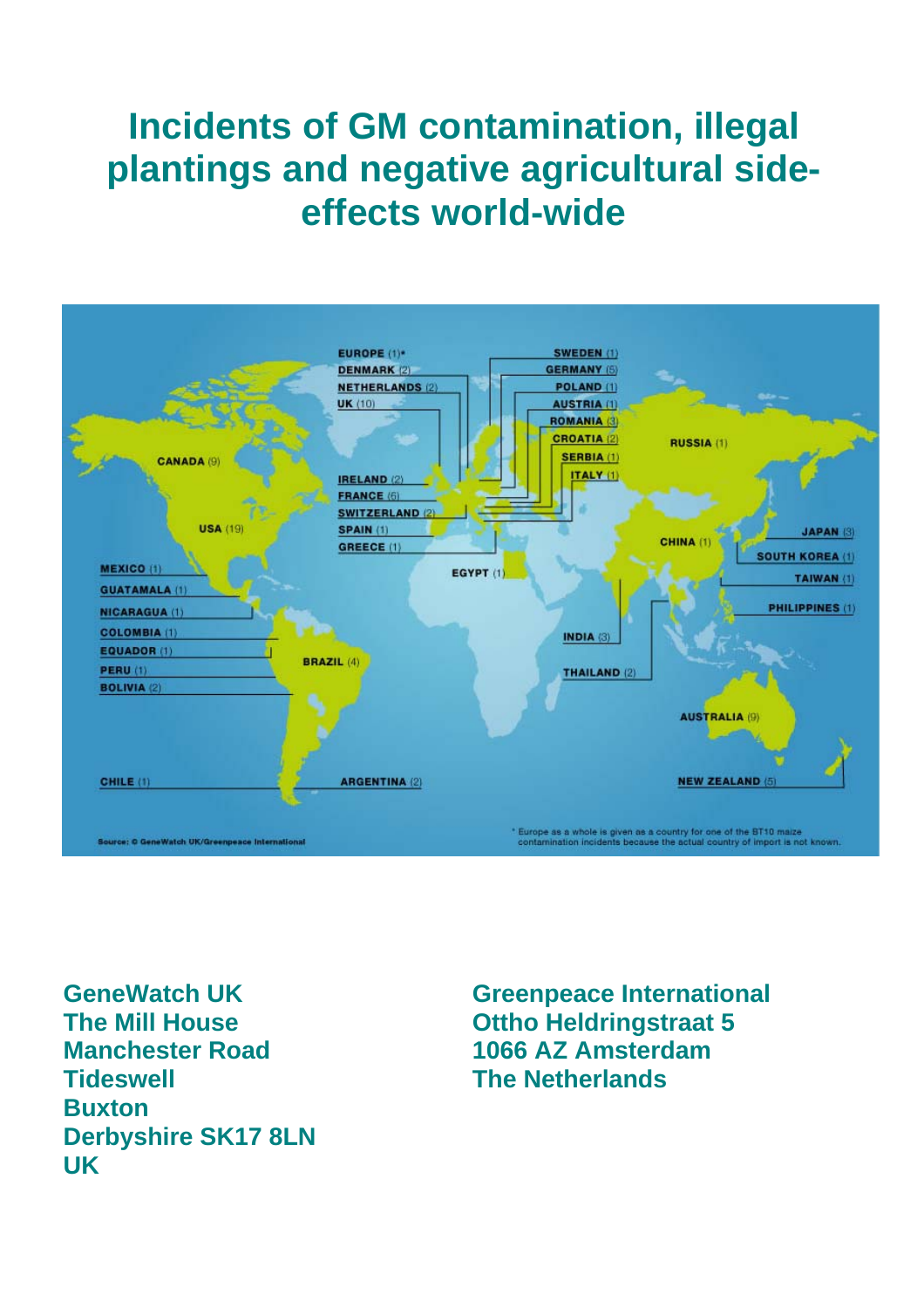# Incidents of GM contamination, illegal plantings and negative agricultural side-effects world-wide

EUROPE (1)*
DENMARK (2)
NETHERLANDS (2)
UK (10)
IRELAND (2)
FRANCE (6)
SWITZERLAND (2)
SPAIN (1)
GREECE (1)
SWEDEN (1)
GERMANY (5)
POLAND (1)
AUSTRIA (1)
ROMANIA (3)
CROATIA (2)
SERBIA (1)
ITALY (1)
RUSSIA (1)
CANADA (9)
USA (19)
MEXICO (1)
GUATAMALA (1)
NICARAGUA (1)
COLOMBIA (1)
EQUADOR (1)
PERU (1)
BOLIVIA (2)
BRAZIL (4)
CHILE (1)
ARGENTINA (2)
EGYPT (1)
INDIA (3)
THAILAND (2)
CHINA (1)
JAPAN (3)
SOUTH KOREA (1)
TAIWAN (1)
PHILIPPINES (1)
AUSTRALIA (9)
NEW ZEALAND (5)

Source: © GeneWatch UK/Greenpeace International

* Europe as a whole is given as a country for one of the BT10 maize contamination incidents because the actual country of import is not known.

**GeneWatch UK**
**The Mill House**
**Manchester Road**
**Tideswell**
**Buxton**
**Derbyshire SK17 8LN**
**UK**

**Greenpeace International**
**Ottho Heldringstraat 5**
**1066 AZ Amsterdam**
**The Netherlands**